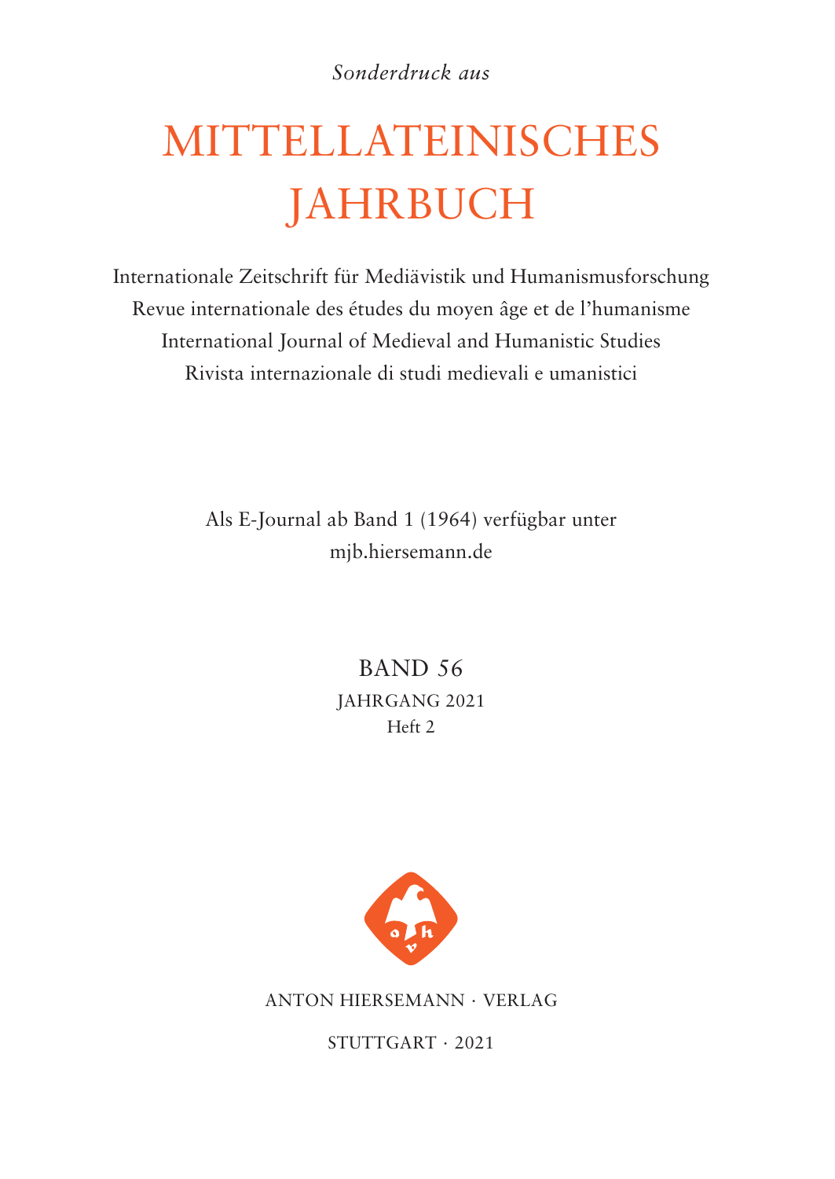*Sonderdruck aus*

# MITTELLATEINISCHES JAHRBUCH

Internationale Zeitschrift für Mediävistik und Humanismusforschung
Revue internationale des études du moyen âge et de l'humanisme
International Journal of Medieval and Humanistic Studies
Rivista internazionale di studi medievali e umanistici

Als E-Journal ab Band 1 (1964) verfügbar unter
mjb.hiersemann.de

BAND 56
JAHRGANG 2021
Heft 2

ANTON HIERSEMANN · VERLAG

STUTTGART · 2021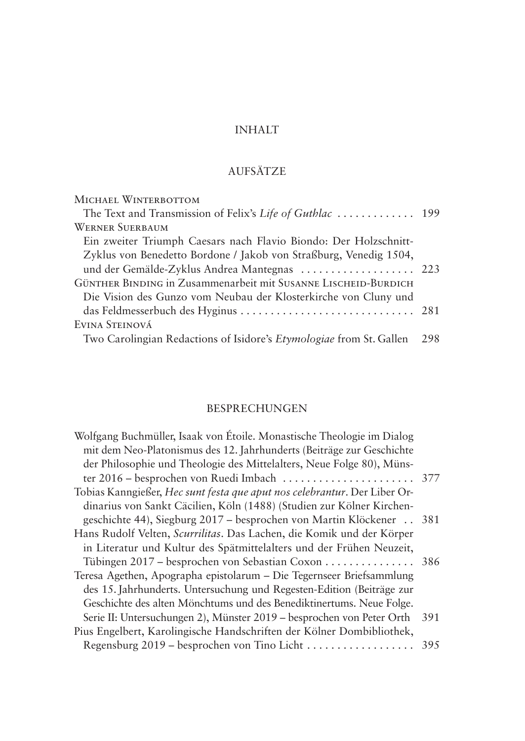# INHALT

## AUFSÄTZE

MICHAEL WINTERBOTTOM
The Text and Transmission of Felix's *Life of Guthlac* ............. 199

WERNER SUERBAUM
Ein zweiter Triumph Caesars nach Flavio Biondo: Der Holzschnitt-Zyklus von Benedetto Bordone / Jakob von Straßburg, Venedig 1504, und der Gemälde-Zyklus Andrea Mantegnas ................... 223

GÜNTHER BINDING in Zusammenarbeit mit SUSANNE LISCHEID-BURDICH
Die Vision des Gunzo vom Neubau der Klosterkirche von Cluny und das Feldmesserbuch des Hyginus ............................. 281

EVINA STEINOVÁ
Two Carolingian Redactions of Isidore's *Etymologiae* from St. Gallen 298

## BESPRECHUNGEN

Wolfgang Buchmüller, Isaak von Étoile. Monastische Theologie im Dialog mit dem Neo-Platonismus des 12. Jahrhunderts (Beiträge zur Geschichte der Philosophie und Theologie des Mittelalters, Neue Folge 80), Münster 2016 – besprochen von Ruedi Imbach ...................... 377

Tobias Kanngießer, *Hec sunt festa que aput nos celebrantur*. Der Liber Ordinarius von Sankt Cäcilien, Köln (1488) (Studien zur Kölner Kirchengeschichte 44), Siegburg 2017 – besprochen von Martin Klöckener .. 381

Hans Rudolf Velten, *Scurrilitas*. Das Lachen, die Komik und der Körper in Literatur und Kultur des Spätmittelalters und der Frühen Neuzeit, Tübingen 2017 – besprochen von Sebastian Coxon ............... 386

Teresa Agethen, Apographa epistolarum – Die Tegernseer Briefsammlung des 15. Jahrhunderts. Untersuchung und Regesten-Edition (Beiträge zur Geschichte des alten Mönchtums und des Benediktinertums. Neue Folge. Serie II: Untersuchungen 2), Münster 2019 – besprochen von Peter Orth 391

Pius Engelbert, Karolingische Handschriften der Kölner Dombibliothek, Regensburg 2019 – besprochen von Tino Licht .................. 395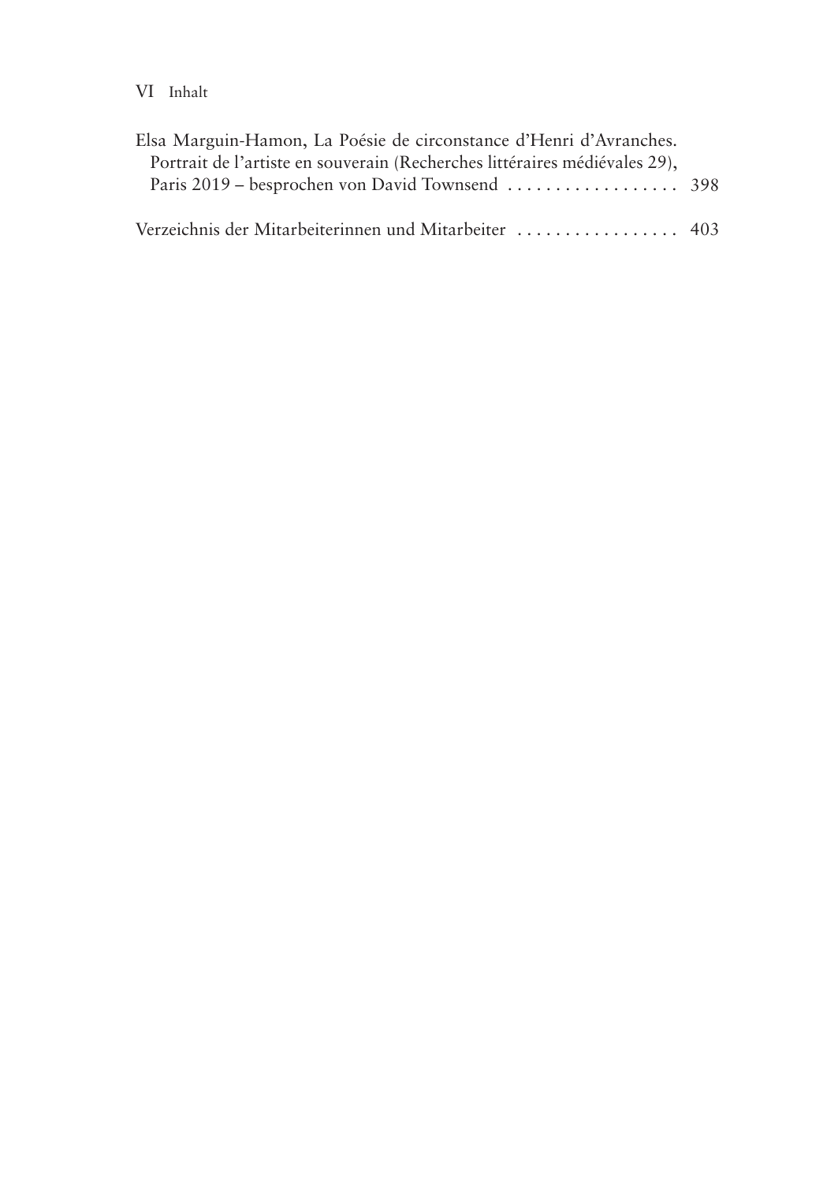Elsa Marguin-Hamon, La Poésie de circonstance d'Henri d'Avranches. Portrait de l'artiste en souverain (Recherches littéraires médiévales 29), Paris 2019 – besprochen von David Townsend . . . . . . . . . . . . . . . . . . 398

Verzeichnis der Mitarbeiterinnen und Mitarbeiter . . . . . . . . . . . . . . . . . 403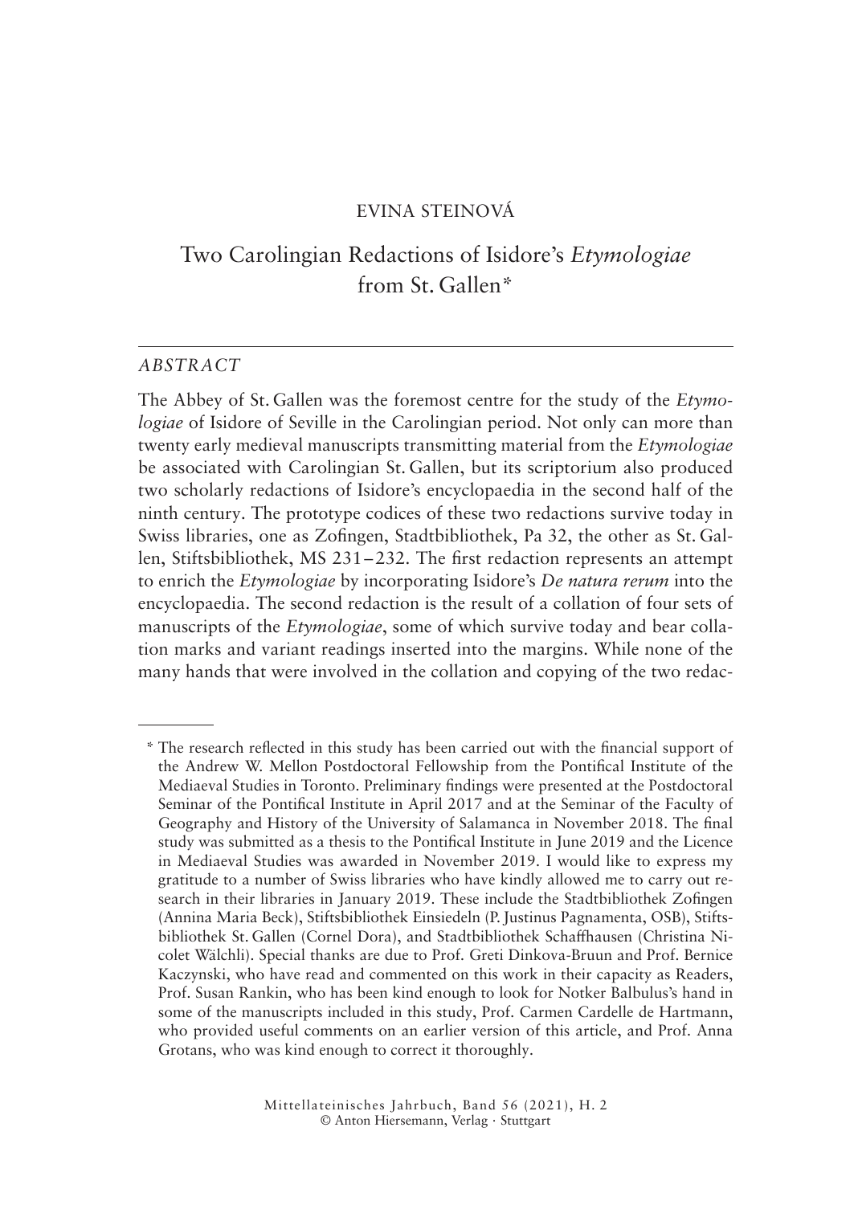EVINA STEINOVÁ

# Two Carolingian Redactions of Isidore's *Etymologiae* from St. Gallen*

## *ABSTRACT*

The Abbey of St. Gallen was the foremost centre for the study of the *Etymologiae* of Isidore of Seville in the Carolingian period. Not only can more than twenty early medieval manuscripts transmitting material from the *Etymologiae* be associated with Carolingian St. Gallen, but its scriptorium also produced two scholarly redactions of Isidore's encyclopaedia in the second half of the ninth century. The prototype codices of these two redactions survive today in Swiss libraries, one as Zofingen, Stadtbibliothek, Pa 32, the other as St. Gallen, Stiftsbibliothek, MS 231–232. The first redaction represents an attempt to enrich the *Etymologiae* by incorporating Isidore's *De natura rerum* into the encyclopaedia. The second redaction is the result of a collation of four sets of manuscripts of the *Etymologiae*, some of which survive today and bear collation marks and variant readings inserted into the margins. While none of the many hands that were involved in the collation and copying of the two redac-

---

* The research reflected in this study has been carried out with the financial support of the Andrew W. Mellon Postdoctoral Fellowship from the Pontifical Institute of the Mediaeval Studies in Toronto. Preliminary findings were presented at the Postdoctoral Seminar of the Pontifical Institute in April 2017 and at the Seminar of the Faculty of Geography and History of the University of Salamanca in November 2018. The final study was submitted as a thesis to the Pontifical Institute in June 2019 and the Licence in Mediaeval Studies was awarded in November 2019. I would like to express my gratitude to a number of Swiss libraries who have kindly allowed me to carry out research in their libraries in January 2019. These include the Stadtbibliothek Zofingen (Annina Maria Beck), Stiftsbibliothek Einsiedeln (P. Justinus Pagnamenta, OSB), Stiftsbibliothek St. Gallen (Cornel Dora), and Stadtbibliothek Schaffhausen (Christina Nicolet Wälchli). Special thanks are due to Prof. Greti Dinkova-Bruun and Prof. Bernice Kaczynski, who have read and commented on this work in their capacity as Readers, Prof. Susan Rankin, who has been kind enough to look for Notker Balbulus's hand in some of the manuscripts included in this study, Prof. Carmen Cardelle de Hartmann, who provided useful comments on an earlier version of this article, and Prof. Anna Grotans, who was kind enough to correct it thoroughly.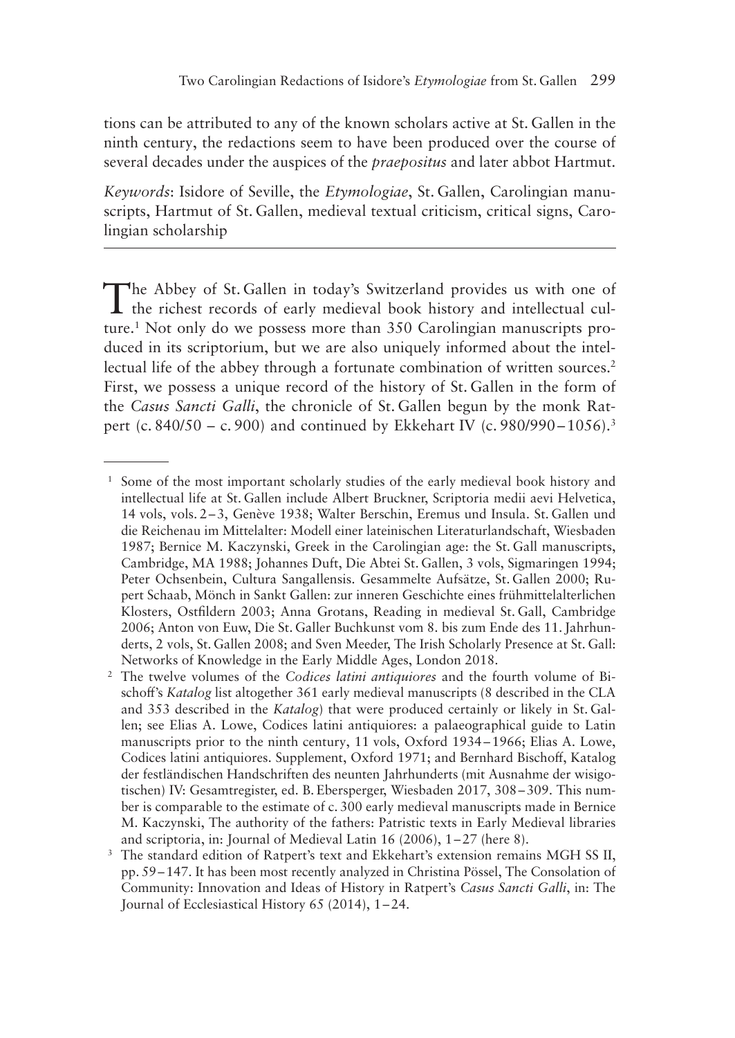tions can be attributed to any of the known scholars active at St. Gallen in the ninth century, the redactions seem to have been produced over the course of several decades under the auspices of the *praepositus* and later abbot Hartmut.

*Keywords*: Isidore of Seville, the *Etymologiae*, St. Gallen, Carolingian manuscripts, Hartmut of St. Gallen, medieval textual criticism, critical signs, Carolingian scholarship

---

The Abbey of St. Gallen in today's Switzerland provides us with one of the richest records of early medieval book history and intellectual culture.[1] Not only do we possess more than 350 Carolingian manuscripts produced in its scriptorium, but we are also uniquely informed about the intellectual life of the abbey through a fortunate combination of written sources.[2] First, we possess a unique record of the history of St. Gallen in the form of the *Casus Sancti Galli*, the chronicle of St. Gallen begun by the monk Ratpert (c. 840/50 – c. 900) and continued by Ekkehart IV (c. 980/990 – 1056).[3]

---

[1] Some of the most important scholarly studies of the early medieval book history and intellectual life at St. Gallen include Albert Bruckner, Scriptoria medii aevi Helvetica, 14 vols, vols. 2 – 3, Genève 1938; Walter Berschin, Eremus und Insula. St. Gallen und die Reichenau im Mittelalter: Modell einer lateinischen Literaturlandschaft, Wiesbaden 1987; Bernice M. Kaczynski, Greek in the Carolingian age: the St. Gall manuscripts, Cambridge, MA 1988; Johannes Duft, Die Abtei St. Gallen, 3 vols, Sigmaringen 1994; Peter Ochsenbein, Cultura Sangallensis. Gesammelte Aufsätze, St. Gallen 2000; Rupert Schaab, Mönch in Sankt Gallen: zur inneren Geschichte eines frühmittelalterlichen Klosters, Ostfildern 2003; Anna Grotans, Reading in medieval St. Gall, Cambridge 2006; Anton von Euw, Die St. Galler Buchkunst vom 8. bis zum Ende des 11. Jahrhunderts, 2 vols, St. Gallen 2008; and Sven Meeder, The Irish Scholarly Presence at St. Gall: Networks of Knowledge in the Early Middle Ages, London 2018.

[2] The twelve volumes of the *Codices latini antiquiores* and the fourth volume of Bischoff's *Katalog* list altogether 361 early medieval manuscripts (8 described in the CLA and 353 described in the *Katalog*) that were produced certainly or likely in St. Gallen; see Elias A. Lowe, Codices latini antiquiores: a palaeographical guide to Latin manuscripts prior to the ninth century, 11 vols, Oxford 1934 – 1966; Elias A. Lowe, Codices latini antiquiores. Supplement, Oxford 1971; and Bernhard Bischoff, Katalog der festländischen Handschriften des neunten Jahrhunderts (mit Ausnahme der wisigotischen) IV: Gesamtregister, ed. B. Ebersperger, Wiesbaden 2017, 308 – 309. This number is comparable to the estimate of c. 300 early medieval manuscripts made in Bernice M. Kaczynski, The authority of the fathers: Patristic texts in Early Medieval libraries and scriptoria, in: Journal of Medieval Latin 16 (2006), 1 – 27 (here 8).

[3] The standard edition of Ratpert's text and Ekkehart's extension remains MGH SS II, pp. 59 – 147. It has been most recently analyzed in Christina Pössel, The Consolation of Community: Innovation and Ideas of History in Ratpert's *Casus Sancti Galli*, in: The Journal of Ecclesiastical History 65 (2014), 1 – 24.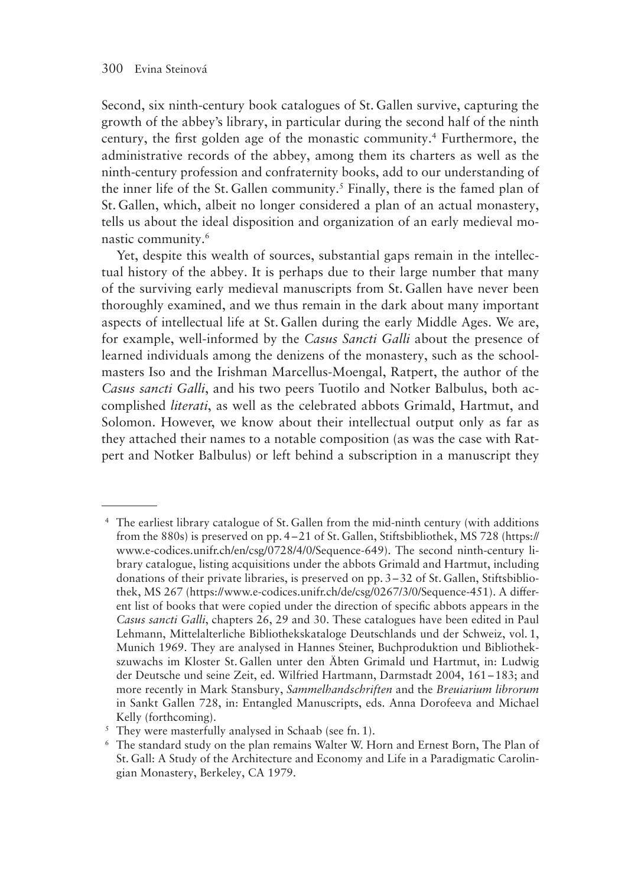Second, six ninth-century book catalogues of St. Gallen survive, capturing the growth of the abbey's library, in particular during the second half of the ninth century, the first golden age of the monastic community.[4] Furthermore, the administrative records of the abbey, among them its charters as well as the ninth-century profession and confraternity books, add to our understanding of the inner life of the St. Gallen community.[5] Finally, there is the famed plan of St. Gallen, which, albeit no longer considered a plan of an actual monastery, tells us about the ideal disposition and organization of an early medieval monastic community.[6]

Yet, despite this wealth of sources, substantial gaps remain in the intellectual history of the abbey. It is perhaps due to their large number that many of the surviving early medieval manuscripts from St. Gallen have never been thoroughly examined, and we thus remain in the dark about many important aspects of intellectual life at St. Gallen during the early Middle Ages. We are, for example, well-informed by the *Casus Sancti Galli* about the presence of learned individuals among the denizens of the monastery, such as the schoolmasters Iso and the Irishman Marcellus-Moengal, Ratpert, the author of the *Casus sancti Galli*, and his two peers Tuotilo and Notker Balbulus, both accomplished *literati*, as well as the celebrated abbots Grimald, Hartmut, and Solomon. However, we know about their intellectual output only as far as they attached their names to a notable composition (as was the case with Ratpert and Notker Balbulus) or left behind a subscription in a manuscript they

---

[4] The earliest library catalogue of St. Gallen from the mid-ninth century (with additions from the 880s) is preserved on pp. 4–21 of St. Gallen, Stiftsbibliothek, MS 728 (https://www.e-codices.unifr.ch/en/csg/0728/4/0/Sequence-649). The second ninth-century library catalogue, listing acquisitions under the abbots Grimald and Hartmut, including donations of their private libraries, is preserved on pp. 3–32 of St. Gallen, Stiftsbibliothek, MS 267 (https://www.e-codices.unifr.ch/de/csg/0267/3/0/Sequence-451). A different list of books that were copied under the direction of specific abbots appears in the *Casus sancti Galli*, chapters 26, 29 and 30. These catalogues have been edited in Paul Lehmann, Mittelalterliche Bibliothekskataloge Deutschlands und der Schweiz, vol. 1, Munich 1969. They are analysed in Hannes Steiner, Buchproduktion und Bibliothekszuwachs im Kloster St. Gallen unter den Äbten Grimald und Hartmut, in: Ludwig der Deutsche und seine Zeit, ed. Wilfried Hartmann, Darmstadt 2004, 161–183; and more recently in Mark Stansbury, *Sammelhandschriften* and the *Breuiarium librorum* in Sankt Gallen 728, in: Entangled Manuscripts, eds. Anna Dorofeeva and Michael Kelly (forthcoming).

[5] They were masterfully analysed in Schaab (see fn. 1).

[6] The standard study on the plan remains Walter W. Horn and Ernest Born, The Plan of St. Gall: A Study of the Architecture and Economy and Life in a Paradigmatic Carolingian Monastery, Berkeley, CA 1979.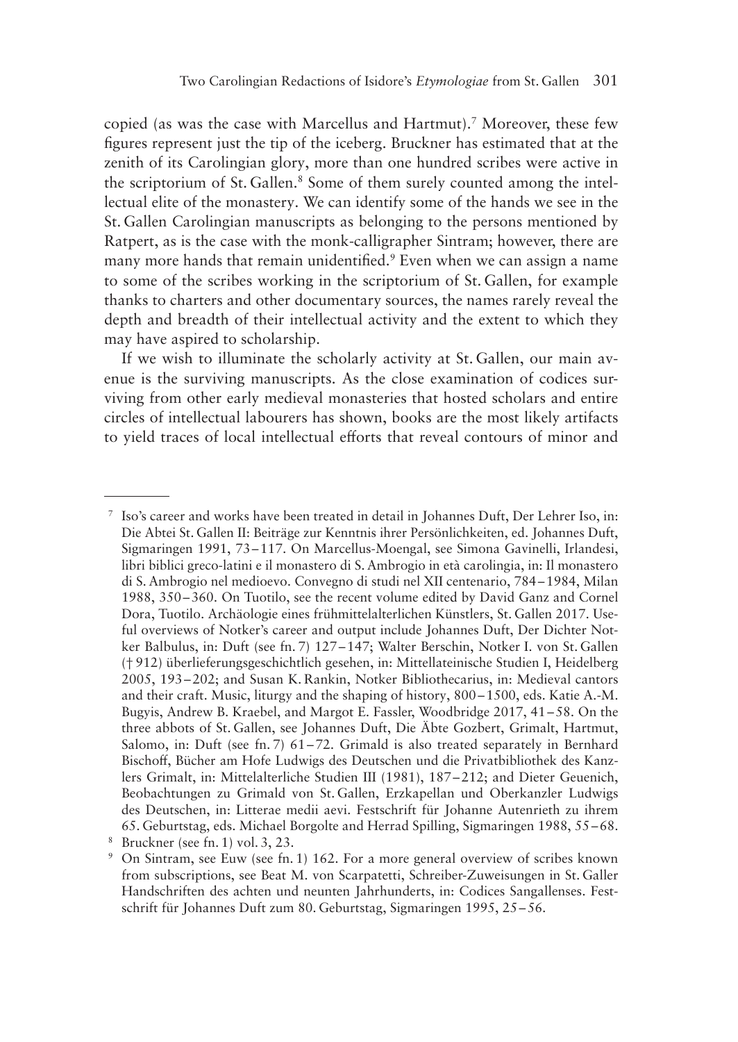copied (as was the case with Marcellus and Hartmut).[7] Moreover, these few figures represent just the tip of the iceberg. Bruckner has estimated that at the zenith of its Carolingian glory, more than one hundred scribes were active in the scriptorium of St. Gallen.[8] Some of them surely counted among the intellectual elite of the monastery. We can identify some of the hands we see in the St. Gallen Carolingian manuscripts as belonging to the persons mentioned by Ratpert, as is the case with the monk-calligrapher Sintram; however, there are many more hands that remain unidentified.[9] Even when we can assign a name to some of the scribes working in the scriptorium of St. Gallen, for example thanks to charters and other documentary sources, the names rarely reveal the depth and breadth of their intellectual activity and the extent to which they may have aspired to scholarship.

If we wish to illuminate the scholarly activity at St. Gallen, our main avenue is the surviving manuscripts. As the close examination of codices surviving from other early medieval monasteries that hosted scholars and entire circles of intellectual labourers has shown, books are the most likely artifacts to yield traces of local intellectual efforts that reveal contours of minor and

---

[7] Iso's career and works have been treated in detail in Johannes Duft, Der Lehrer Iso, in: Die Abtei St. Gallen II: Beiträge zur Kenntnis ihrer Persönlichkeiten, ed. Johannes Duft, Sigmaringen 1991, 73–117. On Marcellus-Moengal, see Simona Gavinelli, Irlandesi, libri biblici greco-latini e il monastero di S. Ambrogio in età carolingia, in: Il monastero di S. Ambrogio nel medioevo. Convegno di studi nel XII centenario, 784–1984, Milan 1988, 350–360. On Tuotilo, see the recent volume edited by David Ganz and Cornel Dora, Tuotilo. Archäologie eines frühmittelalterlichen Künstlers, St. Gallen 2017. Useful overviews of Notker's career and output include Johannes Duft, Der Dichter Notker Balbulus, in: Duft (see fn. 7) 127–147; Walter Berschin, Notker I. von St. Gallen (†912) überlieferungsgeschichtlich gesehen, in: Mittellateinische Studien I, Heidelberg 2005, 193–202; and Susan K. Rankin, Notker Bibliothecarius, in: Medieval cantors and their craft. Music, liturgy and the shaping of history, 800–1500, eds. Katie A.-M. Bugyis, Andrew B. Kraebel, and Margot E. Fassler, Woodbridge 2017, 41–58. On the three abbots of St. Gallen, see Johannes Duft, Die Äbte Gozbert, Grimalt, Hartmut, Salomo, in: Duft (see fn. 7) 61–72. Grimald is also treated separately in Bernhard Bischoff, Bücher am Hofe Ludwigs des Deutschen und die Privatbibliothek des Kanzlers Grimalt, in: Mittelalterliche Studien III (1981), 187–212; and Dieter Geuenich, Beobachtungen zu Grimald von St. Gallen, Erzkapellan und Oberkanzler Ludwigs des Deutschen, in: Litterae medii aevi. Festschrift für Johanne Autenrieth zu ihrem 65. Geburtstag, eds. Michael Borgolte and Herrad Spilling, Sigmaringen 1988, 55–68.

[8] Bruckner (see fn. 1) vol. 3, 23.

[9] On Sintram, see Euw (see fn. 1) 162. For a more general overview of scribes known from subscriptions, see Beat M. von Scarpatetti, Schreiber-Zuweisungen in St. Galler Handschriften des achten und neunten Jahrhunderts, in: Codices Sangallenses. Festschrift für Johannes Duft zum 80. Geburtstag, Sigmaringen 1995, 25–56.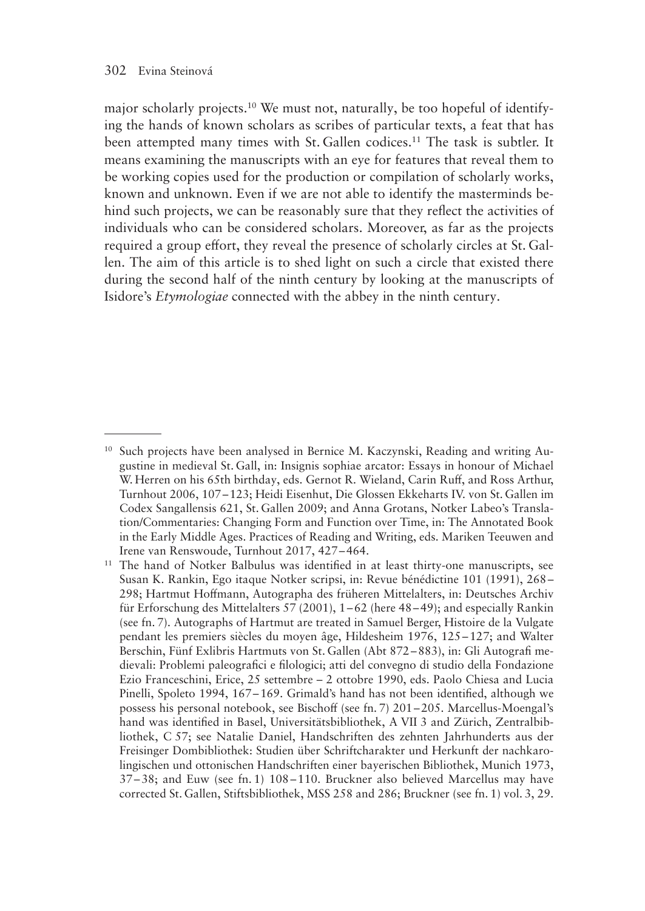major scholarly projects.[10] We must not, naturally, be too hopeful of identifying the hands of known scholars as scribes of particular texts, a feat that has been attempted many times with St. Gallen codices.[11] The task is subtler. It means examining the manuscripts with an eye for features that reveal them to be working copies used for the production or compilation of scholarly works, known and unknown. Even if we are not able to identify the masterminds behind such projects, we can be reasonably sure that they reflect the activities of individuals who can be considered scholars. Moreover, as far as the projects required a group effort, they reveal the presence of scholarly circles at St. Gallen. The aim of this article is to shed light on such a circle that existed there during the second half of the ninth century by looking at the manuscripts of Isidore's *Etymologiae* connected with the abbey in the ninth century.

---

[10] Such projects have been analysed in Bernice M. Kaczynski, Reading and writing Augustine in medieval St. Gall, in: Insignis sophiae arcator: Essays in honour of Michael W. Herren on his 65th birthday, eds. Gernot R. Wieland, Carin Ruff, and Ross Arthur, Turnhout 2006, 107–123; Heidi Eisenhut, Die Glossen Ekkeharts IV. von St. Gallen im Codex Sangallensis 621, St. Gallen 2009; and Anna Grotans, Notker Labeo's Translation/Commentaries: Changing Form and Function over Time, in: The Annotated Book in the Early Middle Ages. Practices of Reading and Writing, eds. Mariken Teeuwen and Irene van Renswoude, Turnhout 2017, 427–464.

[11] The hand of Notker Balbulus was identified in at least thirty-one manuscripts, see Susan K. Rankin, Ego itaque Notker scripsi, in: Revue bénédictine 101 (1991), 268–298; Hartmut Hoffmann, Autographa des früheren Mittelalters, in: Deutsches Archiv für Erforschung des Mittelalters 57 (2001), 1–62 (here 48–49); and especially Rankin (see fn. 7). Autographs of Hartmut are treated in Samuel Berger, Histoire de la Vulgate pendant les premiers siècles du moyen âge, Hildesheim 1976, 125–127; and Walter Berschin, Fünf Exlibris Hartmuts von St. Gallen (Abt 872–883), in: Gli Autografi medievali: Problemi paleografici e filologici; atti del convegno di studio della Fondazione Ezio Franceschini, Erice, 25 settembre – 2 ottobre 1990, eds. Paolo Chiesa and Lucia Pinelli, Spoleto 1994, 167–169. Grimald's hand has not been identified, although we possess his personal notebook, see Bischoff (see fn. 7) 201–205. Marcellus-Moengal's hand was identified in Basel, Universitätsbibliothek, A VII 3 and Zürich, Zentralbibliothek, C 57; see Natalie Daniel, Handschriften des zehnten Jahrhunderts aus der Freisinger Dombibliothek: Studien über Schriftcharakter und Herkunft der nachkarolingischen und ottonischen Handschriften einer bayerischen Bibliothek, Munich 1973, 37–38; and Euw (see fn. 1) 108–110. Bruckner also believed Marcellus may have corrected St. Gallen, Stiftsbibliothek, MSS 258 and 286; Bruckner (see fn. 1) vol. 3, 29.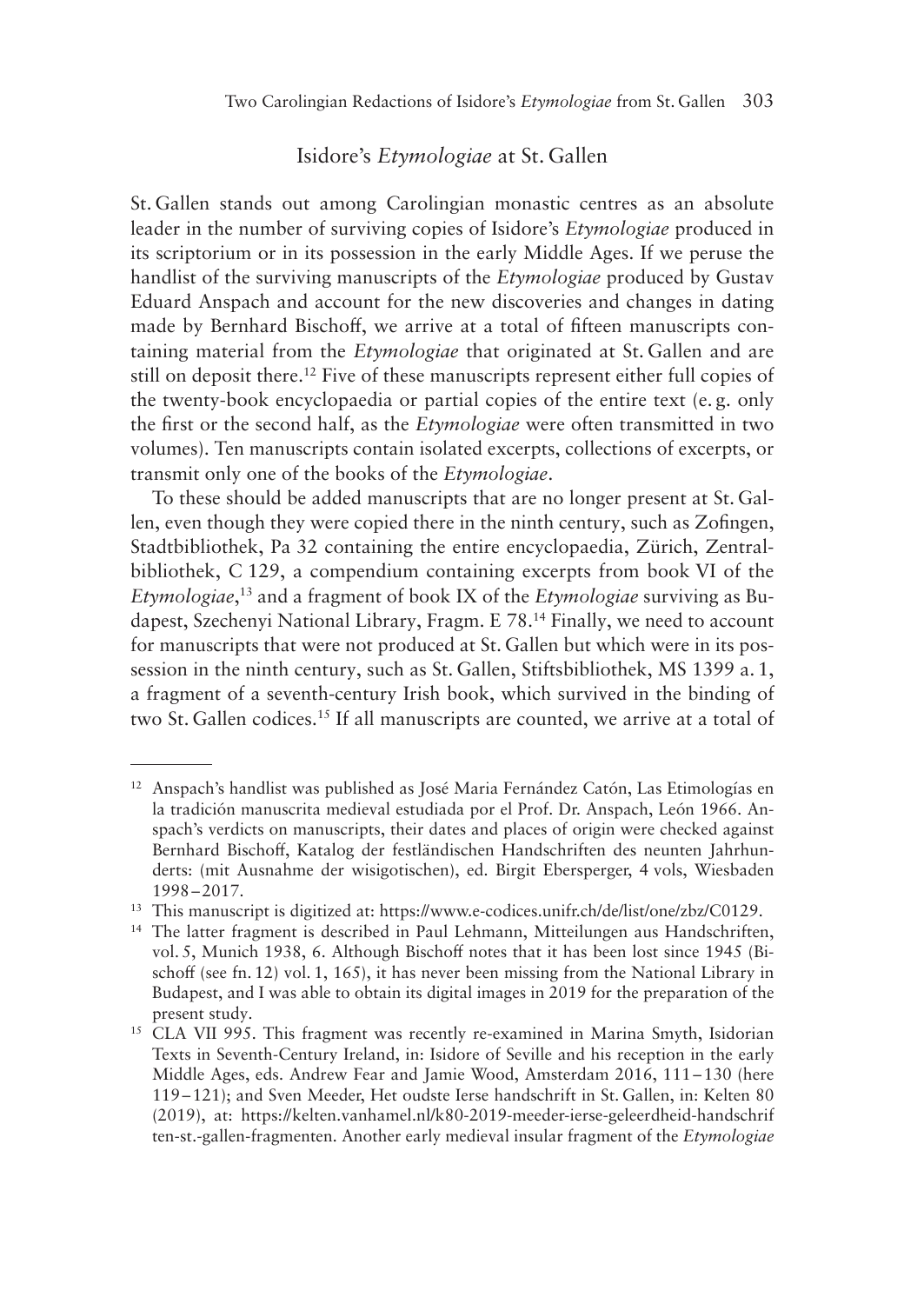## Isidore's *Etymologiae* at St. Gallen

St. Gallen stands out among Carolingian monastic centres as an absolute leader in the number of surviving copies of Isidore's *Etymologiae* produced in its scriptorium or in its possession in the early Middle Ages. If we peruse the handlist of the surviving manuscripts of the *Etymologiae* produced by Gustav Eduard Anspach and account for the new discoveries and changes in dating made by Bernhard Bischoff, we arrive at a total of fifteen manuscripts containing material from the *Etymologiae* that originated at St. Gallen and are still on deposit there.[12] Five of these manuscripts represent either full copies of the twenty-book encyclopaedia or partial copies of the entire text (e. g. only the first or the second half, as the *Etymologiae* were often transmitted in two volumes). Ten manuscripts contain isolated excerpts, collections of excerpts, or transmit only one of the books of the *Etymologiae*.

To these should be added manuscripts that are no longer present at St. Gallen, even though they were copied there in the ninth century, such as Zofingen, Stadtbibliothek, Pa 32 containing the entire encyclopaedia, Zürich, Zentralbibliothek, C 129, a compendium containing excerpts from book VI of the *Etymologiae*,[13] and a fragment of book IX of the *Etymologiae* surviving as Budapest, Szechenyi National Library, Fragm. E 78.[14] Finally, we need to account for manuscripts that were not produced at St. Gallen but which were in its possession in the ninth century, such as St. Gallen, Stiftsbibliothek, MS 1399 a. 1, a fragment of a seventh-century Irish book, which survived in the binding of two St. Gallen codices.[15] If all manuscripts are counted, we arrive at a total of

---

[12] Anspach's handlist was published as José Maria Fernández Catón, Las Etimologías en la tradición manuscrita medieval estudiada por el Prof. Dr. Anspach, León 1966. Anspach's verdicts on manuscripts, their dates and places of origin were checked against Bernhard Bischoff, Katalog der festländischen Handschriften des neunten Jahrhunderts: (mit Ausnahme der wisigotischen), ed. Birgit Ebersperger, 4 vols, Wiesbaden 1998–2017.

[13] This manuscript is digitized at: https://www.e-codices.unifr.ch/de/list/one/zbz/C0129.

[14] The latter fragment is described in Paul Lehmann, Mitteilungen aus Handschriften, vol. 5, Munich 1938, 6. Although Bischoff notes that it has been lost since 1945 (Bischoff (see fn. 12) vol. 1, 165), it has never been missing from the National Library in Budapest, and I was able to obtain its digital images in 2019 for the preparation of the present study.

[15] CLA VII 995. This fragment was recently re-examined in Marina Smyth, Isidorian Texts in Seventh-Century Ireland, in: Isidore of Seville and his reception in the early Middle Ages, eds. Andrew Fear and Jamie Wood, Amsterdam 2016, 111–130 (here 119–121); and Sven Meeder, Het oudste Ierse handschrift in St. Gallen, in: Kelten 80 (2019), at: https://kelten.vanhamel.nl/k80-2019-meeder-ierse-geleerdheid-handschriften-st.-gallen-fragmenten. Another early medieval insular fragment of the *Etymologiae*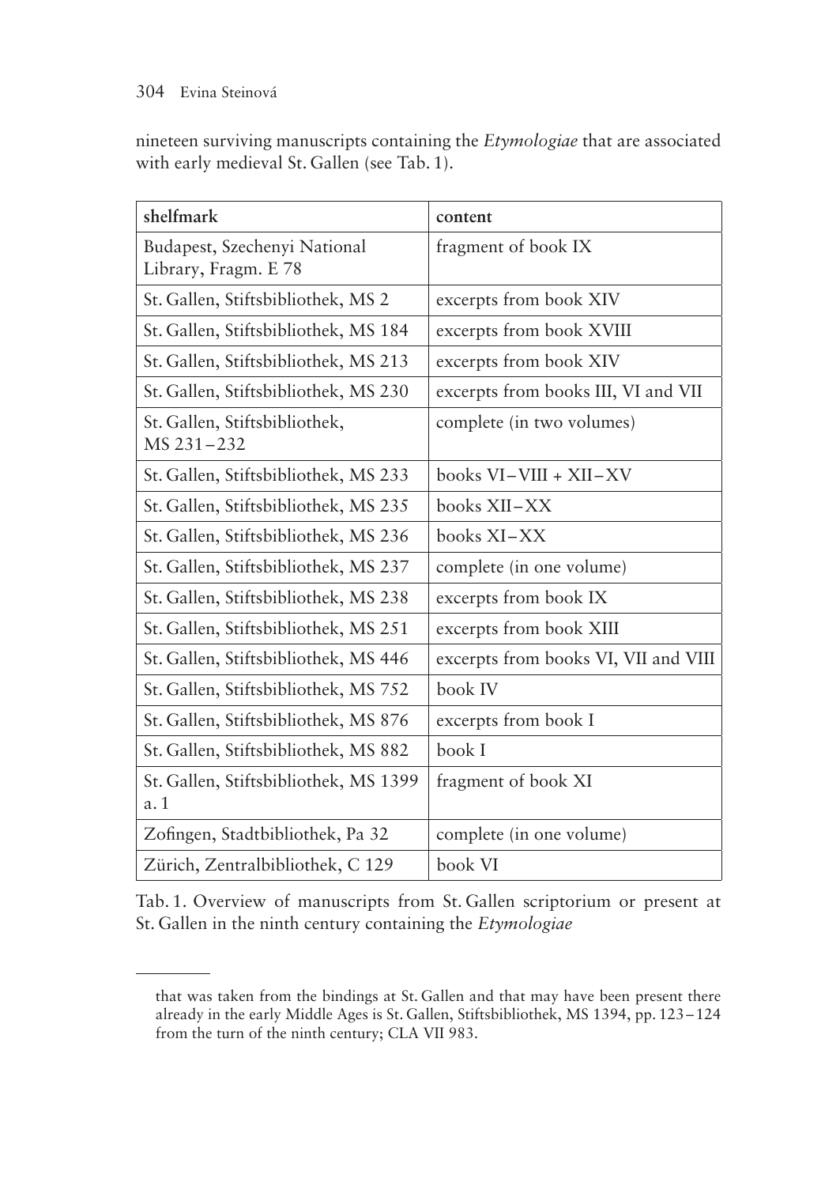nineteen surviving manuscripts containing the *Etymologiae* that are associated with early medieval St. Gallen (see Tab. 1).

| shelfmark | content |
|---|---|
| Budapest, Szechenyi National Library, Fragm. E 78 | fragment of book IX |
| St. Gallen, Stiftsbibliothek, MS 2 | excerpts from book XIV |
| St. Gallen, Stiftsbibliothek, MS 184 | excerpts from book XVIII |
| St. Gallen, Stiftsbibliothek, MS 213 | excerpts from book XIV |
| St. Gallen, Stiftsbibliothek, MS 230 | excerpts from books III, VI and VII |
| St. Gallen, Stiftsbibliothek, MS 231–232 | complete (in two volumes) |
| St. Gallen, Stiftsbibliothek, MS 233 | books VI–VIII + XII–XV |
| St. Gallen, Stiftsbibliothek, MS 235 | books XII–XX |
| St. Gallen, Stiftsbibliothek, MS 236 | books XI–XX |
| St. Gallen, Stiftsbibliothek, MS 237 | complete (in one volume) |
| St. Gallen, Stiftsbibliothek, MS 238 | excerpts from book IX |
| St. Gallen, Stiftsbibliothek, MS 251 | excerpts from book XIII |
| St. Gallen, Stiftsbibliothek, MS 446 | excerpts from books VI, VII and VIII |
| St. Gallen, Stiftsbibliothek, MS 752 | book IV |
| St. Gallen, Stiftsbibliothek, MS 876 | excerpts from book I |
| St. Gallen, Stiftsbibliothek, MS 882 | book I |
| St. Gallen, Stiftsbibliothek, MS 1399 a. 1 | fragment of book XI |
| Zofingen, Stadtbibliothek, Pa 32 | complete (in one volume) |
| Zürich, Zentralbibliothek, C 129 | book VI |

Tab. 1. Overview of manuscripts from St. Gallen scriptorium or present at St. Gallen in the ninth century containing the *Etymologiae*

that was taken from the bindings at St. Gallen and that may have been present there already in the early Middle Ages is St. Gallen, Stiftsbibliothek, MS 1394, pp. 123–124 from the turn of the ninth century; CLA VII 983.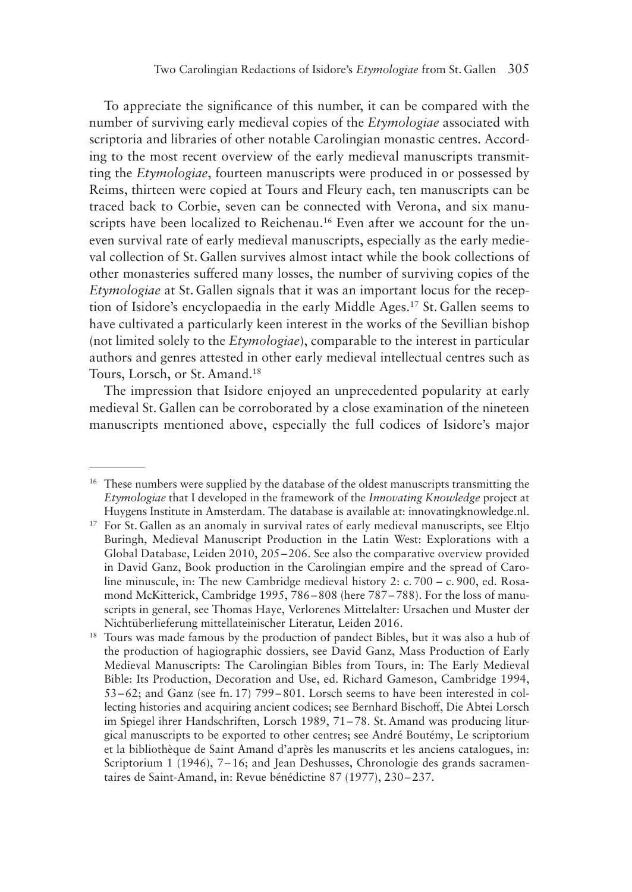To appreciate the significance of this number, it can be compared with the number of surviving early medieval copies of the *Etymologiae* associated with scriptoria and libraries of other notable Carolingian monastic centres. According to the most recent overview of the early medieval manuscripts transmitting the *Etymologiae*, fourteen manuscripts were produced in or possessed by Reims, thirteen were copied at Tours and Fleury each, ten manuscripts can be traced back to Corbie, seven can be connected with Verona, and six manuscripts have been localized to Reichenau.[16] Even after we account for the uneven survival rate of early medieval manuscripts, especially as the early medieval collection of St. Gallen survives almost intact while the book collections of other monasteries suffered many losses, the number of surviving copies of the *Etymologiae* at St. Gallen signals that it was an important locus for the reception of Isidore's encyclopaedia in the early Middle Ages.[17] St. Gallen seems to have cultivated a particularly keen interest in the works of the Sevillian bishop (not limited solely to the *Etymologiae*), comparable to the interest in particular authors and genres attested in other early medieval intellectual centres such as Tours, Lorsch, or St. Amand.[18]

The impression that Isidore enjoyed an unprecedented popularity at early medieval St. Gallen can be corroborated by a close examination of the nineteen manuscripts mentioned above, especially the full codices of Isidore's major

---

[16] These numbers were supplied by the database of the oldest manuscripts transmitting the *Etymologiae* that I developed in the framework of the *Innovating Knowledge* project at Huygens Institute in Amsterdam. The database is available at: innovatingknowledge.nl.

[17] For St. Gallen as an anomaly in survival rates of early medieval manuscripts, see Eltjo Buringh, Medieval Manuscript Production in the Latin West: Explorations with a Global Database, Leiden 2010, 205–206. See also the comparative overview provided in David Ganz, Book production in the Carolingian empire and the spread of Caroline minuscule, in: The new Cambridge medieval history 2: c. 700 – c. 900, ed. Rosamond McKitterick, Cambridge 1995, 786–808 (here 787–788). For the loss of manuscripts in general, see Thomas Haye, Verlorenes Mittelalter: Ursachen und Muster der Nichtüberlieferung mittellateinischer Literatur, Leiden 2016.

[18] Tours was made famous by the production of pandect Bibles, but it was also a hub of the production of hagiographic dossiers, see David Ganz, Mass Production of Early Medieval Manuscripts: The Carolingian Bibles from Tours, in: The Early Medieval Bible: Its Production, Decoration and Use, ed. Richard Gameson, Cambridge 1994, 53–62; and Ganz (see fn. 17) 799–801. Lorsch seems to have been interested in collecting histories and acquiring ancient codices; see Bernhard Bischoff, Die Abtei Lorsch im Spiegel ihrer Handschriften, Lorsch 1989, 71–78. St. Amand was producing liturgical manuscripts to be exported to other centres; see André Boutémy, Le scriptorium et la bibliothèque de Saint Amand d'après les manuscrits et les anciens catalogues, in: Scriptorium 1 (1946), 7–16; and Jean Deshusses, Chronologie des grands sacramentaires de Saint-Amand, in: Revue bénédictine 87 (1977), 230–237.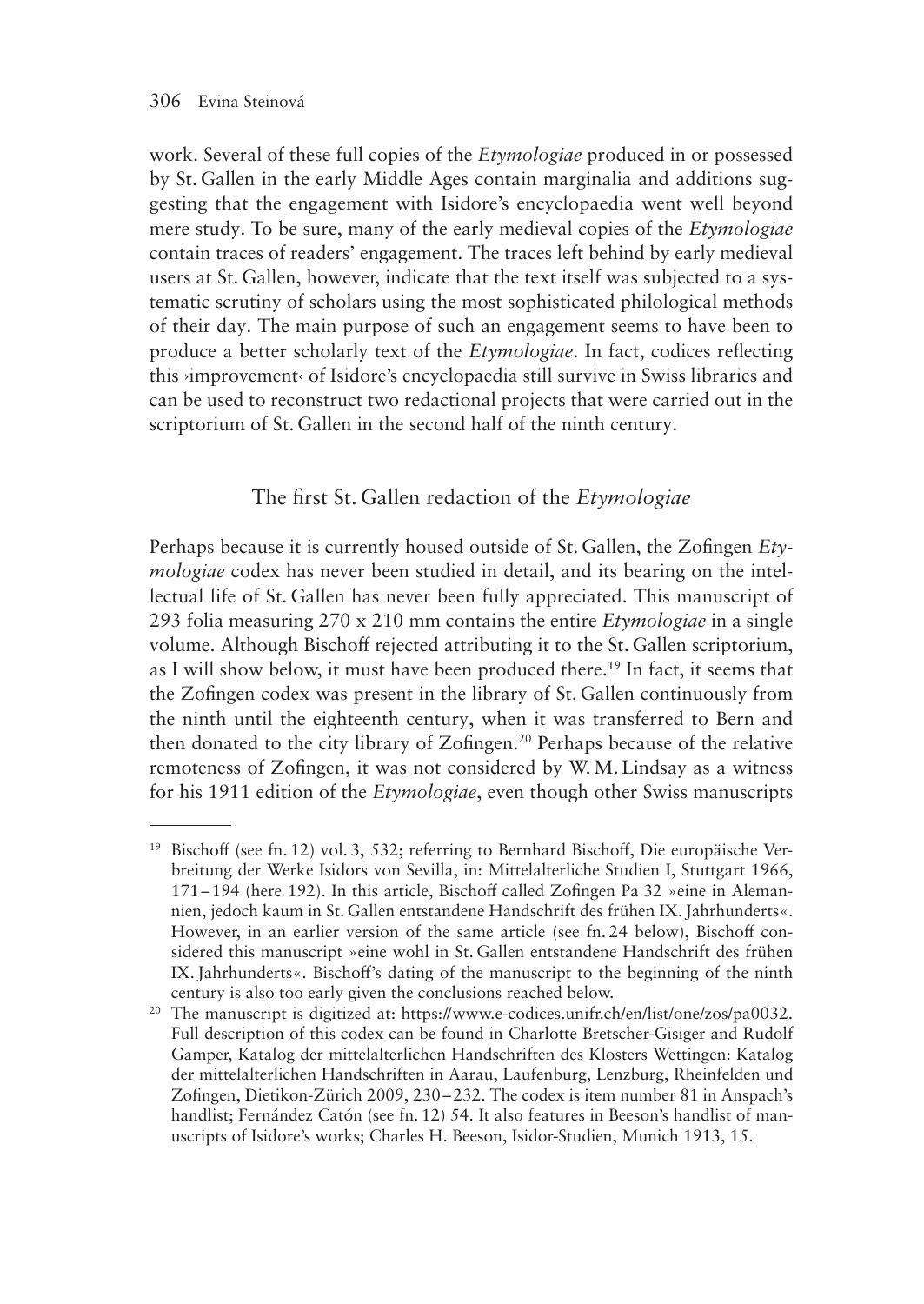work. Several of these full copies of the *Etymologiae* produced in or possessed by St. Gallen in the early Middle Ages contain marginalia and additions suggesting that the engagement with Isidore's encyclopaedia went well beyond mere study. To be sure, many of the early medieval copies of the *Etymologiae* contain traces of readers' engagement. The traces left behind by early medieval users at St. Gallen, however, indicate that the text itself was subjected to a systematic scrutiny of scholars using the most sophisticated philological methods of their day. The main purpose of such an engagement seems to have been to produce a better scholarly text of the *Etymologiae*. In fact, codices reflecting this ›improvement‹ of Isidore's encyclopaedia still survive in Swiss libraries and can be used to reconstruct two redactional projects that were carried out in the scriptorium of St. Gallen in the second half of the ninth century.

## The first St. Gallen redaction of the *Etymologiae*

Perhaps because it is currently housed outside of St. Gallen, the Zofingen *Etymologiae* codex has never been studied in detail, and its bearing on the intellectual life of St. Gallen has never been fully appreciated. This manuscript of 293 folia measuring 270 x 210 mm contains the entire *Etymologiae* in a single volume. Although Bischoff rejected attributing it to the St. Gallen scriptorium, as I will show below, it must have been produced there.[19] In fact, it seems that the Zofingen codex was present in the library of St. Gallen continuously from the ninth until the eighteenth century, when it was transferred to Bern and then donated to the city library of Zofingen.[20] Perhaps because of the relative remoteness of Zofingen, it was not considered by W. M. Lindsay as a witness for his 1911 edition of the *Etymologiae*, even though other Swiss manuscripts

---

[19] Bischoff (see fn. 12) vol. 3, 532; referring to Bernhard Bischoff, Die europäische Verbreitung der Werke Isidors von Sevilla, in: Mittelalterliche Studien I, Stuttgart 1966, 171–194 (here 192). In this article, Bischoff called Zofingen Pa 32 »eine in Alemannien, jedoch kaum in St. Gallen entstandene Handschrift des frühen IX. Jahrhunderts«. However, in an earlier version of the same article (see fn. 24 below), Bischoff considered this manuscript »eine wohl in St. Gallen entstandene Handschrift des frühen IX. Jahrhunderts«. Bischoff's dating of the manuscript to the beginning of the ninth century is also too early given the conclusions reached below.

[20] The manuscript is digitized at: https://www.e-codices.unifr.ch/en/list/one/zos/pa0032. Full description of this codex can be found in Charlotte Bretscher-Gisiger and Rudolf Gamper, Katalog der mittelalterlichen Handschriften des Klosters Wettingen: Katalog der mittelalterlichen Handschriften in Aarau, Laufenburg, Lenzburg, Rheinfelden und Zofingen, Dietikon-Zürich 2009, 230–232. The codex is item number 81 in Anspach's handlist; Fernández Catón (see fn. 12) 54. It also features in Beeson's handlist of manuscripts of Isidore's works; Charles H. Beeson, Isidor-Studien, Munich 1913, 15.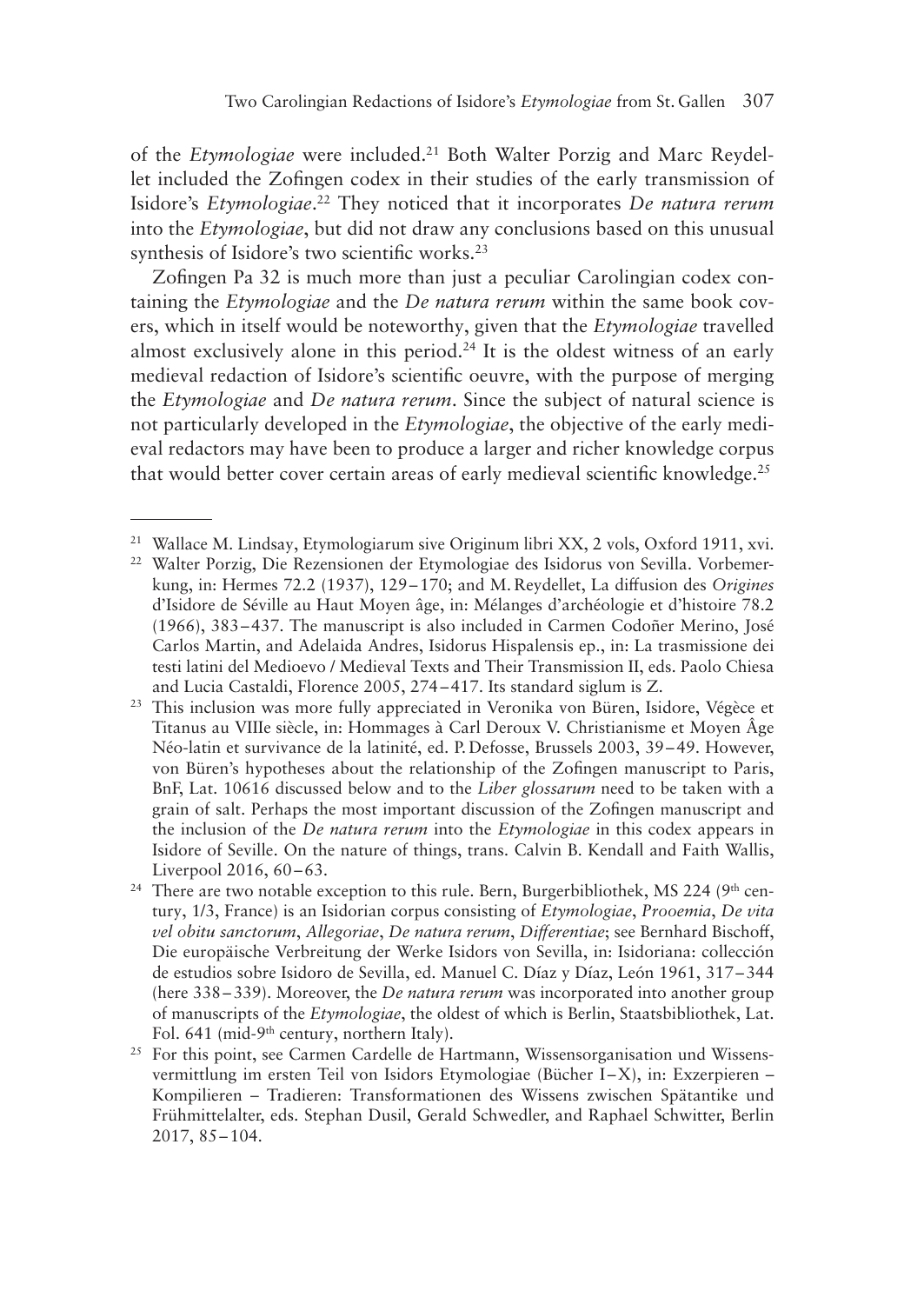of the *Etymologiae* were included.[21] Both Walter Porzig and Marc Reydellet included the Zofingen codex in their studies of the early transmission of Isidore's *Etymologiae*.[22] They noticed that it incorporates *De natura rerum* into the *Etymologiae*, but did not draw any conclusions based on this unusual synthesis of Isidore's two scientific works.[23]

Zofingen Pa 32 is much more than just a peculiar Carolingian codex containing the *Etymologiae* and the *De natura rerum* within the same book covers, which in itself would be noteworthy, given that the *Etymologiae* travelled almost exclusively alone in this period.[24] It is the oldest witness of an early medieval redaction of Isidore's scientific oeuvre, with the purpose of merging the *Etymologiae* and *De natura rerum*. Since the subject of natural science is not particularly developed in the *Etymologiae*, the objective of the early medieval redactors may have been to produce a larger and richer knowledge corpus that would better cover certain areas of early medieval scientific knowledge.[25]

---

[21] Wallace M. Lindsay, Etymologiarum sive Originum libri XX, 2 vols, Oxford 1911, xvi.

[22] Walter Porzig, Die Rezensionen der Etymologiae des Isidorus von Sevilla. Vorbemerkung, in: Hermes 72.2 (1937), 129–170; and M. Reydellet, La diffusion des *Origines* d'Isidore de Séville au Haut Moyen âge, in: Mélanges d'archéologie et d'histoire 78.2 (1966), 383–437. The manuscript is also included in Carmen Codoñer Merino, José Carlos Martin, and Adelaida Andres, Isidorus Hispalensis ep., in: La trasmissione dei testi latini del Medioevo / Medieval Texts and Their Transmission II, eds. Paolo Chiesa and Lucia Castaldi, Florence 2005, 274–417. Its standard siglum is Z.

[23] This inclusion was more fully appreciated in Veronika von Büren, Isidore, Végèce et Titanus au VIIIe siècle, in: Hommages à Carl Deroux V. Christianisme et Moyen Âge Néo-latin et survivance de la latinité, ed. P. Defosse, Brussels 2003, 39–49. However, von Büren's hypotheses about the relationship of the Zofingen manuscript to Paris, BnF, Lat. 10616 discussed below and to the *Liber glossarum* need to be taken with a grain of salt. Perhaps the most important discussion of the Zofingen manuscript and the inclusion of the *De natura rerum* into the *Etymologiae* in this codex appears in Isidore of Seville. On the nature of things, trans. Calvin B. Kendall and Faith Wallis, Liverpool 2016, 60–63.

[24] There are two notable exception to this rule. Bern, Burgerbibliothek, MS 224 (9th century, 1/3, France) is an Isidorian corpus consisting of *Etymologiae*, *Prooemia*, *De vita vel obitu sanctorum*, *Allegoriae*, *De natura rerum*, *Differentiae*; see Bernhard Bischoff, Die europäische Verbreitung der Werke Isidors von Sevilla, in: Isidoriana: collección de estudios sobre Isidoro de Sevilla, ed. Manuel C. Díaz y Díaz, León 1961, 317–344 (here 338–339). Moreover, the *De natura rerum* was incorporated into another group of manuscripts of the *Etymologiae*, the oldest of which is Berlin, Staatsbibliothek, Lat. Fol. 641 (mid-9th century, northern Italy).

[25] For this point, see Carmen Cardelle de Hartmann, Wissensorganisation und Wissensvermittlung im ersten Teil von Isidors Etymologiae (Bücher I–X), in: Exzerpieren – Kompilieren – Tradieren: Transformationen des Wissens zwischen Spätantike und Frühmittelalter, eds. Stephan Dusil, Gerald Schwedler, and Raphael Schwitter, Berlin 2017, 85–104.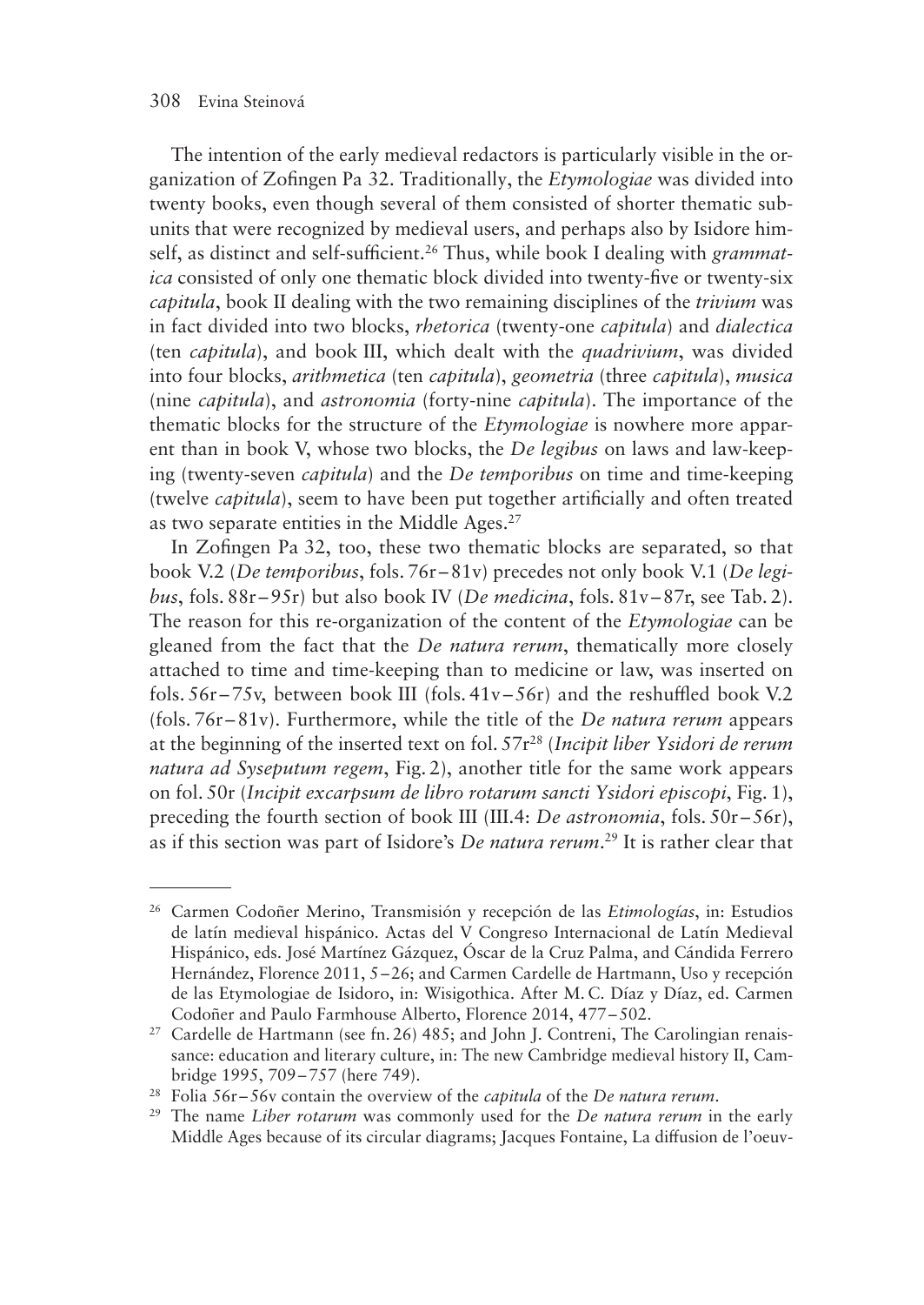The intention of the early medieval redactors is particularly visible in the organization of Zofingen Pa 32. Traditionally, the *Etymologiae* was divided into twenty books, even though several of them consisted of shorter thematic subunits that were recognized by medieval users, and perhaps also by Isidore himself, as distinct and self-sufficient.[26] Thus, while book I dealing with *grammatica* consisted of only one thematic block divided into twenty-five or twenty-six *capitula*, book II dealing with the two remaining disciplines of the *trivium* was in fact divided into two blocks, *rhetorica* (twenty-one *capitula*) and *dialectica* (ten *capitula*), and book III, which dealt with the *quadrivium*, was divided into four blocks, *arithmetica* (ten *capitula*), *geometria* (three *capitula*), *musica* (nine *capitula*), and *astronomia* (forty-nine *capitula*). The importance of the thematic blocks for the structure of the *Etymologiae* is nowhere more apparent than in book V, whose two blocks, the *De legibus* on laws and law-keeping (twenty-seven *capitula*) and the *De temporibus* on time and time-keeping (twelve *capitula*), seem to have been put together artificially and often treated as two separate entities in the Middle Ages.[27]

In Zofingen Pa 32, too, these two thematic blocks are separated, so that book V.2 (*De temporibus*, fols. 76r–81v) precedes not only book V.1 (*De legibus*, fols. 88r–95r) but also book IV (*De medicina*, fols. 81v–87r, see Tab. 2). The reason for this re-organization of the content of the *Etymologiae* can be gleaned from the fact that the *De natura rerum*, thematically more closely attached to time and time-keeping than to medicine or law, was inserted on fols. 56r–75v, between book III (fols. 41v–56r) and the reshuffled book V.2 (fols. 76r–81v). Furthermore, while the title of the *De natura rerum* appears at the beginning of the inserted text on fol. 57r[28] (*Incipit liber Ysidori de rerum natura ad Syseputum regem*, Fig. 2), another title for the same work appears on fol. 50r (*Incipit excarpsum de libro rotarum sancti Ysidori episcopi*, Fig. 1), preceding the fourth section of book III (III.4: *De astronomia*, fols. 50r–56r), as if this section was part of Isidore's *De natura rerum*.[29] It is rather clear that

---

[26] Carmen Codoñer Merino, Transmisión y recepción de las *Etimologías*, in: Estudios de latín medieval hispánico. Actas del V Congreso Internacional de Latín Medieval Hispánico, eds. José Martínez Gázquez, Óscar de la Cruz Palma, and Cándida Ferrero Hernández, Florence 2011, 5–26; and Carmen Cardelle de Hartmann, Uso y recepción de las Etymologiae de Isidoro, in: Wisigothica. After M. C. Díaz y Díaz, ed. Carmen Codoñer and Paulo Farmhouse Alberto, Florence 2014, 477–502.

[27] Cardelle de Hartmann (see fn. 26) 485; and John J. Contreni, The Carolingian renaissance: education and literary culture, in: The new Cambridge medieval history II, Cambridge 1995, 709–757 (here 749).

[28] Folia 56r–56v contain the overview of the *capitula* of the *De natura rerum*.

[29] The name *Liber rotarum* was commonly used for the *De natura rerum* in the early Middle Ages because of its circular diagrams; Jacques Fontaine, La diffusion de l'oeuv-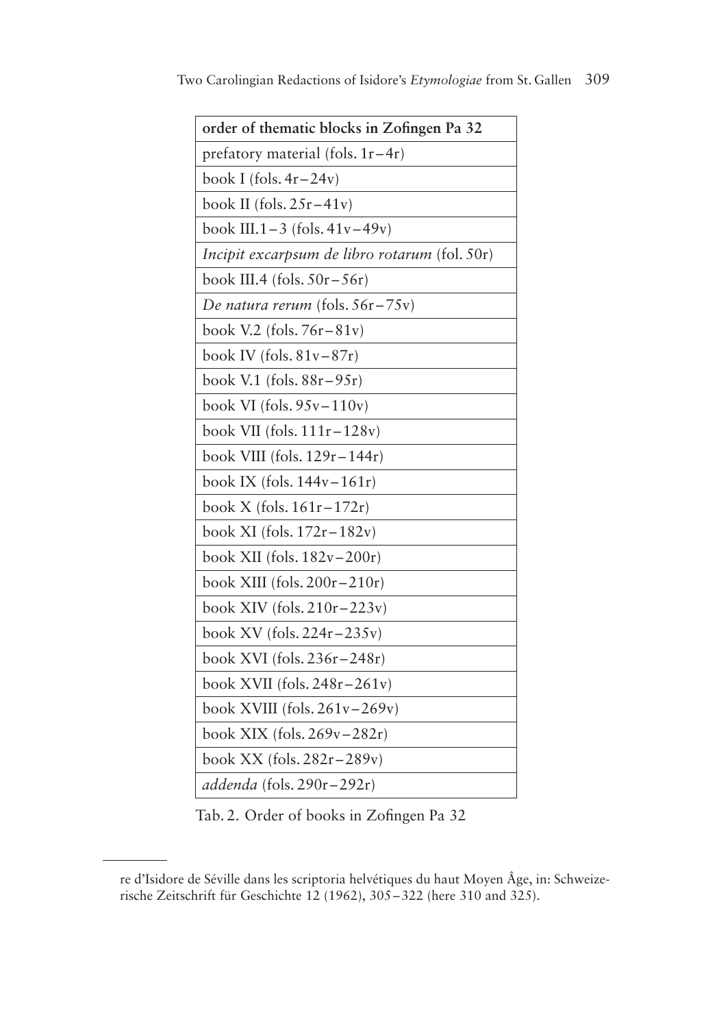| order of thematic blocks in Zofingen Pa 32 |
|---|
| prefatory material (fols. 1r–4r) |
| book I (fols. 4r–24v) |
| book II (fols. 25r–41v) |
| book III.1–3 (fols. 41v–49v) |
| *Incipit excarpsum de libro rotarum* (fol. 50r) |
| book III.4 (fols. 50r–56r) |
| *De natura rerum* (fols. 56r–75v) |
| book V.2 (fols. 76r–81v) |
| book IV (fols. 81v–87r) |
| book V.1 (fols. 88r–95r) |
| book VI (fols. 95v–110v) |
| book VII (fols. 111r–128v) |
| book VIII (fols. 129r–144r) |
| book IX (fols. 144v–161r) |
| book X (fols. 161r–172r) |
| book XI (fols. 172r–182v) |
| book XII (fols. 182v–200r) |
| book XIII (fols. 200r–210r) |
| book XIV (fols. 210r–223v) |
| book XV (fols. 224r–235v) |
| book XVI (fols. 236r–248r) |
| book XVII (fols. 248r–261v) |
| book XVIII (fols. 261v–269v) |
| book XIX (fols. 269v–282r) |
| book XX (fols. 282r–289v) |
| *addenda* (fols. 290r–292r) |

Tab. 2. Order of books in Zofingen Pa 32

re d'Isidore de Séville dans les scriptoria helvétiques du haut Moyen Âge, in: Schweizerische Zeitschrift für Geschichte 12 (1962), 305–322 (here 310 and 325).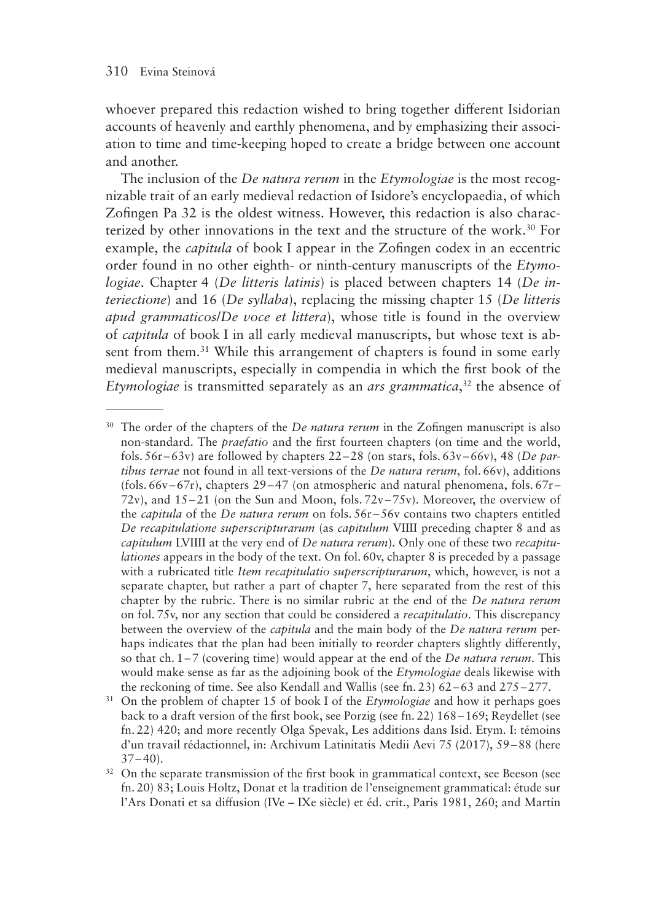whoever prepared this redaction wished to bring together different Isidorian accounts of heavenly and earthly phenomena, and by emphasizing their association to time and time-keeping hoped to create a bridge between one account and another.

The inclusion of the *De natura rerum* in the *Etymologiae* is the most recognizable trait of an early medieval redaction of Isidore's encyclopaedia, of which Zofingen Pa 32 is the oldest witness. However, this redaction is also characterized by other innovations in the text and the structure of the work.[30] For example, the *capitula* of book I appear in the Zofingen codex in an eccentric order found in no other eighth- or ninth-century manuscripts of the *Etymologiae*. Chapter 4 (*De litteris latinis*) is placed between chapters 14 (*De interiectione*) and 16 (*De syllaba*), replacing the missing chapter 15 (*De litteris apud grammaticos/De voce et littera*), whose title is found in the overview of *capitula* of book I in all early medieval manuscripts, but whose text is absent from them.[31] While this arrangement of chapters is found in some early medieval manuscripts, especially in compendia in which the first book of the *Etymologiae* is transmitted separately as an *ars grammatica*,[32] the absence of

---

[30] The order of the chapters of the *De natura rerum* in the Zofingen manuscript is also non-standard. The *praefatio* and the first fourteen chapters (on time and the world, fols. 56r–63v) are followed by chapters 22–28 (on stars, fols. 63v–66v), 48 (*De partibus terrae* not found in all text-versions of the *De natura rerum*, fol. 66v), additions (fols. 66v–67r), chapters 29–47 (on atmospheric and natural phenomena, fols. 67r–72v), and 15–21 (on the Sun and Moon, fols. 72v–75v). Moreover, the overview of the *capitula* of the *De natura rerum* on fols. 56r–56v contains two chapters entitled *De recapitulatione superscripturarum* (as *capitulum* VIIII preceding chapter 8 and as *capitulum* LVIIII at the very end of *De natura rerum*). Only one of these two *recapitulationes* appears in the body of the text. On fol. 60v, chapter 8 is preceded by a passage with a rubricated title *Item recapitulatio superscripturarum*, which, however, is not a separate chapter, but rather a part of chapter 7, here separated from the rest of this chapter by the rubric. There is no similar rubric at the end of the *De natura rerum* on fol. 75v, nor any section that could be considered a *recapitulatio*. This discrepancy between the overview of the *capitula* and the main body of the *De natura rerum* perhaps indicates that the plan had been initially to reorder chapters slightly differently, so that ch. 1–7 (covering time) would appear at the end of the *De natura rerum*. This would make sense as far as the adjoining book of the *Etymologiae* deals likewise with the reckoning of time. See also Kendall and Wallis (see fn. 23) 62–63 and 275–277.

[31] On the problem of chapter 15 of book I of the *Etymologiae* and how it perhaps goes back to a draft version of the first book, see Porzig (see fn. 22) 168–169; Reydellet (see fn. 22) 420; and more recently Olga Spevak, Les additions dans Isid. Etym. I: témoins d'un travail rédactionnel, in: Archivum Latinitatis Medii Aevi 75 (2017), 59–88 (here 37–40).

[32] On the separate transmission of the first book in grammatical context, see Beeson (see fn. 20) 83; Louis Holtz, Donat et la tradition de l'enseignement grammatical: étude sur l'Ars Donati et sa diffusion (IVe – IXe siècle) et éd. crit., Paris 1981, 260; and Martin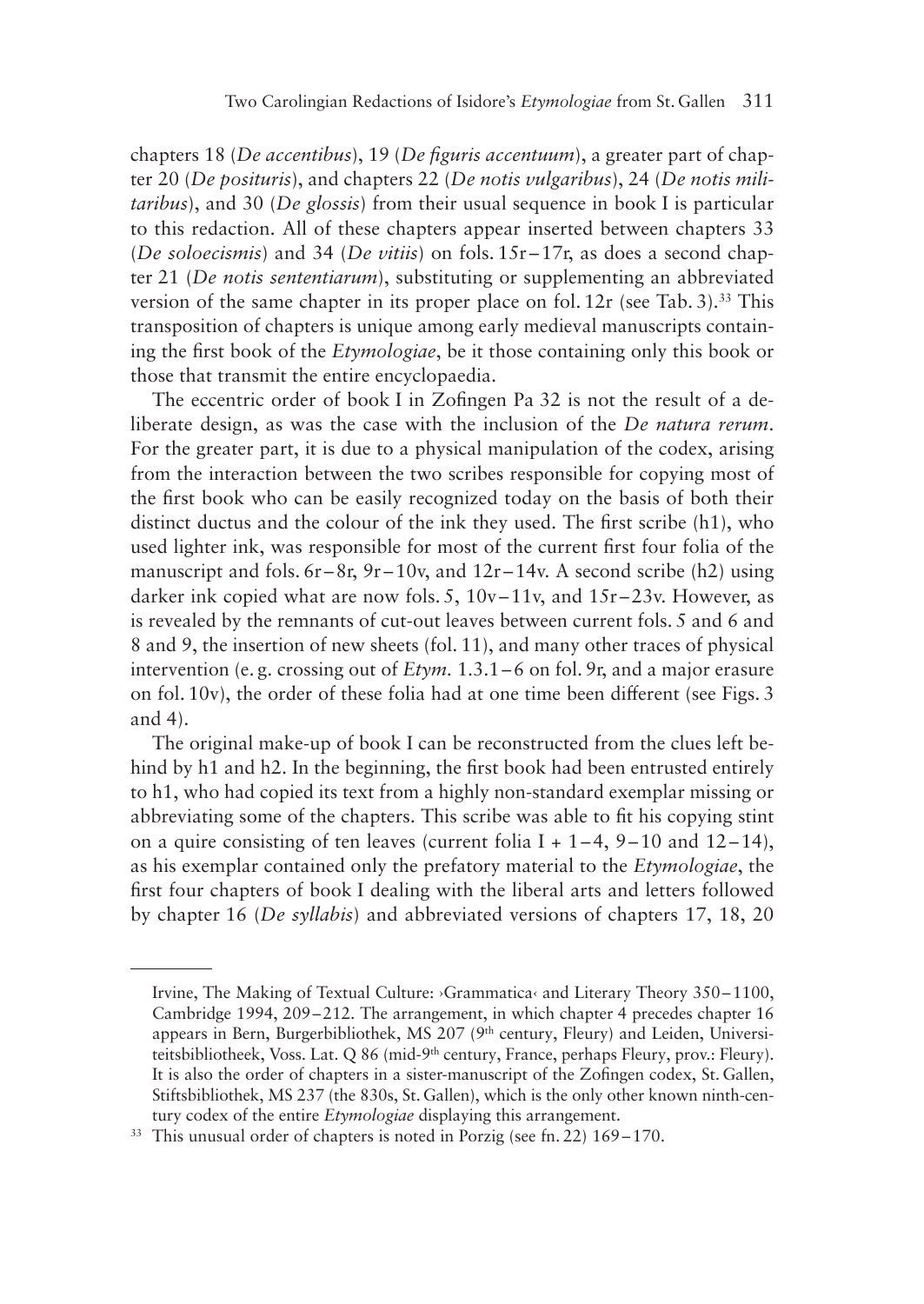chapters 18 (*De accentibus*), 19 (*De figuris accentuum*), a greater part of chapter 20 (*De posituris*), and chapters 22 (*De notis vulgaribus*), 24 (*De notis militaribus*), and 30 (*De glossis*) from their usual sequence in book I is particular to this redaction. All of these chapters appear inserted between chapters 33 (*De soloecismis*) and 34 (*De vitiis*) on fols. 15r–17r, as does a second chapter 21 (*De notis sententiarum*), substituting or supplementing an abbreviated version of the same chapter in its proper place on fol. 12r (see Tab. 3).[33] This transposition of chapters is unique among early medieval manuscripts containing the first book of the *Etymologiae*, be it those containing only this book or those that transmit the entire encyclopaedia.

The eccentric order of book I in Zofingen Pa 32 is not the result of a deliberate design, as was the case with the inclusion of the *De natura rerum*. For the greater part, it is due to a physical manipulation of the codex, arising from the interaction between the two scribes responsible for copying most of the first book who can be easily recognized today on the basis of both their distinct ductus and the colour of the ink they used. The first scribe (h1), who used lighter ink, was responsible for most of the current first four folia of the manuscript and fols. 6r–8r, 9r–10v, and 12r–14v. A second scribe (h2) using darker ink copied what are now fols. 5, 10v–11v, and 15r–23v. However, as is revealed by the remnants of cut-out leaves between current fols. 5 and 6 and 8 and 9, the insertion of new sheets (fol. 11), and many other traces of physical intervention (e. g. crossing out of *Etym.* 1.3.1–6 on fol. 9r, and a major erasure on fol. 10v), the order of these folia had at one time been different (see Figs. 3 and 4).

The original make-up of book I can be reconstructed from the clues left behind by h1 and h2. In the beginning, the first book had been entrusted entirely to h1, who had copied its text from a highly non-standard exemplar missing or abbreviating some of the chapters. This scribe was able to fit his copying stint on a quire consisting of ten leaves (current folia I + 1–4, 9–10 and 12–14), as his exemplar contained only the prefatory material to the *Etymologiae*, the first four chapters of book I dealing with the liberal arts and letters followed by chapter 16 (*De syllabis*) and abbreviated versions of chapters 17, 18, 20

---

Irvine, The Making of Textual Culture: ›Grammatica‹ and Literary Theory 350–1100, Cambridge 1994, 209–212. The arrangement, in which chapter 4 precedes chapter 16 appears in Bern, Burgerbibliothek, MS 207 (9th century, Fleury) and Leiden, Universiteitsbibliotheek, Voss. Lat. Q 86 (mid-9th century, France, perhaps Fleury, prov.: Fleury). It is also the order of chapters in a sister-manuscript of the Zofingen codex, St. Gallen, Stiftsbibliothek, MS 237 (the 830s, St. Gallen), which is the only other known ninth-century codex of the entire *Etymologiae* displaying this arrangement.

[33] This unusual order of chapters is noted in Porzig (see fn. 22) 169–170.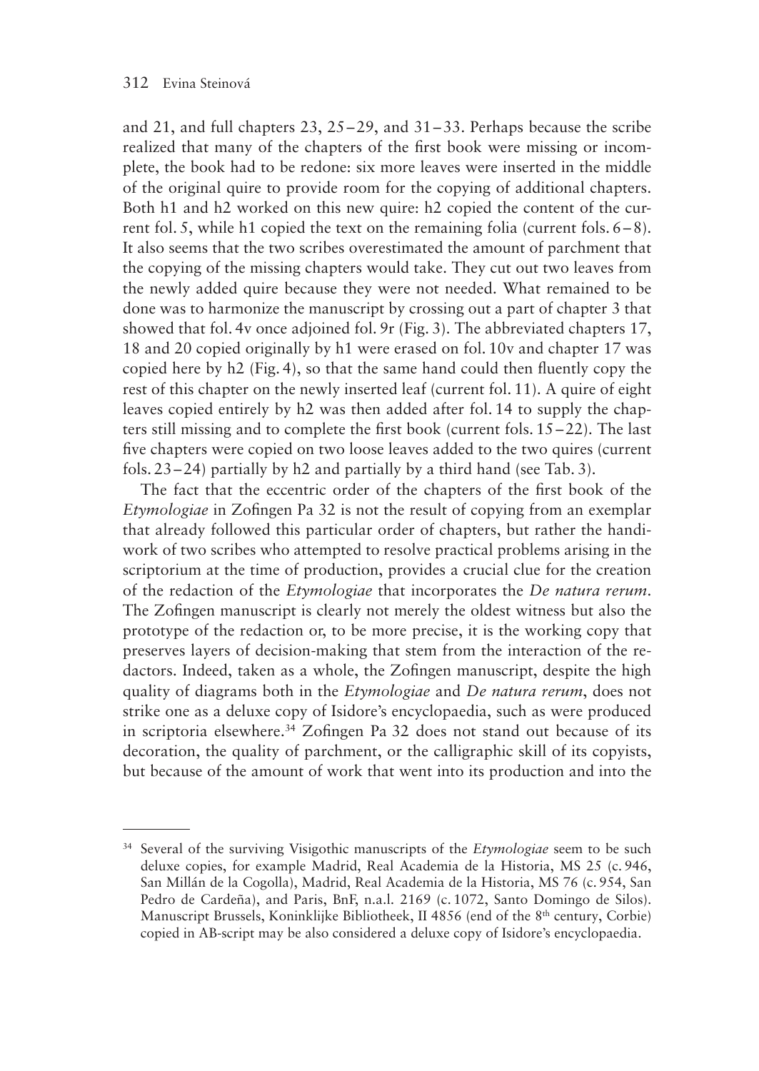and 21, and full chapters 23, 25–29, and 31–33. Perhaps because the scribe realized that many of the chapters of the first book were missing or incomplete, the book had to be redone: six more leaves were inserted in the middle of the original quire to provide room for the copying of additional chapters. Both h1 and h2 worked on this new quire: h2 copied the content of the current fol. 5, while h1 copied the text on the remaining folia (current fols. 6–8). It also seems that the two scribes overestimated the amount of parchment that the copying of the missing chapters would take. They cut out two leaves from the newly added quire because they were not needed. What remained to be done was to harmonize the manuscript by crossing out a part of chapter 3 that showed that fol. 4v once adjoined fol. 9r (Fig. 3). The abbreviated chapters 17, 18 and 20 copied originally by h1 were erased on fol. 10v and chapter 17 was copied here by h2 (Fig. 4), so that the same hand could then fluently copy the rest of this chapter on the newly inserted leaf (current fol. 11). A quire of eight leaves copied entirely by h2 was then added after fol. 14 to supply the chapters still missing and to complete the first book (current fols. 15–22). The last five chapters were copied on two loose leaves added to the two quires (current fols. 23–24) partially by h2 and partially by a third hand (see Tab. 3).

The fact that the eccentric order of the chapters of the first book of the *Etymologiae* in Zofingen Pa 32 is not the result of copying from an exemplar that already followed this particular order of chapters, but rather the handiwork of two scribes who attempted to resolve practical problems arising in the scriptorium at the time of production, provides a crucial clue for the creation of the redaction of the *Etymologiae* that incorporates the *De natura rerum*. The Zofingen manuscript is clearly not merely the oldest witness but also the prototype of the redaction or, to be more precise, it is the working copy that preserves layers of decision-making that stem from the interaction of the redactors. Indeed, taken as a whole, the Zofingen manuscript, despite the high quality of diagrams both in the *Etymologiae* and *De natura rerum*, does not strike one as a deluxe copy of Isidore's encyclopaedia, such as were produced in scriptoria elsewhere.[34] Zofingen Pa 32 does not stand out because of its decoration, the quality of parchment, or the calligraphic skill of its copyists, but because of the amount of work that went into its production and into the

---

[34] Several of the surviving Visigothic manuscripts of the *Etymologiae* seem to be such deluxe copies, for example Madrid, Real Academia de la Historia, MS 25 (c. 946, San Millán de la Cogolla), Madrid, Real Academia de la Historia, MS 76 (c. 954, San Pedro de Cardeña), and Paris, BnF, n.a.l. 2169 (c. 1072, Santo Domingo de Silos). Manuscript Brussels, Koninklijke Bibliotheek, II 4856 (end of the 8th century, Corbie) copied in AB-script may be also considered a deluxe copy of Isidore's encyclopaedia.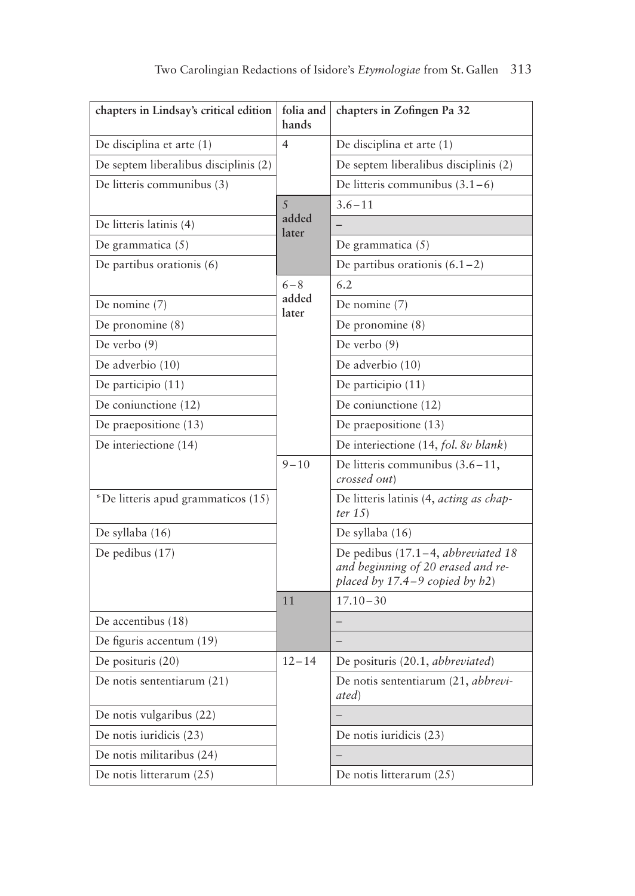| chapters in Lindsay's critical edition | folia and hands | chapters in Zofingen Pa 32 |
|---|---|---|
| De disciplina et arte (1) | 4 | De disciplina et arte (1) |
| De septem liberalibus disciplinis (2) | | De septem liberalibus disciplinis (2) |
| De litteris communibus (3) | | De litteris communibus (3.1–6) |
| | 5 added later | 3.6–11 |
| De litteris latinis (4) | | – |
| De grammatica (5) | | De grammatica (5) |
| De partibus orationis (6) | | De partibus orationis (6.1–2) |
| | 6–8 added later | 6.2 |
| De nomine (7) | | De nomine (7) |
| De pronomine (8) | | De pronomine (8) |
| De verbo (9) | | De verbo (9) |
| De adverbio (10) | | De adverbio (10) |
| De participio (11) | | De participio (11) |
| De coniunctione (12) | | De coniunctione (12) |
| De praepositione (13) | | De praepositione (13) |
| De interiectione (14) | | De interiectione (14, *fol. 8v blank*) |
| | 9–10 | De litteris communibus (3.6–11, *crossed out*) |
| *De litteris apud grammaticos (15) | | De litteris latinis (4, *acting as chapter 15*) |
| De syllaba (16) | | De syllaba (16) |
| De pedibus (17) | | De pedibus (17.1–4, *abbreviated 18 and beginning of 20 erased and replaced by 17.4–9 copied by h2*) |
| | 11 | 17.10–30 |
| De accentibus (18) | | – |
| De figuris accentum (19) | | – |
| De posituris (20) | 12–14 | De posituris (20.1, *abbreviated*) |
| De notis sententiarum (21) | | De notis sententiarum (21, *abbreviated*) |
| De notis vulgaribus (22) | | – |
| De notis iuridicis (23) | | De notis iuridicis (23) |
| De notis militaribus (24) | | – |
| De notis litterarum (25) | | De notis litterarum (25) |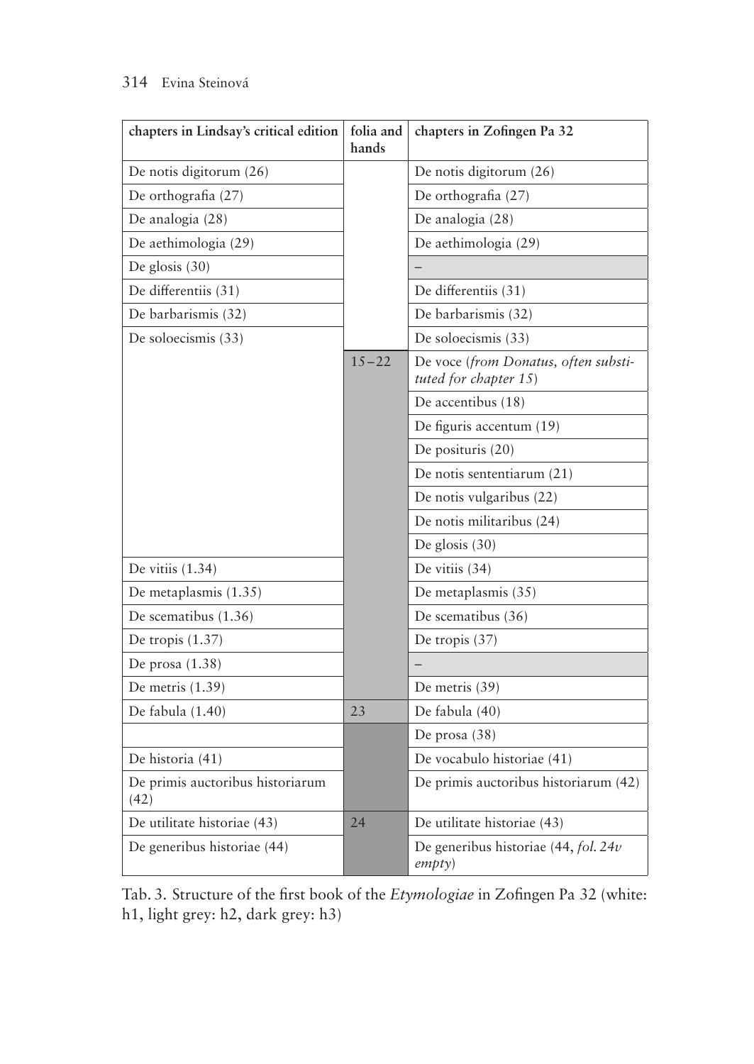| chapters in Lindsay's critical edition | folia and hands | chapters in Zofingen Pa 32 |
|---|---|---|
| De notis digitorum (26) | | De notis digitorum (26) |
| De orthografia (27) | | De orthografia (27) |
| De analogia (28) | | De analogia (28) |
| De aethimologia (29) | | De aethimologia (29) |
| De glosis (30) | | – |
| De differentiis (31) | | De differentiis (31) |
| De barbarismis (32) | | De barbarismis (32) |
| De soloecismis (33) | | De soloecismis (33) |
| | 15–22 | De voce (*from Donatus, often substituted for chapter 15*) |
| | | De accentibus (18) |
| | | De figuris accentum (19) |
| | | De posituris (20) |
| | | De notis sententiarum (21) |
| | | De notis vulgaribus (22) |
| | | De notis militaribus (24) |
| | | De glosis (30) |
| De vitiis (1.34) | | De vitiis (34) |
| De metaplasmis (1.35) | | De metaplasmis (35) |
| De scematibus (1.36) | | De scematibus (36) |
| De tropis (1.37) | | De tropis (37) |
| De prosa (1.38) | | – |
| De metris (1.39) | | De metris (39) |
| De fabula (1.40) | 23 | De fabula (40) |
| | | De prosa (38) |
| De historia (41) | | De vocabulo historiae (41) |
| De primis auctoribus historiarum (42) | | De primis auctoribus historiarum (42) |
| De utilitate historiae (43) | 24 | De utilitate historiae (43) |
| De generibus historiae (44) | | De generibus historiae (44, *fol. 24v empty*) |

Tab. 3. Structure of the first book of the *Etymologiae* in Zofingen Pa 32 (white: h1, light grey: h2, dark grey: h3)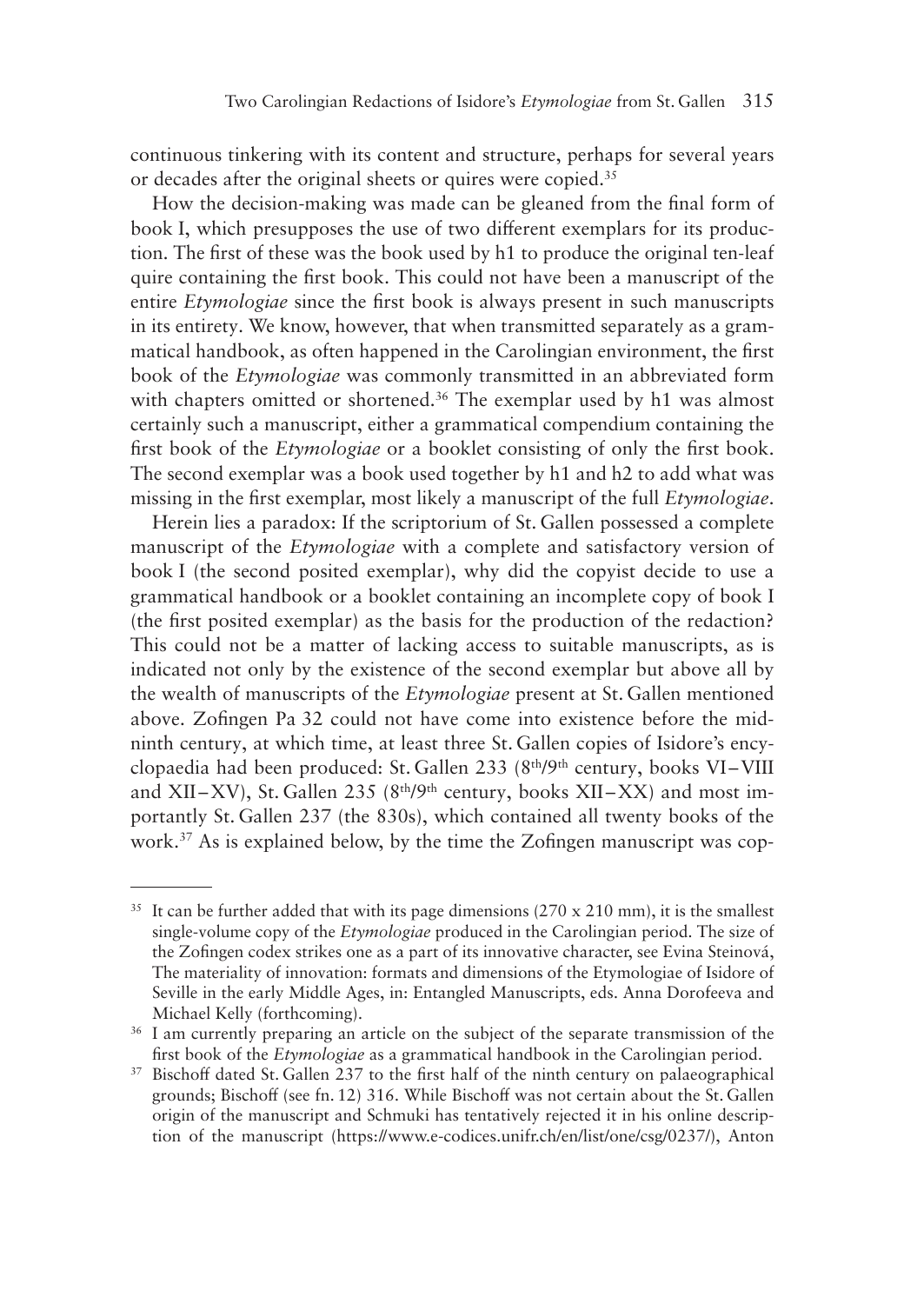continuous tinkering with its content and structure, perhaps for several years or decades after the original sheets or quires were copied.[35]

How the decision-making was made can be gleaned from the final form of book I, which presupposes the use of two different exemplars for its production. The first of these was the book used by h1 to produce the original ten-leaf quire containing the first book. This could not have been a manuscript of the entire *Etymologiae* since the first book is always present in such manuscripts in its entirety. We know, however, that when transmitted separately as a grammatical handbook, as often happened in the Carolingian environment, the first book of the *Etymologiae* was commonly transmitted in an abbreviated form with chapters omitted or shortened.[36] The exemplar used by h1 was almost certainly such a manuscript, either a grammatical compendium containing the first book of the *Etymologiae* or a booklet consisting of only the first book. The second exemplar was a book used together by h1 and h2 to add what was missing in the first exemplar, most likely a manuscript of the full *Etymologiae*.

Herein lies a paradox: If the scriptorium of St. Gallen possessed a complete manuscript of the *Etymologiae* with a complete and satisfactory version of book I (the second posited exemplar), why did the copyist decide to use a grammatical handbook or a booklet containing an incomplete copy of book I (the first posited exemplar) as the basis for the production of the redaction? This could not be a matter of lacking access to suitable manuscripts, as is indicated not only by the existence of the second exemplar but above all by the wealth of manuscripts of the *Etymologiae* present at St. Gallen mentioned above. Zofingen Pa 32 could not have come into existence before the mid-ninth century, at which time, at least three St. Gallen copies of Isidore's encyclopaedia had been produced: St. Gallen 233 (8th/9th century, books VI–VIII and XII–XV), St. Gallen 235 (8th/9th century, books XII–XX) and most importantly St. Gallen 237 (the 830s), which contained all twenty books of the work.[37] As is explained below, by the time the Zofingen manuscript was cop-

---

[35] It can be further added that with its page dimensions (270 x 210 mm), it is the smallest single-volume copy of the *Etymologiae* produced in the Carolingian period. The size of the Zofingen codex strikes one as a part of its innovative character, see Evina Steinová, The materiality of innovation: formats and dimensions of the Etymologiae of Isidore of Seville in the early Middle Ages, in: Entangled Manuscripts, eds. Anna Dorofeeva and Michael Kelly (forthcoming).

[36] I am currently preparing an article on the subject of the separate transmission of the first book of the *Etymologiae* as a grammatical handbook in the Carolingian period.

[37] Bischoff dated St. Gallen 237 to the first half of the ninth century on palaeographical grounds; Bischoff (see fn. 12) 316. While Bischoff was not certain about the St. Gallen origin of the manuscript and Schmuki has tentatively rejected it in his online description of the manuscript (https://www.e-codices.unifr.ch/en/list/one/csg/0237/), Anton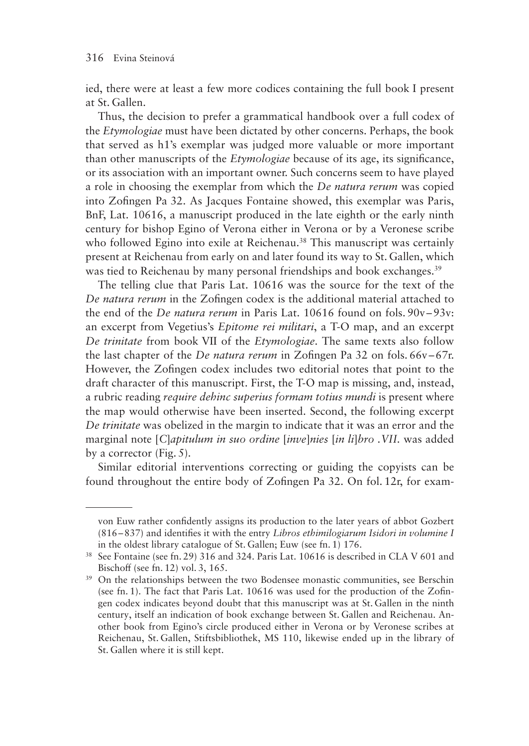ied, there were at least a few more codices containing the full book I present at St. Gallen.

Thus, the decision to prefer a grammatical handbook over a full codex of the *Etymologiae* must have been dictated by other concerns. Perhaps, the book that served as h1's exemplar was judged more valuable or more important than other manuscripts of the *Etymologiae* because of its age, its significance, or its association with an important owner. Such concerns seem to have played a role in choosing the exemplar from which the *De natura rerum* was copied into Zofingen Pa 32. As Jacques Fontaine showed, this exemplar was Paris, BnF, Lat. 10616, a manuscript produced in the late eighth or the early ninth century for bishop Egino of Verona either in Verona or by a Veronese scribe who followed Egino into exile at Reichenau.[38] This manuscript was certainly present at Reichenau from early on and later found its way to St. Gallen, which was tied to Reichenau by many personal friendships and book exchanges.[39]

The telling clue that Paris Lat. 10616 was the source for the text of the *De natura rerum* in the Zofingen codex is the additional material attached to the end of the *De natura rerum* in Paris Lat. 10616 found on fols. 90v–93v: an excerpt from Vegetius's *Epitome rei militari*, a T-O map, and an excerpt *De trinitate* from book VII of the *Etymologiae*. The same texts also follow the last chapter of the *De natura rerum* in Zofingen Pa 32 on fols. 66v–67r. However, the Zofingen codex includes two editorial notes that point to the draft character of this manuscript. First, the T-O map is missing, and, instead, a rubric reading *require dehinc superius formam totius mundi* is present where the map would otherwise have been inserted. Second, the following excerpt *De trinitate* was obelized in the margin to indicate that it was an error and the marginal note [*C*]*apitulum in suo ordine* [*inve*]*nies* [*in li*]*bro .VII.* was added by a corrector (Fig. 5).

Similar editorial interventions correcting or guiding the copyists can be found throughout the entire body of Zofingen Pa 32. On fol. 12r, for exam-

---

von Euw rather confidently assigns its production to the later years of abbot Gozbert (816–837) and identifies it with the entry *Libros ethimilogiarum Isidori in volumine I* in the oldest library catalogue of St. Gallen; Euw (see fn. 1) 176.

[38] See Fontaine (see fn. 29) 316 and 324. Paris Lat. 10616 is described in CLA V 601 and Bischoff (see fn. 12) vol. 3, 165.

[39] On the relationships between the two Bodensee monastic communities, see Berschin (see fn. 1). The fact that Paris Lat. 10616 was used for the production of the Zofingen codex indicates beyond doubt that this manuscript was at St. Gallen in the ninth century, itself an indication of book exchange between St. Gallen and Reichenau. Another book from Egino's circle produced either in Verona or by Veronese scribes at Reichenau, St. Gallen, Stiftsbibliothek, MS 110, likewise ended up in the library of St. Gallen where it is still kept.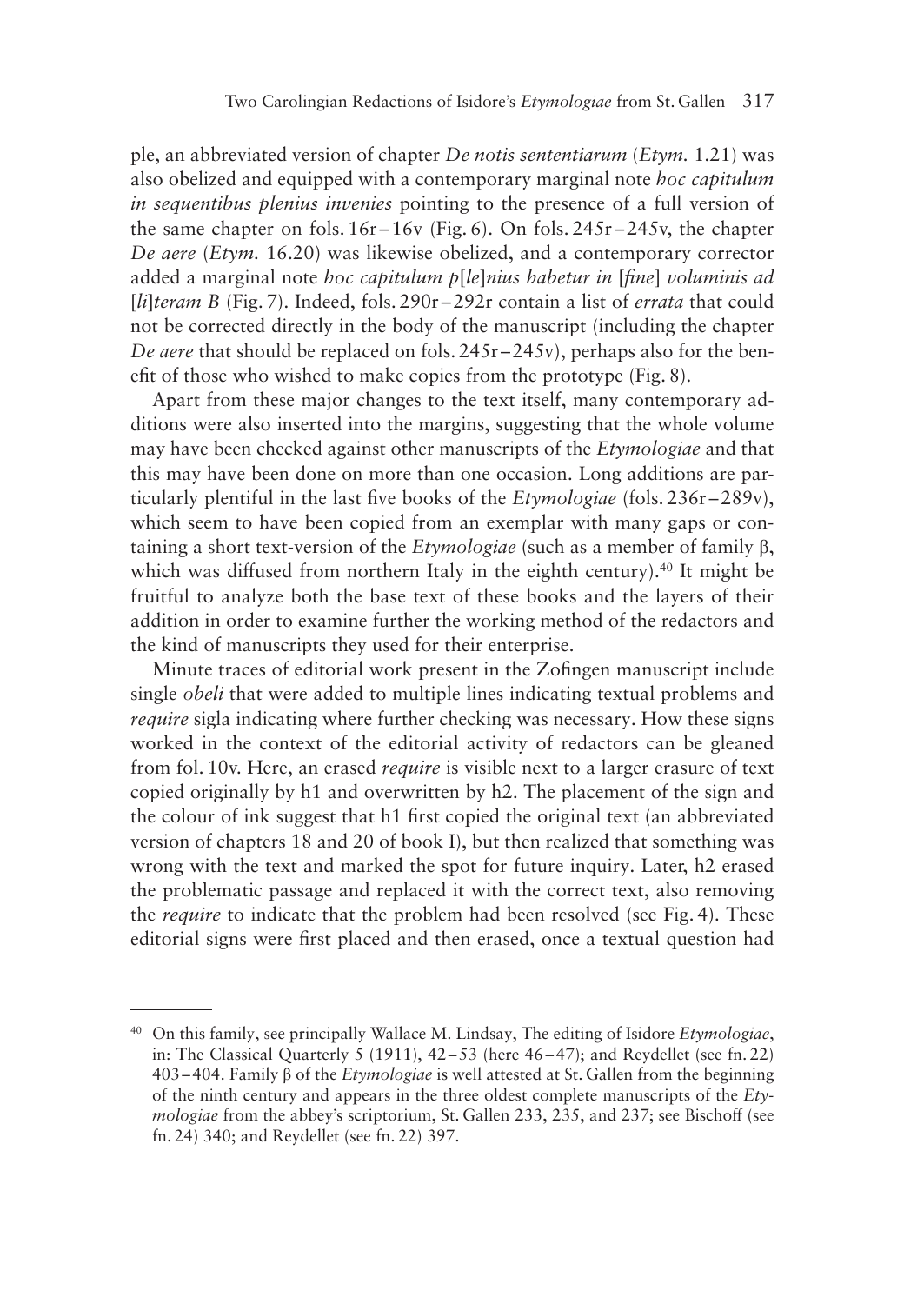ple, an abbreviated version of chapter *De notis sententiarum* (*Etym.* 1.21) was also obelized and equipped with a contemporary marginal note *hoc capitulum in sequentibus plenius invenies* pointing to the presence of a full version of the same chapter on fols. 16r–16v (Fig. 6). On fols. 245r–245v, the chapter *De aere* (*Etym.* 16.20) was likewise obelized, and a contemporary corrector added a marginal note *hoc capitulum p*[*le*]*nius habetur in* [*fine*] *voluminis ad* [*li*]*teram B* (Fig. 7). Indeed, fols. 290r–292r contain a list of *errata* that could not be corrected directly in the body of the manuscript (including the chapter *De aere* that should be replaced on fols. 245r–245v), perhaps also for the benefit of those who wished to make copies from the prototype (Fig. 8).

Apart from these major changes to the text itself, many contemporary additions were also inserted into the margins, suggesting that the whole volume may have been checked against other manuscripts of the *Etymologiae* and that this may have been done on more than one occasion. Long additions are particularly plentiful in the last five books of the *Etymologiae* (fols. 236r–289v), which seem to have been copied from an exemplar with many gaps or containing a short text-version of the *Etymologiae* (such as a member of family β, which was diffused from northern Italy in the eighth century).[40] It might be fruitful to analyze both the base text of these books and the layers of their addition in order to examine further the working method of the redactors and the kind of manuscripts they used for their enterprise.

Minute traces of editorial work present in the Zofingen manuscript include single *obeli* that were added to multiple lines indicating textual problems and *require* sigla indicating where further checking was necessary. How these signs worked in the context of the editorial activity of redactors can be gleaned from fol. 10v. Here, an erased *require* is visible next to a larger erasure of text copied originally by h1 and overwritten by h2. The placement of the sign and the colour of ink suggest that h1 first copied the original text (an abbreviated version of chapters 18 and 20 of book I), but then realized that something was wrong with the text and marked the spot for future inquiry. Later, h2 erased the problematic passage and replaced it with the correct text, also removing the *require* to indicate that the problem had been resolved (see Fig. 4). These editorial signs were first placed and then erased, once a textual question had

---

[40] On this family, see principally Wallace M. Lindsay, The editing of Isidore *Etymologiae*, in: The Classical Quarterly 5 (1911), 42–53 (here 46–47); and Reydellet (see fn. 22) 403–404. Family β of the *Etymologiae* is well attested at St. Gallen from the beginning of the ninth century and appears in the three oldest complete manuscripts of the *Etymologiae* from the abbey's scriptorium, St. Gallen 233, 235, and 237; see Bischoff (see fn. 24) 340; and Reydellet (see fn. 22) 397.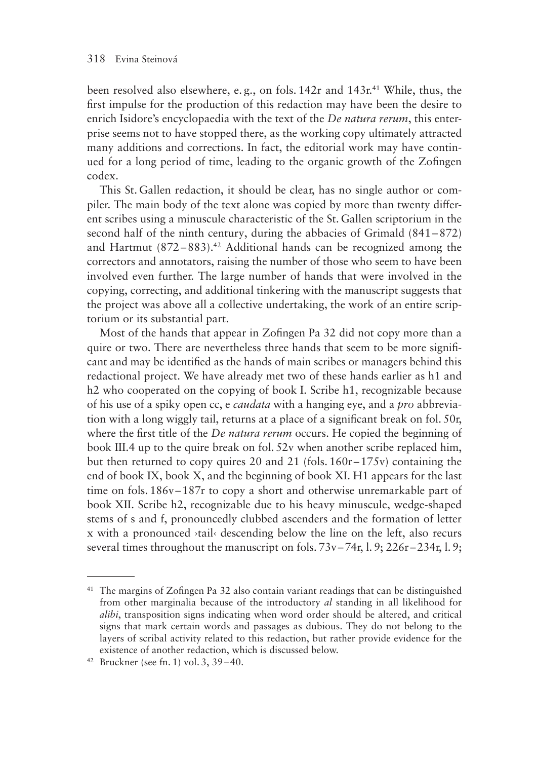been resolved also elsewhere, e. g., on fols. 142r and 143r.[41] While, thus, the first impulse for the production of this redaction may have been the desire to enrich Isidore's encyclopaedia with the text of the *De natura rerum*, this enterprise seems not to have stopped there, as the working copy ultimately attracted many additions and corrections. In fact, the editorial work may have continued for a long period of time, leading to the organic growth of the Zofingen codex.

This St. Gallen redaction, it should be clear, has no single author or compiler. The main body of the text alone was copied by more than twenty different scribes using a minuscule characteristic of the St. Gallen scriptorium in the second half of the ninth century, during the abbacies of Grimald (841 – 872) and Hartmut (872 – 883).[42] Additional hands can be recognized among the correctors and annotators, raising the number of those who seem to have been involved even further. The large number of hands that were involved in the copying, correcting, and additional tinkering with the manuscript suggests that the project was above all a collective undertaking, the work of an entire scriptorium or its substantial part.

Most of the hands that appear in Zofingen Pa 32 did not copy more than a quire or two. There are nevertheless three hands that seem to be more significant and may be identified as the hands of main scribes or managers behind this redactional project. We have already met two of these hands earlier as h1 and h2 who cooperated on the copying of book I. Scribe h1, recognizable because of his use of a spiky open cc, e *caudata* with a hanging eye, and a *pro* abbreviation with a long wiggly tail, returns at a place of a significant break on fol. 50r, where the first title of the *De natura rerum* occurs. He copied the beginning of book III.4 up to the quire break on fol. 52v when another scribe replaced him, but then returned to copy quires 20 and 21 (fols. 160r – 175v) containing the end of book IX, book X, and the beginning of book XI. H1 appears for the last time on fols. 186v – 187r to copy a short and otherwise unremarkable part of book XII. Scribe h2, recognizable due to his heavy minuscule, wedge-shaped stems of s and f, pronouncedly clubbed ascenders and the formation of letter x with a pronounced ›tail‹ descending below the line on the left, also recurs several times throughout the manuscript on fols. 73v – 74r, l. 9; 226r – 234r, l. 9;

---

[41] The margins of Zofingen Pa 32 also contain variant readings that can be distinguished from other marginalia because of the introductory *al* standing in all likelihood for *alibi*, transposition signs indicating when word order should be altered, and critical signs that mark certain words and passages as dubious. They do not belong to the layers of scribal activity related to this redaction, but rather provide evidence for the existence of another redaction, which is discussed below.

[42] Bruckner (see fn. 1) vol. 3, 39 – 40.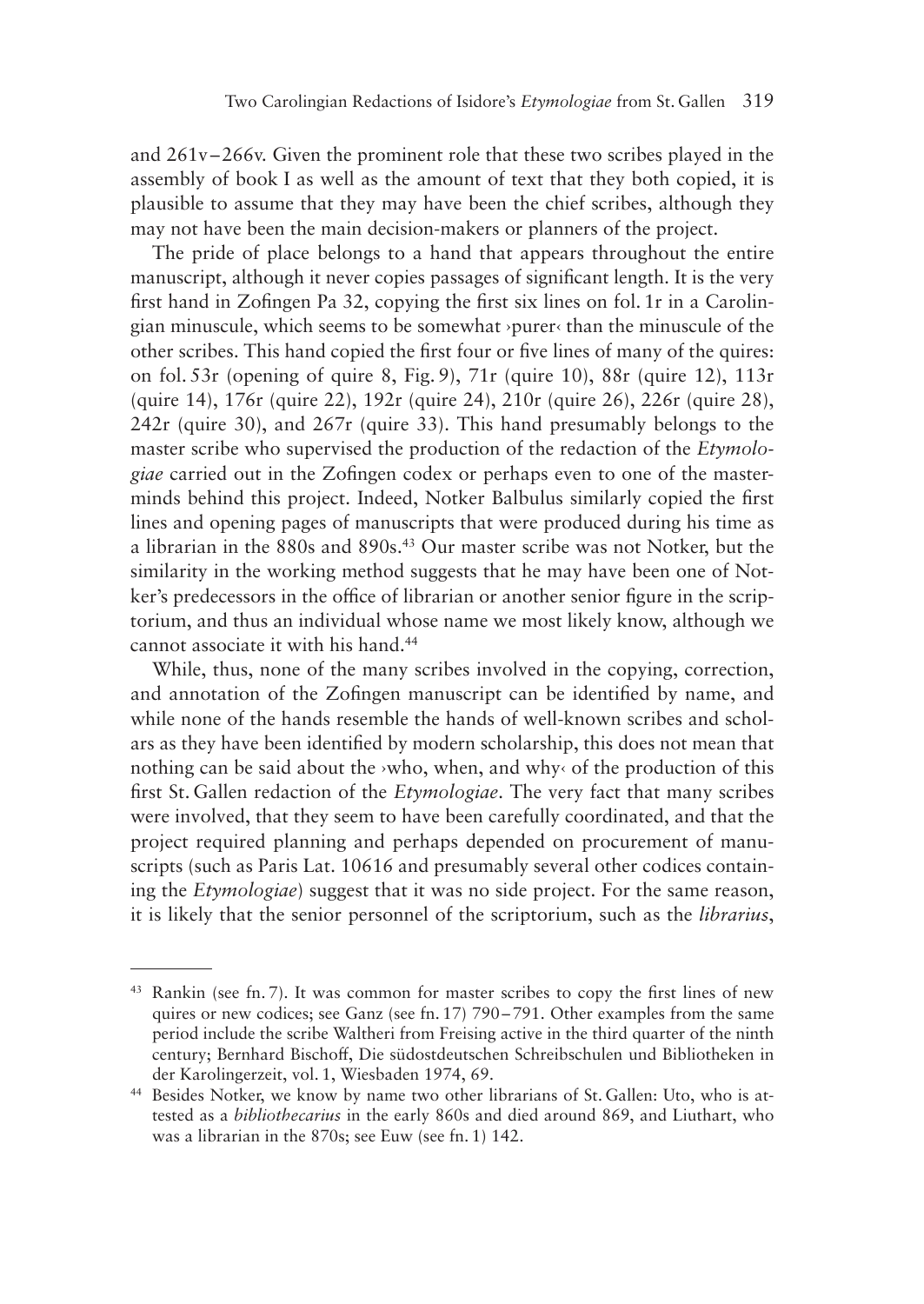and 261v–266v. Given the prominent role that these two scribes played in the assembly of book I as well as the amount of text that they both copied, it is plausible to assume that they may have been the chief scribes, although they may not have been the main decision-makers or planners of the project.

The pride of place belongs to a hand that appears throughout the entire manuscript, although it never copies passages of significant length. It is the very first hand in Zofingen Pa 32, copying the first six lines on fol. 1r in a Carolingian minuscule, which seems to be somewhat ›purer‹ than the minuscule of the other scribes. This hand copied the first four or five lines of many of the quires: on fol. 53r (opening of quire 8, Fig. 9), 71r (quire 10), 88r (quire 12), 113r (quire 14), 176r (quire 22), 192r (quire 24), 210r (quire 26), 226r (quire 28), 242r (quire 30), and 267r (quire 33). This hand presumably belongs to the master scribe who supervised the production of the redaction of the *Etymologiae* carried out in the Zofingen codex or perhaps even to one of the masterminds behind this project. Indeed, Notker Balbulus similarly copied the first lines and opening pages of manuscripts that were produced during his time as a librarian in the 880s and 890s.[43] Our master scribe was not Notker, but the similarity in the working method suggests that he may have been one of Notker's predecessors in the office of librarian or another senior figure in the scriptorium, and thus an individual whose name we most likely know, although we cannot associate it with his hand.[44]

While, thus, none of the many scribes involved in the copying, correction, and annotation of the Zofingen manuscript can be identified by name, and while none of the hands resemble the hands of well-known scribes and scholars as they have been identified by modern scholarship, this does not mean that nothing can be said about the ›who, when, and why‹ of the production of this first St. Gallen redaction of the *Etymologiae*. The very fact that many scribes were involved, that they seem to have been carefully coordinated, and that the project required planning and perhaps depended on procurement of manuscripts (such as Paris Lat. 10616 and presumably several other codices containing the *Etymologiae*) suggest that it was no side project. For the same reason, it is likely that the senior personnel of the scriptorium, such as the *librarius*,

---

[43] Rankin (see fn. 7). It was common for master scribes to copy the first lines of new quires or new codices; see Ganz (see fn. 17) 790–791. Other examples from the same period include the scribe Waltheri from Freising active in the third quarter of the ninth century; Bernhard Bischoff, Die südostdeutschen Schreibschulen und Bibliotheken in der Karolingerzeit, vol. 1, Wiesbaden 1974, 69.

[44] Besides Notker, we know by name two other librarians of St. Gallen: Uto, who is attested as a *bibliothecarius* in the early 860s and died around 869, and Liuthart, who was a librarian in the 870s; see Euw (see fn. 1) 142.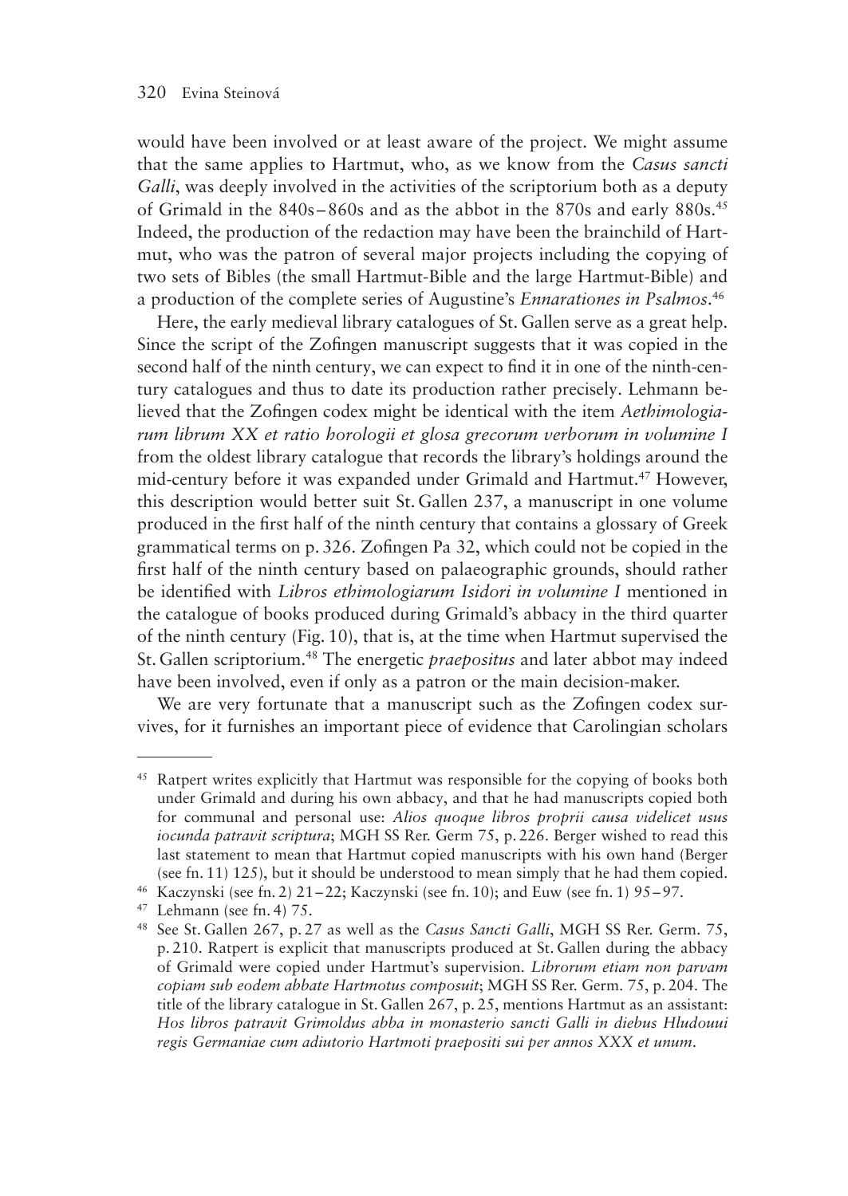would have been involved or at least aware of the project. We might assume that the same applies to Hartmut, who, as we know from the *Casus sancti Galli*, was deeply involved in the activities of the scriptorium both as a deputy of Grimald in the 840s–860s and as the abbot in the 870s and early 880s.[45] Indeed, the production of the redaction may have been the brainchild of Hartmut, who was the patron of several major projects including the copying of two sets of Bibles (the small Hartmut-Bible and the large Hartmut-Bible) and a production of the complete series of Augustine's *Ennarationes in Psalmos*.[46]

Here, the early medieval library catalogues of St. Gallen serve as a great help. Since the script of the Zofingen manuscript suggests that it was copied in the second half of the ninth century, we can expect to find it in one of the ninth-century catalogues and thus to date its production rather precisely. Lehmann believed that the Zofingen codex might be identical with the item *Aethimologiarum librum XX et ratio horologii et glosa grecorum verborum in volumine I* from the oldest library catalogue that records the library's holdings around the mid-century before it was expanded under Grimald and Hartmut.[47] However, this description would better suit St. Gallen 237, a manuscript in one volume produced in the first half of the ninth century that contains a glossary of Greek grammatical terms on p. 326. Zofingen Pa 32, which could not be copied in the first half of the ninth century based on palaeographic grounds, should rather be identified with *Libros ethimologiarum Isidori in volumine I* mentioned in the catalogue of books produced during Grimald's abbacy in the third quarter of the ninth century (Fig. 10), that is, at the time when Hartmut supervised the St. Gallen scriptorium.[48] The energetic *praepositus* and later abbot may indeed have been involved, even if only as a patron or the main decision-maker.

We are very fortunate that a manuscript such as the Zofingen codex survives, for it furnishes an important piece of evidence that Carolingian scholars

---

[45] Ratpert writes explicitly that Hartmut was responsible for the copying of books both under Grimald and during his own abbacy, and that he had manuscripts copied both for communal and personal use: *Alios quoque libros proprii causa videlicet usus iocunda patravit scriptura*; MGH SS Rer. Germ 75, p. 226. Berger wished to read this last statement to mean that Hartmut copied manuscripts with his own hand (Berger (see fn. 11) 125), but it should be understood to mean simply that he had them copied.

[46] Kaczynski (see fn. 2) 21–22; Kaczynski (see fn. 10); and Euw (see fn. 1) 95–97.

[47] Lehmann (see fn. 4) 75.

[48] See St. Gallen 267, p. 27 as well as the *Casus Sancti Galli*, MGH SS Rer. Germ. 75, p. 210. Ratpert is explicit that manuscripts produced at St. Gallen during the abbacy of Grimald were copied under Hartmut's supervision. *Librorum etiam non parvam copiam sub eodem abbate Hartmotus composuit*; MGH SS Rer. Germ. 75, p. 204. The title of the library catalogue in St. Gallen 267, p. 25, mentions Hartmut as an assistant: *Hos libros patravit Grimoldus abba in monasterio sancti Galli in diebus Hludouui regis Germaniae cum adiutorio Hartmoti praepositi sui per annos XXX et unum*.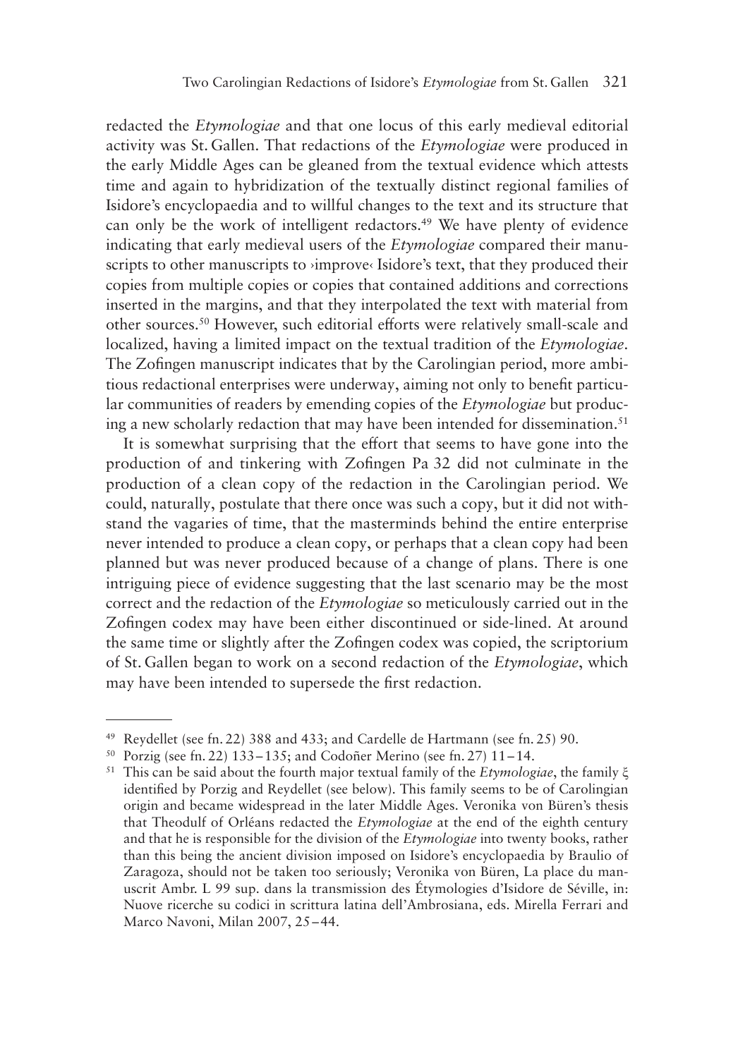redacted the *Etymologiae* and that one locus of this early medieval editorial activity was St. Gallen. That redactions of the *Etymologiae* were produced in the early Middle Ages can be gleaned from the textual evidence which attests time and again to hybridization of the textually distinct regional families of Isidore's encyclopaedia and to willful changes to the text and its structure that can only be the work of intelligent redactors.[49] We have plenty of evidence indicating that early medieval users of the *Etymologiae* compared their manuscripts to other manuscripts to ›improve‹ Isidore's text, that they produced their copies from multiple copies or copies that contained additions and corrections inserted in the margins, and that they interpolated the text with material from other sources.[50] However, such editorial efforts were relatively small-scale and localized, having a limited impact on the textual tradition of the *Etymologiae*. The Zofingen manuscript indicates that by the Carolingian period, more ambitious redactional enterprises were underway, aiming not only to benefit particular communities of readers by emending copies of the *Etymologiae* but producing a new scholarly redaction that may have been intended for dissemination.[51]

It is somewhat surprising that the effort that seems to have gone into the production of and tinkering with Zofingen Pa 32 did not culminate in the production of a clean copy of the redaction in the Carolingian period. We could, naturally, postulate that there once was such a copy, but it did not withstand the vagaries of time, that the masterminds behind the entire enterprise never intended to produce a clean copy, or perhaps that a clean copy had been planned but was never produced because of a change of plans. There is one intriguing piece of evidence suggesting that the last scenario may be the most correct and the redaction of the *Etymologiae* so meticulously carried out in the Zofingen codex may have been either discontinued or side-lined. At around the same time or slightly after the Zofingen codex was copied, the scriptorium of St. Gallen began to work on a second redaction of the *Etymologiae*, which may have been intended to supersede the first redaction.

---

[49] Reydellet (see fn. 22) 388 and 433; and Cardelle de Hartmann (see fn. 25) 90.

[50] Porzig (see fn. 22) 133–135; and Codoñer Merino (see fn. 27) 11–14.

[51] This can be said about the fourth major textual family of the *Etymologiae*, the family ξ identified by Porzig and Reydellet (see below). This family seems to be of Carolingian origin and became widespread in the later Middle Ages. Veronika von Büren's thesis that Theodulf of Orléans redacted the *Etymologiae* at the end of the eighth century and that he is responsible for the division of the *Etymologiae* into twenty books, rather than this being the ancient division imposed on Isidore's encyclopaedia by Braulio of Zaragoza, should not be taken too seriously; Veronika von Büren, La place du manuscrit Ambr. L 99 sup. dans la transmission des Étymologies d'Isidore de Séville, in: Nuove ricerche su codici in scrittura latina dell'Ambrosiana, eds. Mirella Ferrari and Marco Navoni, Milan 2007, 25–44.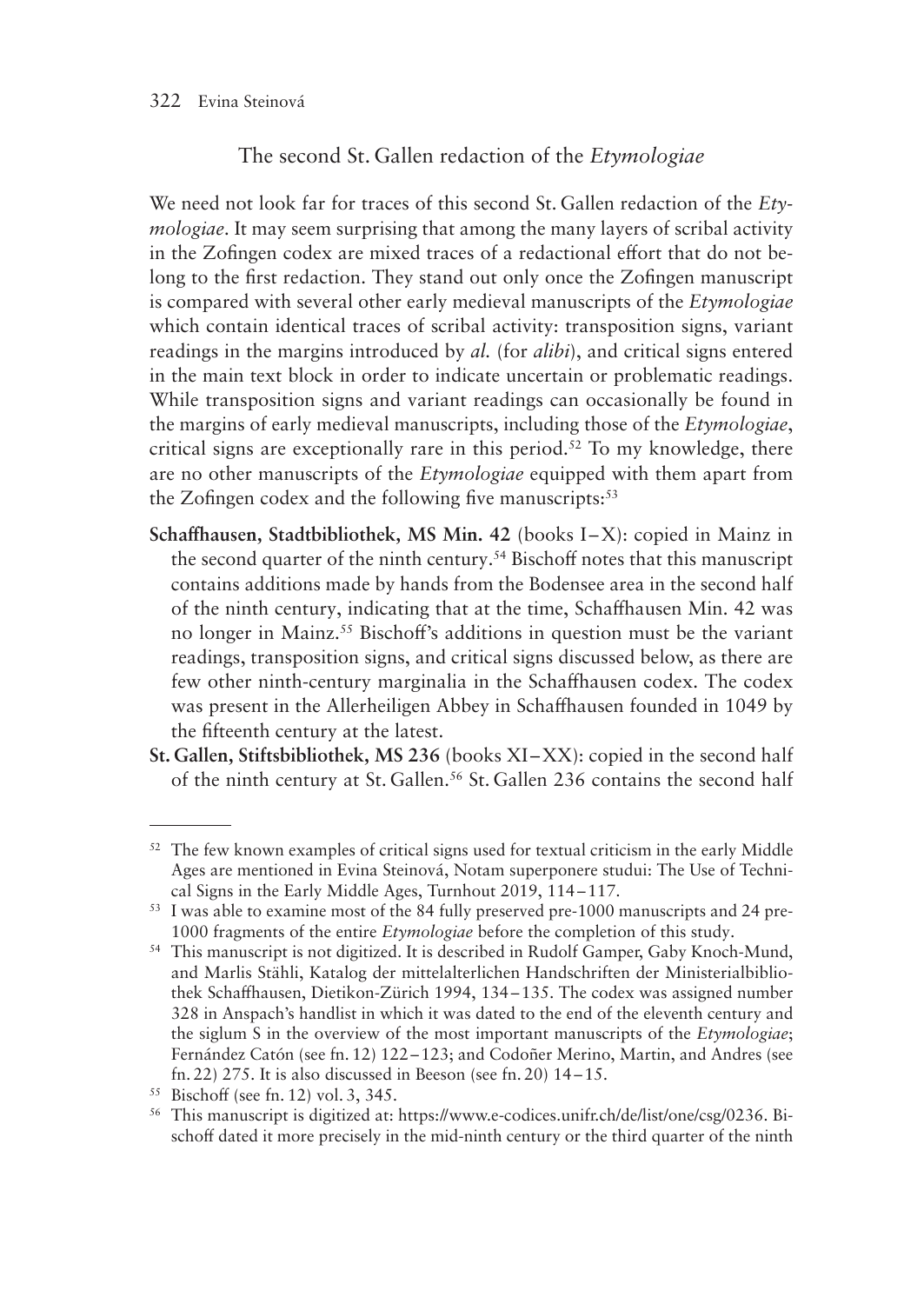## The second St. Gallen redaction of the *Etymologiae*

We need not look far for traces of this second St. Gallen redaction of the *Etymologiae*. It may seem surprising that among the many layers of scribal activity in the Zofingen codex are mixed traces of a redactional effort that do not belong to the first redaction. They stand out only once the Zofingen manuscript is compared with several other early medieval manuscripts of the *Etymologiae* which contain identical traces of scribal activity: transposition signs, variant readings in the margins introduced by *al.* (for *alibi*), and critical signs entered in the main text block in order to indicate uncertain or problematic readings. While transposition signs and variant readings can occasionally be found in the margins of early medieval manuscripts, including those of the *Etymologiae*, critical signs are exceptionally rare in this period.[52] To my knowledge, there are no other manuscripts of the *Etymologiae* equipped with them apart from the Zofingen codex and the following five manuscripts:[53]

- **Schaffhausen, Stadtbibliothek, MS Min. 42** (books I–X): copied in Mainz in the second quarter of the ninth century.[54] Bischoff notes that this manuscript contains additions made by hands from the Bodensee area in the second half of the ninth century, indicating that at the time, Schaffhausen Min. 42 was no longer in Mainz.[55] Bischoff's additions in question must be the variant readings, transposition signs, and critical signs discussed below, as there are few other ninth-century marginalia in the Schaffhausen codex. The codex was present in the Allerheiligen Abbey in Schaffhausen founded in 1049 by the fifteenth century at the latest.
- **St. Gallen, Stiftsbibliothek, MS 236** (books XI–XX): copied in the second half of the ninth century at St. Gallen.[56] St. Gallen 236 contains the second half

---

[52] The few known examples of critical signs used for textual criticism in the early Middle Ages are mentioned in Evina Steinová, Notam superponere studui: The Use of Technical Signs in the Early Middle Ages, Turnhout 2019, 114–117.

[53] I was able to examine most of the 84 fully preserved pre-1000 manuscripts and 24 pre-1000 fragments of the entire *Etymologiae* before the completion of this study.

[54] This manuscript is not digitized. It is described in Rudolf Gamper, Gaby Knoch-Mund, and Marlis Stähli, Katalog der mittelalterlichen Handschriften der Ministerialbibliothek Schaffhausen, Dietikon-Zürich 1994, 134–135. The codex was assigned number 328 in Anspach's handlist in which it was dated to the end of the eleventh century and the siglum S in the overview of the most important manuscripts of the *Etymologiae*; Fernández Catón (see fn. 12) 122–123; and Codoñer Merino, Martin, and Andres (see fn. 22) 275. It is also discussed in Beeson (see fn. 20) 14–15.

[55] Bischoff (see fn. 12) vol. 3, 345.

[56] This manuscript is digitized at: https://www.e-codices.unifr.ch/de/list/one/csg/0236. Bischoff dated it more precisely in the mid-ninth century or the third quarter of the ninth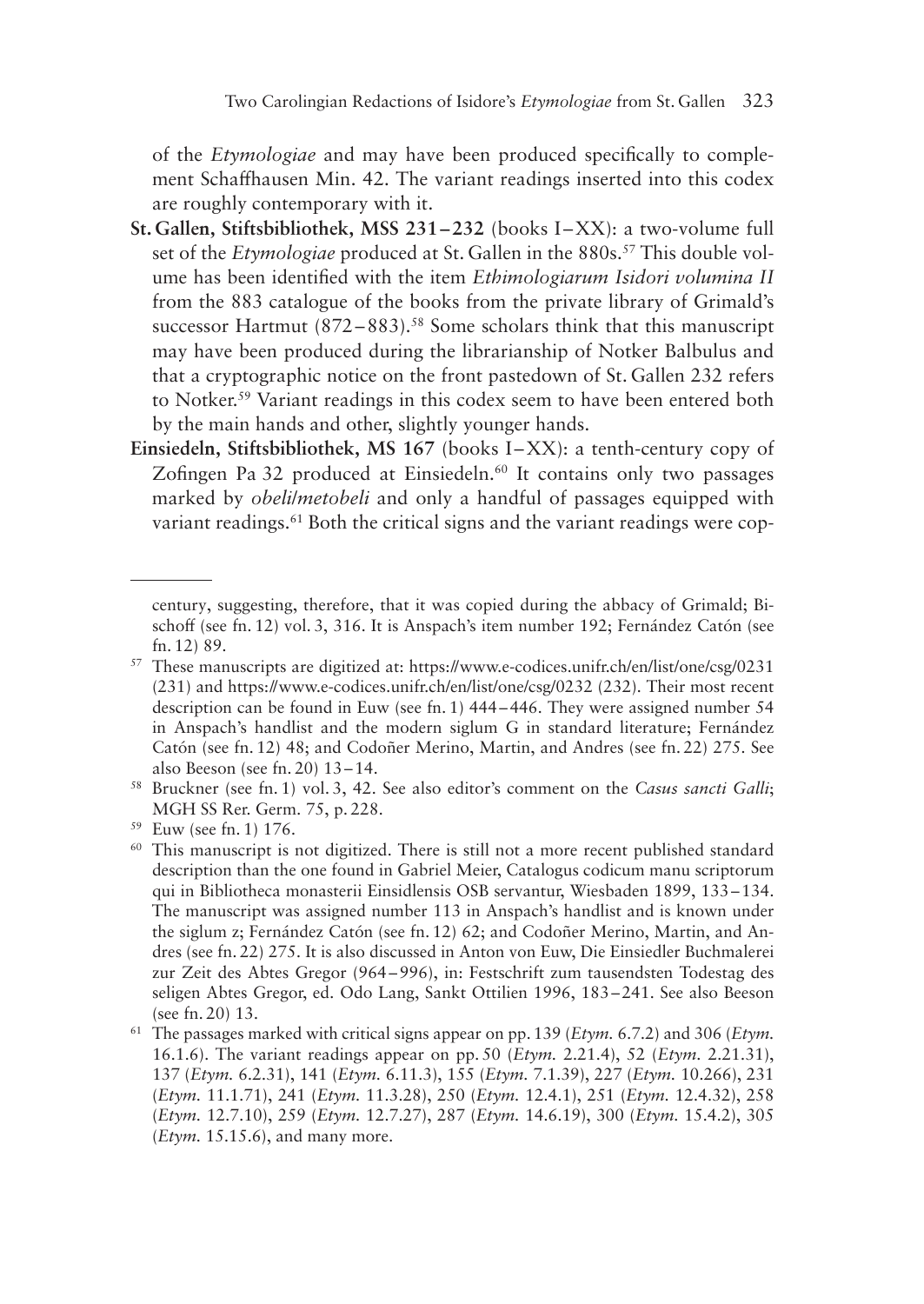of the *Etymologiae* and may have been produced specifically to complement Schaffhausen Min. 42. The variant readings inserted into this codex are roughly contemporary with it.

- **St. Gallen, Stiftsbibliothek, MSS 231–232** (books I–XX): a two-volume full set of the *Etymologiae* produced at St. Gallen in the 880s.[57] This double volume has been identified with the item *Ethimologiarum Isidori volumina II* from the 883 catalogue of the books from the private library of Grimald's successor Hartmut (872–883).[58] Some scholars think that this manuscript may have been produced during the librarianship of Notker Balbulus and that a cryptographic notice on the front pastedown of St. Gallen 232 refers to Notker.[59] Variant readings in this codex seem to have been entered both by the main hands and other, slightly younger hands.
- **Einsiedeln, Stiftsbibliothek, MS 167** (books I–XX): a tenth-century copy of Zofingen Pa 32 produced at Einsiedeln.[60] It contains only two passages marked by *obeli/metobeli* and only a handful of passages equipped with variant readings.[61] Both the critical signs and the variant readings were cop-

---

century, suggesting, therefore, that it was copied during the abbacy of Grimald; Bischoff (see fn. 12) vol. 3, 316. It is Anspach's item number 192; Fernández Catón (see fn. 12) 89.

[57] These manuscripts are digitized at: https://www.e-codices.unifr.ch/en/list/one/csg/0231 (231) and https://www.e-codices.unifr.ch/en/list/one/csg/0232 (232). Their most recent description can be found in Euw (see fn. 1) 444–446. They were assigned number 54 in Anspach's handlist and the modern siglum G in standard literature; Fernández Catón (see fn. 12) 48; and Codoñer Merino, Martin, and Andres (see fn. 22) 275. See also Beeson (see fn. 20) 13–14.

[58] Bruckner (see fn. 1) vol. 3, 42. See also editor's comment on the *Casus sancti Galli*; MGH SS Rer. Germ. 75, p. 228.

[59] Euw (see fn. 1) 176.

[60] This manuscript is not digitized. There is still not a more recent published standard description than the one found in Gabriel Meier, Catalogus codicum manu scriptorum qui in Bibliotheca monasterii Einsidlensis OSB servantur, Wiesbaden 1899, 133–134. The manuscript was assigned number 113 in Anspach's handlist and is known under the siglum z; Fernández Catón (see fn. 12) 62; and Codoñer Merino, Martin, and Andres (see fn. 22) 275. It is also discussed in Anton von Euw, Die Einsiedler Buchmalerei zur Zeit des Abtes Gregor (964–996), in: Festschrift zum tausendsten Todestag des seligen Abtes Gregor, ed. Odo Lang, Sankt Ottilien 1996, 183–241. See also Beeson (see fn. 20) 13.

[61] The passages marked with critical signs appear on pp. 139 (*Etym.* 6.7.2) and 306 (*Etym.* 16.1.6). The variant readings appear on pp. 50 (*Etym.* 2.21.4), 52 (*Etym.* 2.21.31), 137 (*Etym.* 6.2.31), 141 (*Etym.* 6.11.3), 155 (*Etym.* 7.1.39), 227 (*Etym.* 10.266), 231 (*Etym.* 11.1.71), 241 (*Etym.* 11.3.28), 250 (*Etym.* 12.4.1), 251 (*Etym.* 12.4.32), 258 (*Etym.* 12.7.10), 259 (*Etym.* 12.7.27), 287 (*Etym.* 14.6.19), 300 (*Etym.* 15.4.2), 305 (*Etym.* 15.15.6), and many more.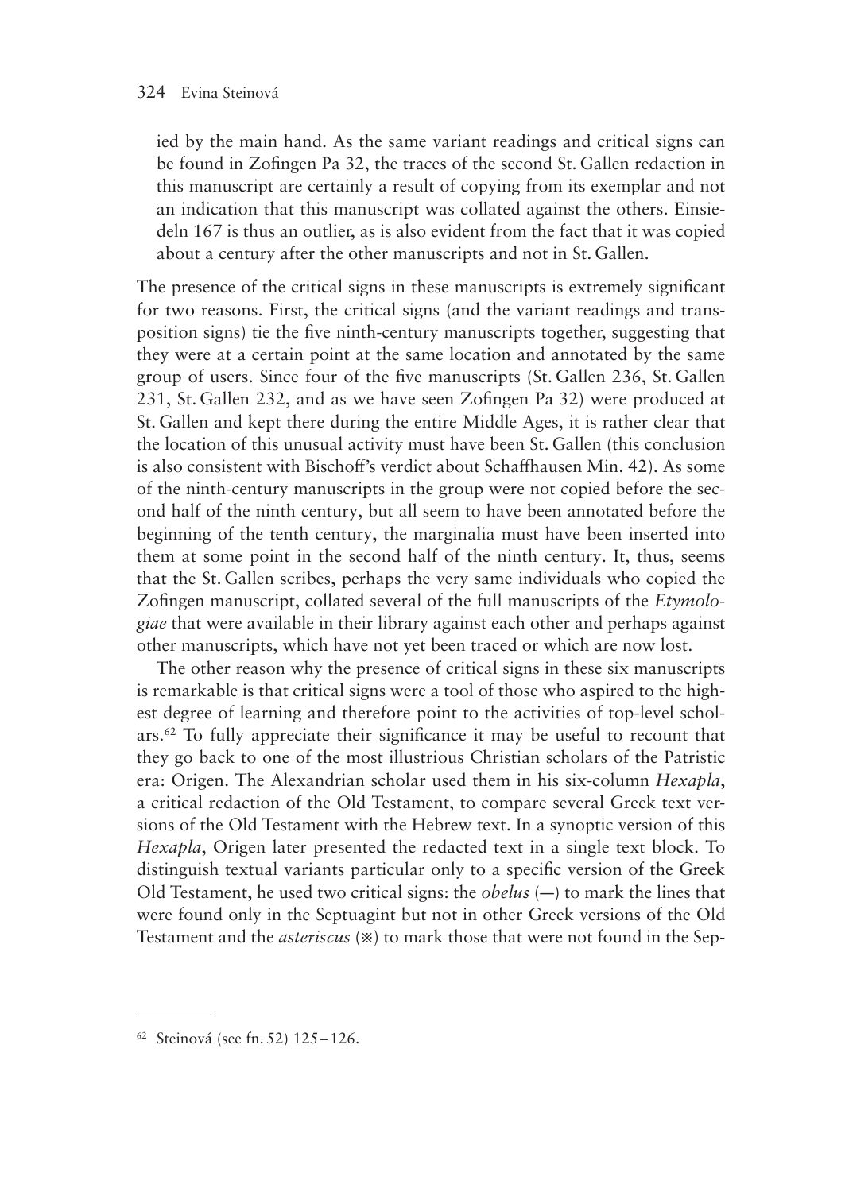ied by the main hand. As the same variant readings and critical signs can be found in Zofingen Pa 32, the traces of the second St. Gallen redaction in this manuscript are certainly a result of copying from its exemplar and not an indication that this manuscript was collated against the others. Einsiedeln 167 is thus an outlier, as is also evident from the fact that it was copied about a century after the other manuscripts and not in St. Gallen.

The presence of the critical signs in these manuscripts is extremely significant for two reasons. First, the critical signs (and the variant readings and transposition signs) tie the five ninth-century manuscripts together, suggesting that they were at a certain point at the same location and annotated by the same group of users. Since four of the five manuscripts (St. Gallen 236, St. Gallen 231, St. Gallen 232, and as we have seen Zofingen Pa 32) were produced at St. Gallen and kept there during the entire Middle Ages, it is rather clear that the location of this unusual activity must have been St. Gallen (this conclusion is also consistent with Bischoff's verdict about Schaffhausen Min. 42). As some of the ninth-century manuscripts in the group were not copied before the second half of the ninth century, but all seem to have been annotated before the beginning of the tenth century, the marginalia must have been inserted into them at some point in the second half of the ninth century. It, thus, seems that the St. Gallen scribes, perhaps the very same individuals who copied the Zofingen manuscript, collated several of the full manuscripts of the *Etymologiae* that were available in their library against each other and perhaps against other manuscripts, which have not yet been traced or which are now lost.

The other reason why the presence of critical signs in these six manuscripts is remarkable is that critical signs were a tool of those who aspired to the highest degree of learning and therefore point to the activities of top-level scholars.[62] To fully appreciate their significance it may be useful to recount that they go back to one of the most illustrious Christian scholars of the Patristic era: Origen. The Alexandrian scholar used them in his six-column *Hexapla*, a critical redaction of the Old Testament, to compare several Greek text versions of the Old Testament with the Hebrew text. In a synoptic version of this *Hexapla*, Origen later presented the redacted text in a single text block. To distinguish textual variants particular only to a specific version of the Greek Old Testament, he used two critical signs: the *obelus* (—) to mark the lines that were found only in the Septuagint but not in other Greek versions of the Old Testament and the *asteriscus* (※) to mark those that were not found in the Sep-

---

[62] Steinová (see fn. 52) 125–126.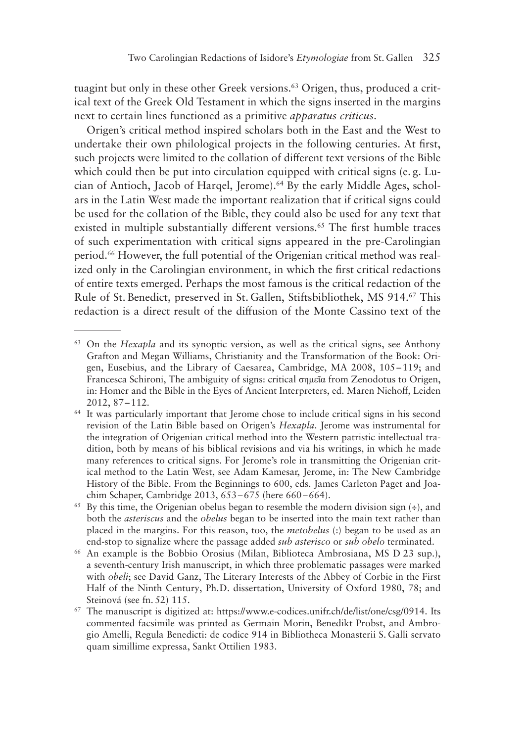tuagint but only in these other Greek versions.[63] Origen, thus, produced a critical text of the Greek Old Testament in which the signs inserted in the margins next to certain lines functioned as a primitive *apparatus criticus*.

Origen's critical method inspired scholars both in the East and the West to undertake their own philological projects in the following centuries. At first, such projects were limited to the collation of different text versions of the Bible which could then be put into circulation equipped with critical signs (e.g. Lucian of Antioch, Jacob of Harqel, Jerome).[64] By the early Middle Ages, scholars in the Latin West made the important realization that if critical signs could be used for the collation of the Bible, they could also be used for any text that existed in multiple substantially different versions.[65] The first humble traces of such experimentation with critical signs appeared in the pre-Carolingian period.[66] However, the full potential of the Origenian critical method was realized only in the Carolingian environment, in which the first critical redactions of entire texts emerged. Perhaps the most famous is the critical redaction of the Rule of St. Benedict, preserved in St. Gallen, Stiftsbibliothek, MS 914.[67] This redaction is a direct result of the diffusion of the Monte Cassino text of the

---

[63] On the *Hexapla* and its synoptic version, as well as the critical signs, see Anthony Grafton and Megan Williams, Christianity and the Transformation of the Book: Origen, Eusebius, and the Library of Caesarea, Cambridge, MA 2008, 105–119; and Francesca Schironi, The ambiguity of signs: critical σημεῖα from Zenodotus to Origen, in: Homer and the Bible in the Eyes of Ancient Interpreters, ed. Maren Niehoff, Leiden 2012, 87–112.

[64] It was particularly important that Jerome chose to include critical signs in his second revision of the Latin Bible based on Origen's *Hexapla*. Jerome was instrumental for the integration of Origenian critical method into the Western patristic intellectual tradition, both by means of his biblical revisions and via his writings, in which he made many references to critical signs. For Jerome's role in transmitting the Origenian critical method to the Latin West, see Adam Kamesar, Jerome, in: The New Cambridge History of the Bible. From the Beginnings to 600, eds. James Carleton Paget and Joachim Schaper, Cambridge 2013, 653–675 (here 660–664).

[65] By this time, the Origenian obelus began to resemble the modern division sign (÷), and both the *asteriscus* and the *obelus* began to be inserted into the main text rather than placed in the margins. For this reason, too, the *metobelus* (:) began to be used as an end-stop to signalize where the passage added *sub asterisco* or *sub obelo* terminated.

[66] An example is the Bobbio Orosius (Milan, Biblioteca Ambrosiana, MS D 23 sup.), a seventh-century Irish manuscript, in which three problematic passages were marked with *obeli*; see David Ganz, The Literary Interests of the Abbey of Corbie in the First Half of the Ninth Century, Ph.D. dissertation, University of Oxford 1980, 78; and Steinová (see fn. 52) 115.

[67] The manuscript is digitized at: https://www.e-codices.unifr.ch/de/list/one/csg/0914. Its commented facsimile was printed as Germain Morin, Benedikt Probst, and Ambrogio Amelli, Regula Benedicti: de codice 914 in Bibliotheca Monasterii S. Galli servato quam simillime expressa, Sankt Ottilien 1983.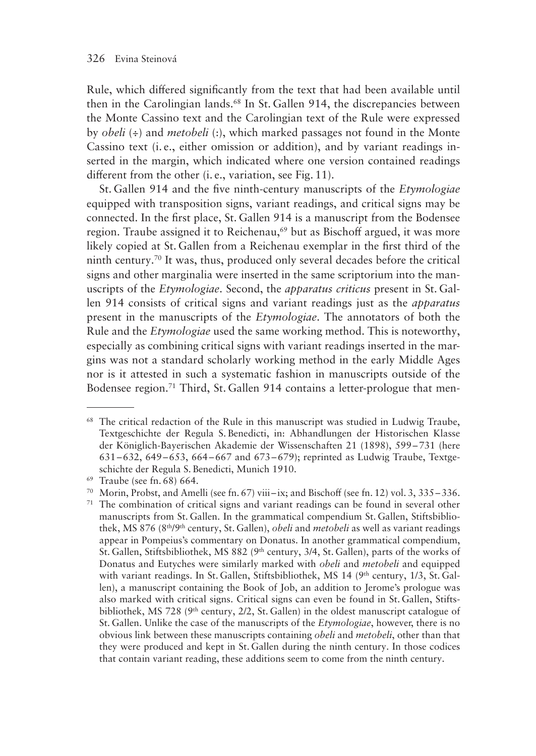Rule, which differed significantly from the text that had been available until then in the Carolingian lands.[68] In St. Gallen 914, the discrepancies between the Monte Cassino text and the Carolingian text of the Rule were expressed by *obeli* (÷) and *metobeli* (:), which marked passages not found in the Monte Cassino text (i. e., either omission or addition), and by variant readings inserted in the margin, which indicated where one version contained readings different from the other (i. e., variation, see Fig. 11).

St. Gallen 914 and the five ninth-century manuscripts of the *Etymologiae* equipped with transposition signs, variant readings, and critical signs may be connected. In the first place, St. Gallen 914 is a manuscript from the Bodensee region. Traube assigned it to Reichenau,[69] but as Bischoff argued, it was more likely copied at St. Gallen from a Reichenau exemplar in the first third of the ninth century.[70] It was, thus, produced only several decades before the critical signs and other marginalia were inserted in the same scriptorium into the manuscripts of the *Etymologiae*. Second, the *apparatus criticus* present in St. Gallen 914 consists of critical signs and variant readings just as the *apparatus* present in the manuscripts of the *Etymologiae*. The annotators of both the Rule and the *Etymologiae* used the same working method. This is noteworthy, especially as combining critical signs with variant readings inserted in the margins was not a standard scholarly working method in the early Middle Ages nor is it attested in such a systematic fashion in manuscripts outside of the Bodensee region.[71] Third, St. Gallen 914 contains a letter-prologue that men-

---

[68] The critical redaction of the Rule in this manuscript was studied in Ludwig Traube, Textgeschichte der Regula S. Benedicti, in: Abhandlungen der Historischen Klasse der Königlich-Bayerischen Akademie der Wissenschaften 21 (1898), 599–731 (here 631–632, 649–653, 664–667 and 673–679); reprinted as Ludwig Traube, Textgeschichte der Regula S. Benedicti, Munich 1910.

[69] Traube (see fn. 68) 664.

[70] Morin, Probst, and Amelli (see fn. 67) viii–ix; and Bischoff (see fn. 12) vol. 3, 335–336.

[71] The combination of critical signs and variant readings can be found in several other manuscripts from St. Gallen. In the grammatical compendium St. Gallen, Stiftsbibliothek, MS 876 (8th/9th century, St. Gallen), *obeli* and *metobeli* as well as variant readings appear in Pompeius's commentary on Donatus. In another grammatical compendium, St. Gallen, Stiftsbibliothek, MS 882 (9th century, 3/4, St. Gallen), parts of the works of Donatus and Eutyches were similarly marked with *obeli* and *metobeli* and equipped with variant readings. In St. Gallen, Stiftsbibliothek, MS 14 (9th century, 1/3, St. Gallen), a manuscript containing the Book of Job, an addition to Jerome's prologue was also marked with critical signs. Critical signs can even be found in St. Gallen, Stiftsbibliothek, MS 728 (9th century, 2/2, St. Gallen) in the oldest manuscript catalogue of St. Gallen. Unlike the case of the manuscripts of the *Etymologiae*, however, there is no obvious link between these manuscripts containing *obeli* and *metobeli*, other than that they were produced and kept in St. Gallen during the ninth century. In those codices that contain variant reading, these additions seem to come from the ninth century.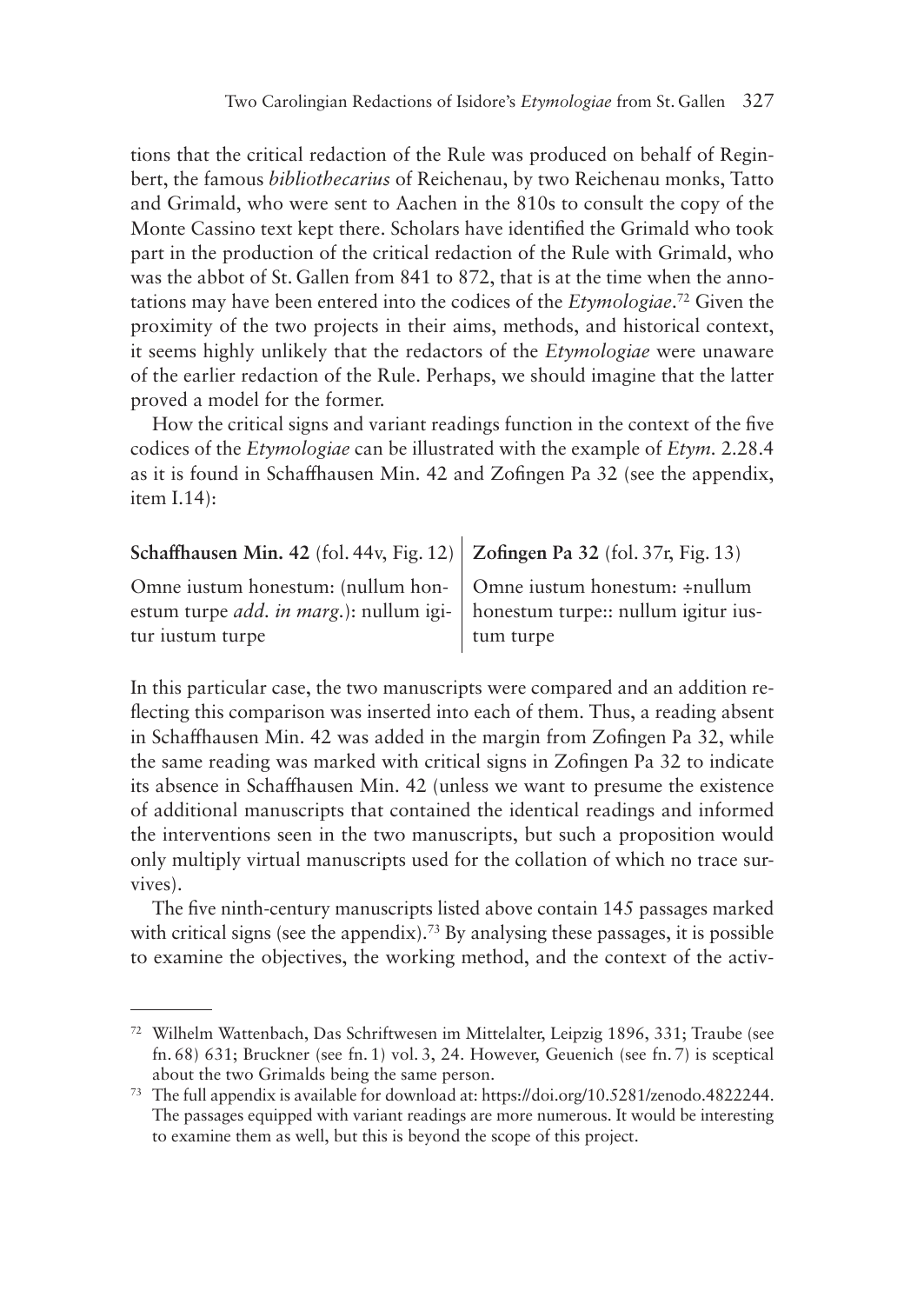tions that the critical redaction of the Rule was produced on behalf of Reginbert, the famous *bibliothecarius* of Reichenau, by two Reichenau monks, Tatto and Grimald, who were sent to Aachen in the 810s to consult the copy of the Monte Cassino text kept there. Scholars have identified the Grimald who took part in the production of the critical redaction of the Rule with Grimald, who was the abbot of St. Gallen from 841 to 872, that is at the time when the annotations may have been entered into the codices of the *Etymologiae*.[72] Given the proximity of the two projects in their aims, methods, and historical context, it seems highly unlikely that the redactors of the *Etymologiae* were unaware of the earlier redaction of the Rule. Perhaps, we should imagine that the latter proved a model for the former.

How the critical signs and variant readings function in the context of the five codices of the *Etymologiae* can be illustrated with the example of *Etym.* 2.28.4 as it is found in Schaffhausen Min. 42 and Zofingen Pa 32 (see the appendix, item I.14):

| **Schaffhausen Min. 42** (fol. 44v, Fig. 12) | **Zofingen Pa 32** (fol. 37r, Fig. 13) |
| --- | --- |
| Omne iustum honestum: (nullum honestum turpe *add. in marg.*): nullum igitur iustum turpe | Omne iustum honestum: ÷nullum honestum turpe:: nullum igitur iustum turpe |

In this particular case, the two manuscripts were compared and an addition reflecting this comparison was inserted into each of them. Thus, a reading absent in Schaffhausen Min. 42 was added in the margin from Zofingen Pa 32, while the same reading was marked with critical signs in Zofingen Pa 32 to indicate its absence in Schaffhausen Min. 42 (unless we want to presume the existence of additional manuscripts that contained the identical readings and informed the interventions seen in the two manuscripts, but such a proposition would only multiply virtual manuscripts used for the collation of which no trace survives).

The five ninth-century manuscripts listed above contain 145 passages marked with critical signs (see the appendix).[73] By analysing these passages, it is possible to examine the objectives, the working method, and the context of the activ-

---

[72] Wilhelm Wattenbach, Das Schriftwesen im Mittelalter, Leipzig 1896, 331; Traube (see fn. 68) 631; Bruckner (see fn. 1) vol. 3, 24. However, Geuenich (see fn. 7) is sceptical about the two Grimalds being the same person.

[73] The full appendix is available for download at: https://doi.org/10.5281/zenodo.4822244. The passages equipped with variant readings are more numerous. It would be interesting to examine them as well, but this is beyond the scope of this project.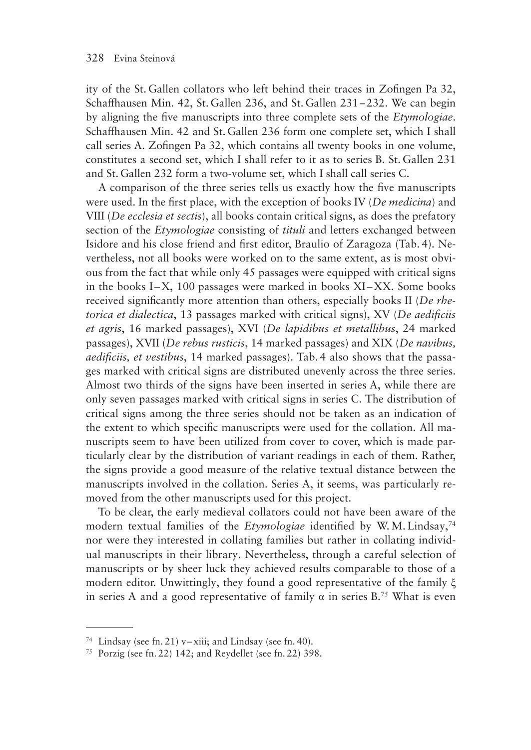ity of the St. Gallen collators who left behind their traces in Zofingen Pa 32, Schaffhausen Min. 42, St. Gallen 236, and St. Gallen 231–232. We can begin by aligning the five manuscripts into three complete sets of the *Etymologiae*. Schaffhausen Min. 42 and St. Gallen 236 form one complete set, which I shall call series A. Zofingen Pa 32, which contains all twenty books in one volume, constitutes a second set, which I shall refer to it as to series B. St. Gallen 231 and St. Gallen 232 form a two-volume set, which I shall call series C.

A comparison of the three series tells us exactly how the five manuscripts were used. In the first place, with the exception of books IV (*De medicina*) and VIII (*De ecclesia et sectis*), all books contain critical signs, as does the prefatory section of the *Etymologiae* consisting of *tituli* and letters exchanged between Isidore and his close friend and first editor, Braulio of Zaragoza (Tab. 4). Nevertheless, not all books were worked on to the same extent, as is most obvious from the fact that while only 45 passages were equipped with critical signs in the books I–X, 100 passages were marked in books XI–XX. Some books received significantly more attention than others, especially books II (*De rhetorica et dialectica*, 13 passages marked with critical signs), XV (*De aedificiis et agris*, 16 marked passages), XVI (*De lapidibus et metallibus*, 24 marked passages), XVII (*De rebus rusticis*, 14 marked passages) and XIX (*De navibus, aedificiis, et vestibus*, 14 marked passages). Tab. 4 also shows that the passages marked with critical signs are distributed unevenly across the three series. Almost two thirds of the signs have been inserted in series A, while there are only seven passages marked with critical signs in series C. The distribution of critical signs among the three series should not be taken as an indication of the extent to which specific manuscripts were used for the collation. All manuscripts seem to have been utilized from cover to cover, which is made particularly clear by the distribution of variant readings in each of them. Rather, the signs provide a good measure of the relative textual distance between the manuscripts involved in the collation. Series A, it seems, was particularly removed from the other manuscripts used for this project.

To be clear, the early medieval collators could not have been aware of the modern textual families of the *Etymologiae* identified by W. M. Lindsay,[74] nor were they interested in collating families but rather in collating individual manuscripts in their library. Nevertheless, through a careful selection of manuscripts or by sheer luck they achieved results comparable to those of a modern editor. Unwittingly, they found a good representative of the family ξ in series A and a good representative of family α in series B.[75] What is even

---

[74] Lindsay (see fn. 21) v–xiii; and Lindsay (see fn. 40).

[75] Porzig (see fn. 22) 142; and Reydellet (see fn. 22) 398.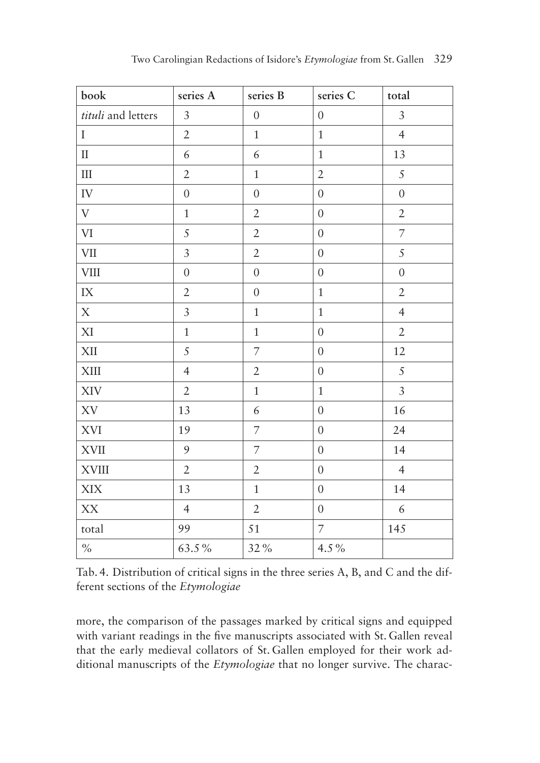| book | series A | series B | series C | total |
|---|---|---|---|---|
| *tituli* and letters | 3 | 0 | 0 | 3 |
| I | 2 | 1 | 1 | 4 |
| II | 6 | 6 | 1 | 13 |
| III | 2 | 1 | 2 | 5 |
| IV | 0 | 0 | 0 | 0 |
| V | 1 | 2 | 0 | 2 |
| VI | 5 | 2 | 0 | 7 |
| VII | 3 | 2 | 0 | 5 |
| VIII | 0 | 0 | 0 | 0 |
| IX | 2 | 0 | 1 | 2 |
| X | 3 | 1 | 1 | 4 |
| XI | 1 | 1 | 0 | 2 |
| XII | 5 | 7 | 0 | 12 |
| XIII | 4 | 2 | 0 | 5 |
| XIV | 2 | 1 | 1 | 3 |
| XV | 13 | 6 | 0 | 16 |
| XVI | 19 | 7 | 0 | 24 |
| XVII | 9 | 7 | 0 | 14 |
| XVIII | 2 | 2 | 0 | 4 |
| XIX | 13 | 1 | 0 | 14 |
| XX | 4 | 2 | 0 | 6 |
| total | 99 | 51 | 7 | 145 |
| % | 63.5 % | 32 % | 4.5 % | |

Tab. 4. Distribution of critical signs in the three series A, B, and C and the different sections of the *Etymologiae*

more, the comparison of the passages marked by critical signs and equipped with variant readings in the five manuscripts associated with St. Gallen reveal that the early medieval collators of St. Gallen employed for their work additional manuscripts of the *Etymologiae* that no longer survive. The charac-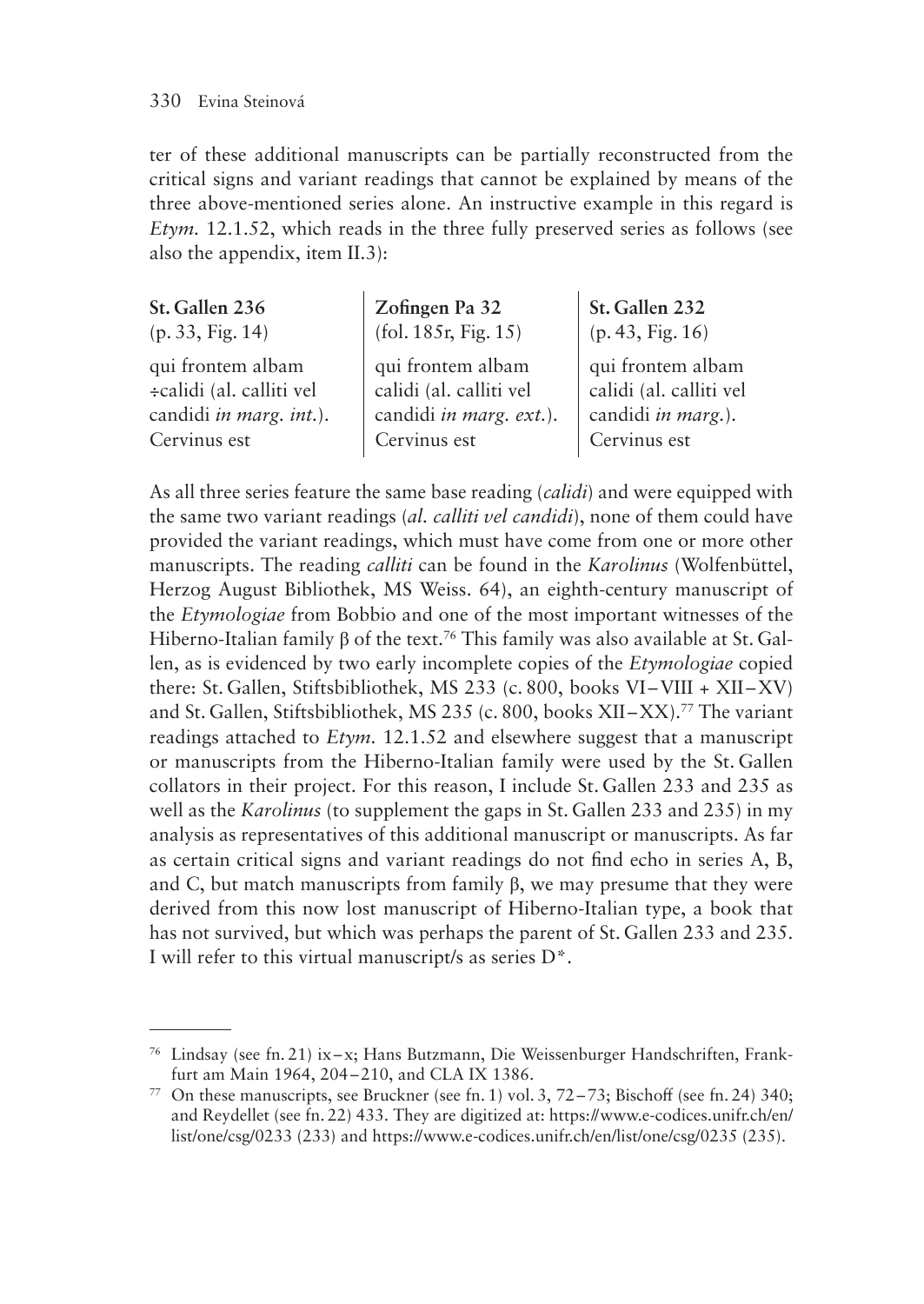ter of these additional manuscripts can be partially reconstructed from the critical signs and variant readings that cannot be explained by means of the three above-mentioned series alone. An instructive example in this regard is *Etym.* 12.1.52, which reads in the three fully preserved series as follows (see also the appendix, item II.3):

| **St. Gallen 236** (p. 33, Fig. 14) | **Zofingen Pa 32** (fol. 185r, Fig. 15) | **St. Gallen 232** (p. 43, Fig. 16) |
|---|---|---|
| qui frontem albam ÷calidi (al. calliti vel candidi *in marg. int.*). Cervinus est | qui frontem albam calidi (al. calliti vel candidi *in marg. ext.*). Cervinus est | qui frontem albam calidi (al. calliti vel candidi *in marg.*). Cervinus est |

As all three series feature the same base reading (*calidi*) and were equipped with the same two variant readings (*al. calliti vel candidi*), none of them could have provided the variant readings, which must have come from one or more other manuscripts. The reading *calliti* can be found in the *Karolinus* (Wolfenbüttel, Herzog August Bibliothek, MS Weiss. 64), an eighth-century manuscript of the *Etymologiae* from Bobbio and one of the most important witnesses of the Hiberno-Italian family β of the text.[76] This family was also available at St. Gallen, as is evidenced by two early incomplete copies of the *Etymologiae* copied there: St. Gallen, Stiftsbibliothek, MS 233 (c. 800, books VI–VIII + XII–XV) and St. Gallen, Stiftsbibliothek, MS 235 (c. 800, books XII–XX).[77] The variant readings attached to *Etym.* 12.1.52 and elsewhere suggest that a manuscript or manuscripts from the Hiberno-Italian family were used by the St. Gallen collators in their project. For this reason, I include St. Gallen 233 and 235 as well as the *Karolinus* (to supplement the gaps in St. Gallen 233 and 235) in my analysis as representatives of this additional manuscript or manuscripts. As far as certain critical signs and variant readings do not find echo in series A, B, and C, but match manuscripts from family β, we may presume that they were derived from this now lost manuscript of Hiberno-Italian type, a book that has not survived, but which was perhaps the parent of St. Gallen 233 and 235. I will refer to this virtual manuscript/s as series D*.

---

[76] Lindsay (see fn. 21) ix–x; Hans Butzmann, Die Weissenburger Handschriften, Frankfurt am Main 1964, 204–210, and CLA IX 1386.

[77] On these manuscripts, see Bruckner (see fn. 1) vol. 3, 72–73; Bischoff (see fn. 24) 340; and Reydellet (see fn. 22) 433. They are digitized at: https://www.e-codices.unifr.ch/en/list/one/csg/0233 (233) and https://www.e-codices.unifr.ch/en/list/one/csg/0235 (235).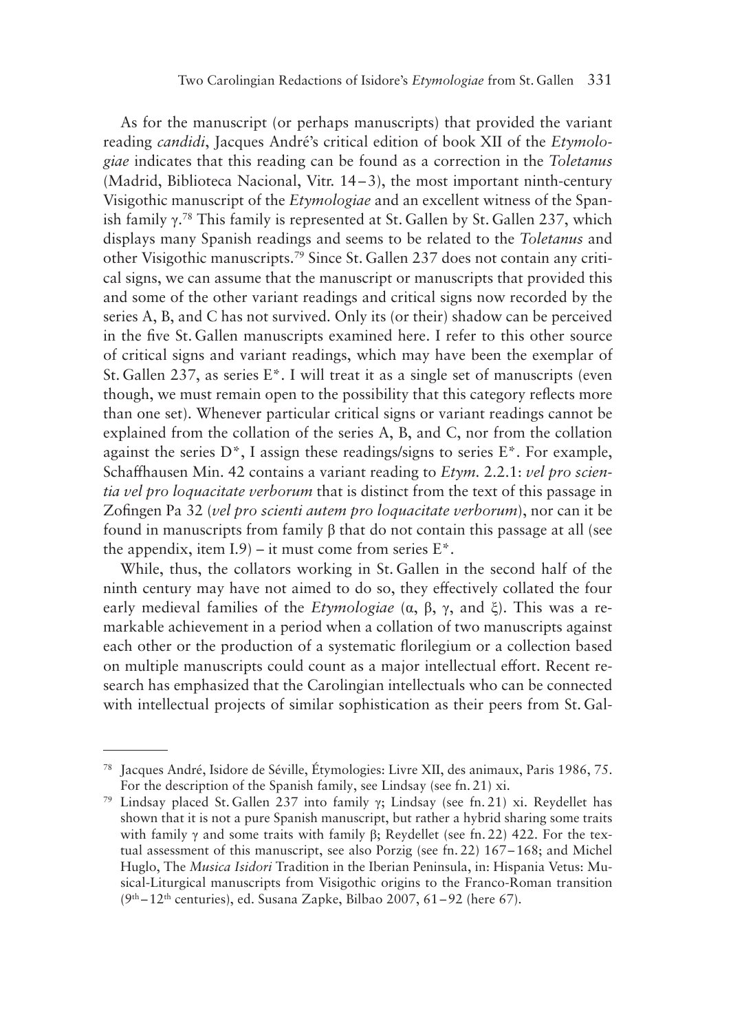As for the manuscript (or perhaps manuscripts) that provided the variant reading *candidi*, Jacques André's critical edition of book XII of the *Etymologiae* indicates that this reading can be found as a correction in the *Toletanus* (Madrid, Biblioteca Nacional, Vitr. 14–3), the most important ninth-century Visigothic manuscript of the *Etymologiae* and an excellent witness of the Spanish family γ.[78] This family is represented at St. Gallen by St. Gallen 237, which displays many Spanish readings and seems to be related to the *Toletanus* and other Visigothic manuscripts.[79] Since St. Gallen 237 does not contain any critical signs, we can assume that the manuscript or manuscripts that provided this and some of the other variant readings and critical signs now recorded by the series A, B, and C has not survived. Only its (or their) shadow can be perceived in the five St. Gallen manuscripts examined here. I refer to this other source of critical signs and variant readings, which may have been the exemplar of St. Gallen 237, as series E*. I will treat it as a single set of manuscripts (even though, we must remain open to the possibility that this category reflects more than one set). Whenever particular critical signs or variant readings cannot be explained from the collation of the series A, B, and C, nor from the collation against the series D*, I assign these readings/signs to series E*. For example, Schaffhausen Min. 42 contains a variant reading to *Etym.* 2.2.1: *vel pro scientia vel pro loquacitate verborum* that is distinct from the text of this passage in Zofingen Pa 32 (*vel pro scienti autem pro loquacitate verborum*), nor can it be found in manuscripts from family β that do not contain this passage at all (see the appendix, item I.9) – it must come from series E*.

While, thus, the collators working in St. Gallen in the second half of the ninth century may have not aimed to do so, they effectively collated the four early medieval families of the *Etymologiae* (α, β, γ, and ξ). This was a remarkable achievement in a period when a collation of two manuscripts against each other or the production of a systematic florilegium or a collection based on multiple manuscripts could count as a major intellectual effort. Recent research has emphasized that the Carolingian intellectuals who can be connected with intellectual projects of similar sophistication as their peers from St. Gal-

---

[78] Jacques André, Isidore de Séville, Étymologies: Livre XII, des animaux, Paris 1986, 75. For the description of the Spanish family, see Lindsay (see fn. 21) xi.

[79] Lindsay placed St. Gallen 237 into family γ; Lindsay (see fn. 21) xi. Reydellet has shown that it is not a pure Spanish manuscript, but rather a hybrid sharing some traits with family γ and some traits with family β; Reydellet (see fn. 22) 422. For the textual assessment of this manuscript, see also Porzig (see fn. 22) 167–168; and Michel Huglo, The *Musica Isidori* Tradition in the Iberian Peninsula, in: Hispania Vetus: Musical-Liturgical manuscripts from Visigothic origins to the Franco-Roman transition (9th–12th centuries), ed. Susana Zapke, Bilbao 2007, 61–92 (here 67).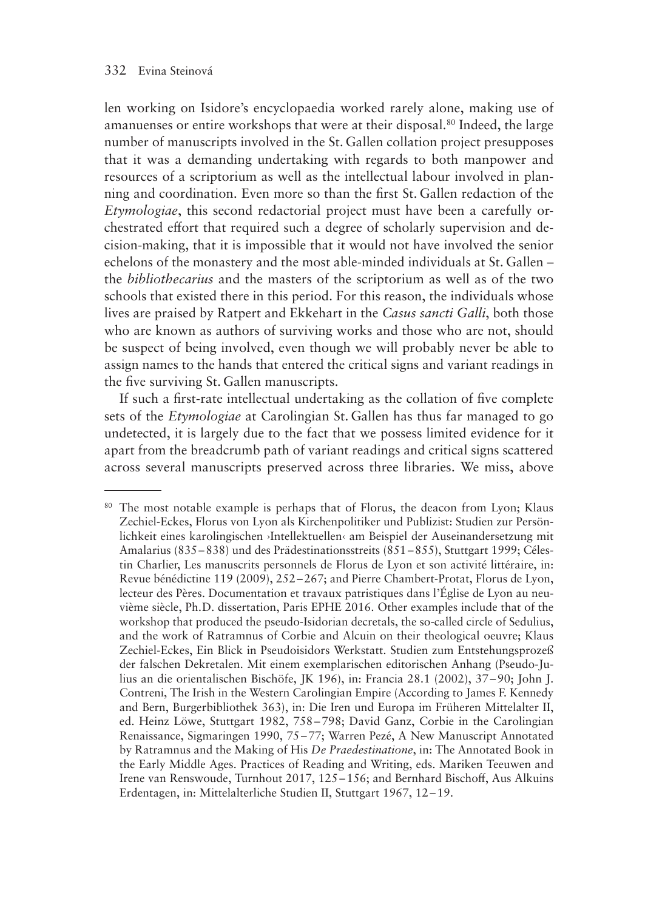len working on Isidore's encyclopaedia worked rarely alone, making use of amanuenses or entire workshops that were at their disposal.[80] Indeed, the large number of manuscripts involved in the St. Gallen collation project presupposes that it was a demanding undertaking with regards to both manpower and resources of a scriptorium as well as the intellectual labour involved in planning and coordination. Even more so than the first St. Gallen redaction of the *Etymologiae*, this second redactorial project must have been a carefully orchestrated effort that required such a degree of scholarly supervision and decision-making, that it is impossible that it would not have involved the senior echelons of the monastery and the most able-minded individuals at St. Gallen – the *bibliothecarius* and the masters of the scriptorium as well as of the two schools that existed there in this period. For this reason, the individuals whose lives are praised by Ratpert and Ekkehart in the *Casus sancti Galli*, both those who are known as authors of surviving works and those who are not, should be suspect of being involved, even though we will probably never be able to assign names to the hands that entered the critical signs and variant readings in the five surviving St. Gallen manuscripts.

If such a first-rate intellectual undertaking as the collation of five complete sets of the *Etymologiae* at Carolingian St. Gallen has thus far managed to go undetected, it is largely due to the fact that we possess limited evidence for it apart from the breadcrumb path of variant readings and critical signs scattered across several manuscripts preserved across three libraries. We miss, above

---

[80] The most notable example is perhaps that of Florus, the deacon from Lyon; Klaus Zechiel-Eckes, Florus von Lyon als Kirchenpolitiker und Publizist: Studien zur Persönlichkeit eines karolingischen ›Intellektuellen‹ am Beispiel der Auseinandersetzung mit Amalarius (835–838) und des Prädestinationsstreits (851–855), Stuttgart 1999; Célestin Charlier, Les manuscrits personnels de Florus de Lyon et son activité littéraire, in: Revue bénédictine 119 (2009), 252–267; and Pierre Chambert-Protat, Florus de Lyon, lecteur des Pères. Documentation et travaux patristiques dans l'Église de Lyon au neuvième siècle, Ph.D. dissertation, Paris EPHE 2016. Other examples include that of the workshop that produced the pseudo-Isidorian decretals, the so-called circle of Sedulius, and the work of Ratramnus of Corbie and Alcuin on their theological oeuvre; Klaus Zechiel-Eckes, Ein Blick in Pseudoisidors Werkstatt. Studien zum Entstehungsprozeß der falschen Dekretalen. Mit einem exemplarischen editorischen Anhang (Pseudo-Julius an die orientalischen Bischöfe, JK 196), in: Francia 28.1 (2002), 37–90; John J. Contreni, The Irish in the Western Carolingian Empire (According to James F. Kennedy and Bern, Burgerbibliothek 363), in: Die Iren und Europa im Früheren Mittelalter II, ed. Heinz Löwe, Stuttgart 1982, 758–798; David Ganz, Corbie in the Carolingian Renaissance, Sigmaringen 1990, 75–77; Warren Pezé, A New Manuscript Annotated by Ratramnus and the Making of His *De Praedestinatione*, in: The Annotated Book in the Early Middle Ages. Practices of Reading and Writing, eds. Mariken Teeuwen and Irene van Renswoude, Turnhout 2017, 125–156; and Bernhard Bischoff, Aus Alkuins Erdentagen, in: Mittelalterliche Studien II, Stuttgart 1967, 12–19.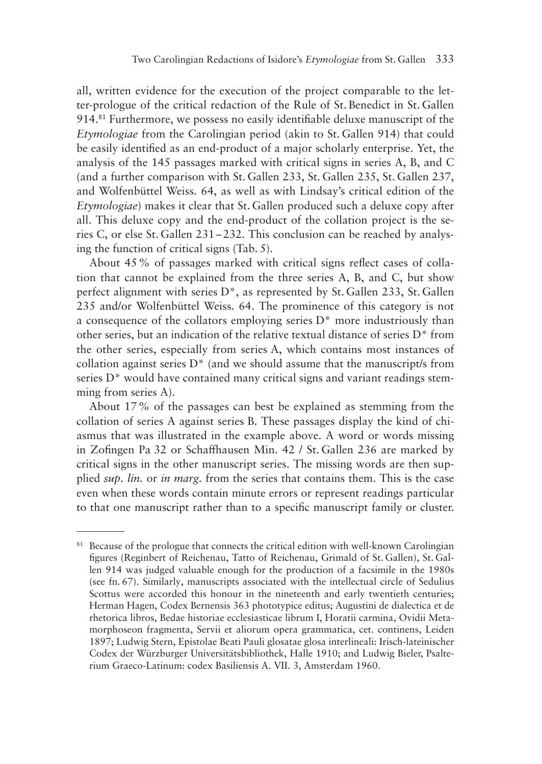all, written evidence for the execution of the project comparable to the letter-prologue of the critical redaction of the Rule of St. Benedict in St. Gallen 914.[81] Furthermore, we possess no easily identifiable deluxe manuscript of the *Etymologiae* from the Carolingian period (akin to St. Gallen 914) that could be easily identified as an end-product of a major scholarly enterprise. Yet, the analysis of the 145 passages marked with critical signs in series A, B, and C (and a further comparison with St. Gallen 233, St. Gallen 235, St. Gallen 237, and Wolfenbüttel Weiss. 64, as well as with Lindsay's critical edition of the *Etymologiae*) makes it clear that St. Gallen produced such a deluxe copy after all. This deluxe copy and the end-product of the collation project is the series C, or else St. Gallen 231–232. This conclusion can be reached by analysing the function of critical signs (Tab. 5).

About 45 % of passages marked with critical signs reflect cases of collation that cannot be explained from the three series A, B, and C, but show perfect alignment with series D*, as represented by St. Gallen 233, St. Gallen 235 and/or Wolfenbüttel Weiss. 64. The prominence of this category is not a consequence of the collators employing series D* more industriously than other series, but an indication of the relative textual distance of series D* from the other series, especially from series A, which contains most instances of collation against series D* (and we should assume that the manuscript/s from series D* would have contained many critical signs and variant readings stemming from series A).

About 17 % of the passages can best be explained as stemming from the collation of series A against series B. These passages display the kind of chiasmus that was illustrated in the example above. A word or words missing in Zofingen Pa 32 or Schaffhausen Min. 42 / St. Gallen 236 are marked by critical signs in the other manuscript series. The missing words are then supplied *sup. lin.* or *in marg.* from the series that contains them. This is the case even when these words contain minute errors or represent readings particular to that one manuscript rather than to a specific manuscript family or cluster.

---

[81] Because of the prologue that connects the critical edition with well-known Carolingian figures (Reginbert of Reichenau, Tatto of Reichenau, Grimald of St. Gallen), St. Gallen 914 was judged valuable enough for the production of a facsimile in the 1980s (see fn. 67). Similarly, manuscripts associated with the intellectual circle of Sedulius Scottus were accorded this honour in the nineteenth and early twentieth centuries; Herman Hagen, Codex Bernensis 363 phototypice editus; Augustini de dialectica et de rhetorica libros, Bedae historiae ecclesiasticae librum I, Horatii carmina, Ovidii Metamorphoseon fragmenta, Servii et aliorum opera grammatica, cet. continens, Leiden 1897; Ludwig Stern, Epistolae Beati Pauli glosatae glosa interlineali: Irisch-lateinischer Codex der Würzburger Universitätsbibliothek, Halle 1910; and Ludwig Bieler, Psalterium Graeco-Latinum: codex Basiliensis A. VII. 3, Amsterdam 1960.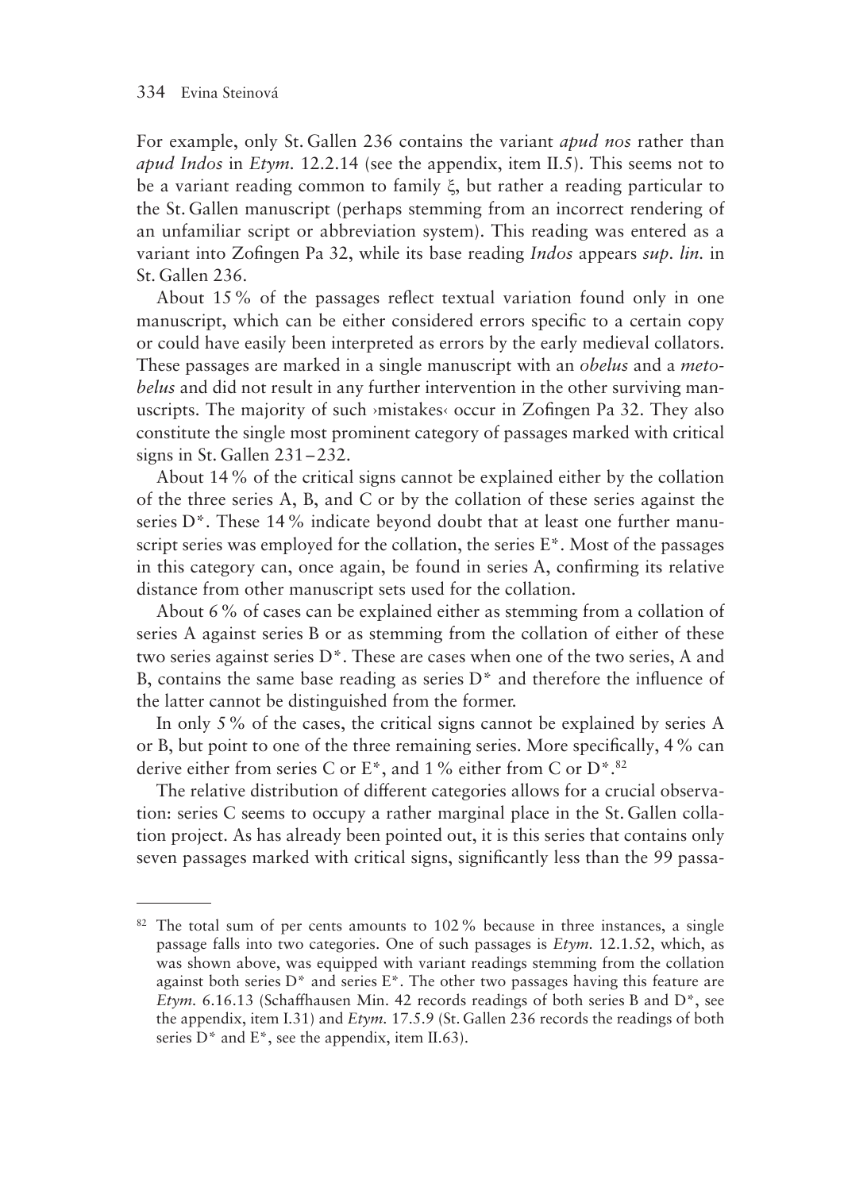For example, only St. Gallen 236 contains the variant *apud nos* rather than *apud Indos* in *Etym.* 12.2.14 (see the appendix, item II.5). This seems not to be a variant reading common to family ξ, but rather a reading particular to the St. Gallen manuscript (perhaps stemming from an incorrect rendering of an unfamiliar script or abbreviation system). This reading was entered as a variant into Zofingen Pa 32, while its base reading *Indos* appears *sup. lin.* in St. Gallen 236.

About 15 % of the passages reflect textual variation found only in one manuscript, which can be either considered errors specific to a certain copy or could have easily been interpreted as errors by the early medieval collators. These passages are marked in a single manuscript with an *obelus* and a *metobelus* and did not result in any further intervention in the other surviving manuscripts. The majority of such ›mistakes‹ occur in Zofingen Pa 32. They also constitute the single most prominent category of passages marked with critical signs in St. Gallen 231–232.

About 14 % of the critical signs cannot be explained either by the collation of the three series A, B, and C or by the collation of these series against the series D*. These 14 % indicate beyond doubt that at least one further manuscript series was employed for the collation, the series E*. Most of the passages in this category can, once again, be found in series A, confirming its relative distance from other manuscript sets used for the collation.

About 6 % of cases can be explained either as stemming from a collation of series A against series B or as stemming from the collation of either of these two series against series D*. These are cases when one of the two series, A and B, contains the same base reading as series D* and therefore the influence of the latter cannot be distinguished from the former.

In only 5 % of the cases, the critical signs cannot be explained by series A or B, but point to one of the three remaining series. More specifically, 4 % can derive either from series C or E*, and 1 % either from C or D*.[82]

The relative distribution of different categories allows for a crucial observation: series C seems to occupy a rather marginal place in the St. Gallen collation project. As has already been pointed out, it is this series that contains only seven passages marked with critical signs, significantly less than the 99 passa-

---

[82] The total sum of per cents amounts to 102 % because in three instances, a single passage falls into two categories. One of such passages is *Etym.* 12.1.52, which, as was shown above, was equipped with variant readings stemming from the collation against both series D* and series E*. The other two passages having this feature are *Etym.* 6.16.13 (Schaffhausen Min. 42 records readings of both series B and D*, see the appendix, item I.31) and *Etym.* 17.5.9 (St. Gallen 236 records the readings of both series D* and E*, see the appendix, item II.63).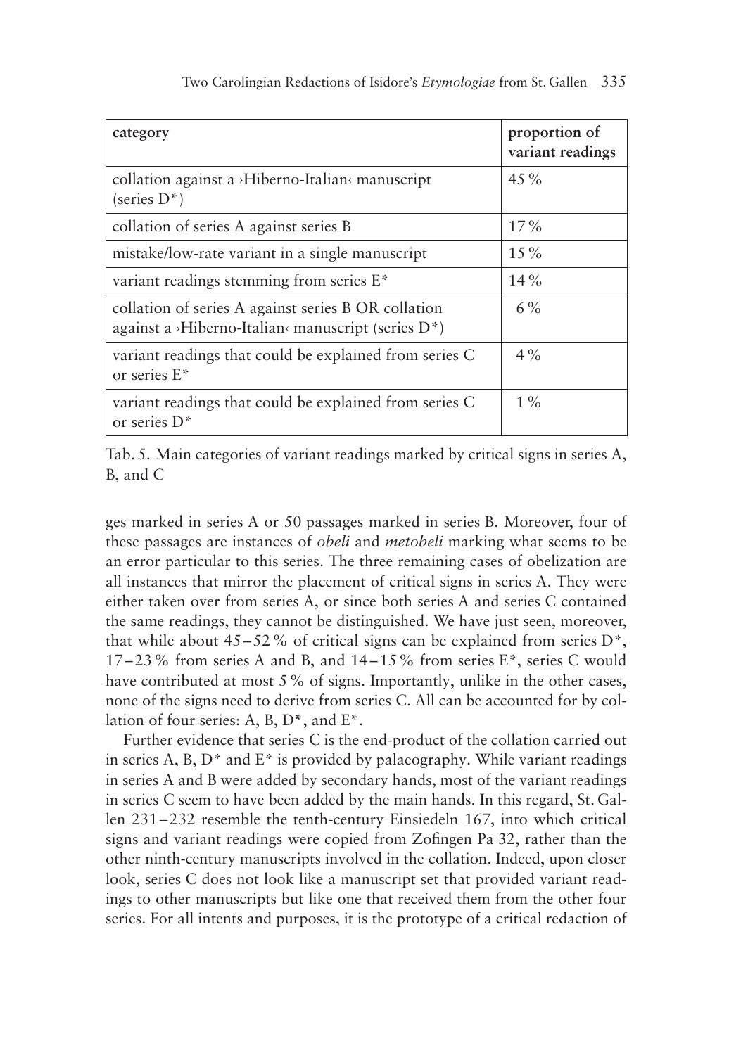| category | proportion of variant readings |
|---|---|
| collation against a ›Hiberno-Italian‹ manuscript (series D*) | 45 % |
| collation of series A against series B | 17 % |
| mistake/low-rate variant in a single manuscript | 15 % |
| variant readings stemming from series E* | 14 % |
| collation of series A against series B OR collation against a ›Hiberno-Italian‹ manuscript (series D*) | 6 % |
| variant readings that could be explained from series C or series E* | 4 % |
| variant readings that could be explained from series C or series D* | 1 % |

Tab. 5. Main categories of variant readings marked by critical signs in series A, B, and C

ges marked in series A or 50 passages marked in series B. Moreover, four of these passages are instances of *obeli* and *metobeli* marking what seems to be an error particular to this series. The three remaining cases of obelization are all instances that mirror the placement of critical signs in series A. They were either taken over from series A, or since both series A and series C contained the same readings, they cannot be distinguished. We have just seen, moreover, that while about 45–52 % of critical signs can be explained from series D*, 17–23 % from series A and B, and 14–15 % from series E*, series C would have contributed at most 5 % of signs. Importantly, unlike in the other cases, none of the signs need to derive from series C. All can be accounted for by collation of four series: A, B, D*, and E*.

Further evidence that series C is the end-product of the collation carried out in series A, B, D* and E* is provided by palaeography. While variant readings in series A and B were added by secondary hands, most of the variant readings in series C seem to have been added by the main hands. In this regard, St. Gallen 231–232 resemble the tenth-century Einsiedeln 167, into which critical signs and variant readings were copied from Zofingen Pa 32, rather than the other ninth-century manuscripts involved in the collation. Indeed, upon closer look, series C does not look like a manuscript set that provided variant readings to other manuscripts but like one that received them from the other four series. For all intents and purposes, it is the prototype of a critical redaction of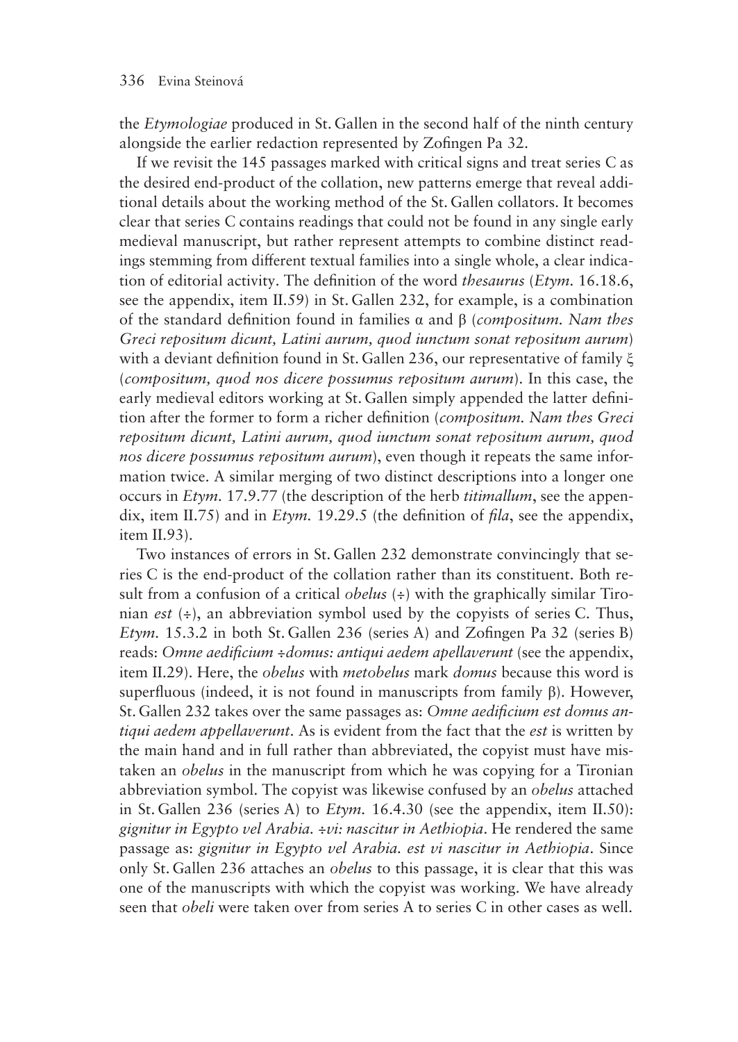the *Etymologiae* produced in St. Gallen in the second half of the ninth century alongside the earlier redaction represented by Zofingen Pa 32.

If we revisit the 145 passages marked with critical signs and treat series C as the desired end-product of the collation, new patterns emerge that reveal additional details about the working method of the St. Gallen collators. It becomes clear that series C contains readings that could not be found in any single early medieval manuscript, but rather represent attempts to combine distinct readings stemming from different textual families into a single whole, a clear indication of editorial activity. The definition of the word *thesaurus* (*Etym.* 16.18.6, see the appendix, item II.59) in St. Gallen 232, for example, is a combination of the standard definition found in families α and β (*compositum. Nam thes Greci repositum dicunt, Latini aurum, quod iunctum sonat repositum aurum*) with a deviant definition found in St. Gallen 236, our representative of family ξ (*compositum, quod nos dicere possumus repositum aurum*). In this case, the early medieval editors working at St. Gallen simply appended the latter definition after the former to form a richer definition (*compositum. Nam thes Greci repositum dicunt, Latini aurum, quod iunctum sonat repositum aurum, quod nos dicere possumus repositum aurum*), even though it repeats the same information twice. A similar merging of two distinct descriptions into a longer one occurs in *Etym.* 17.9.77 (the description of the herb *titimallum*, see the appendix, item II.75) and in *Etym.* 19.29.5 (the definition of *fila*, see the appendix, item II.93).

Two instances of errors in St. Gallen 232 demonstrate convincingly that series C is the end-product of the collation rather than its constituent. Both result from a confusion of a critical *obelus* (÷) with the graphically similar Tironian *est* (÷), an abbreviation symbol used by the copyists of series C. Thus, *Etym.* 15.3.2 in both St. Gallen 236 (series A) and Zofingen Pa 32 (series B) reads: *Omne aedificium ÷domus: antiqui aedem apellaverunt* (see the appendix, item II.29). Here, the *obelus* with *metobelus* mark *domus* because this word is superfluous (indeed, it is not found in manuscripts from family β). However, St. Gallen 232 takes over the same passages as: *Omne aedificium est domus antiqui aedem appellaverunt*. As is evident from the fact that the *est* is written by the main hand and in full rather than abbreviated, the copyist must have mistaken an *obelus* in the manuscript from which he was copying for a Tironian abbreviation symbol. The copyist was likewise confused by an *obelus* attached in St. Gallen 236 (series A) to *Etym.* 16.4.30 (see the appendix, item II.50): *gignitur in Egypto vel Arabia. ÷vi: nascitur in Aethiopia*. He rendered the same passage as: *gignitur in Egypto vel Arabia. est vi nascitur in Aethiopia*. Since only St. Gallen 236 attaches an *obelus* to this passage, it is clear that this was one of the manuscripts with which the copyist was working. We have already seen that *obeli* were taken over from series A to series C in other cases as well.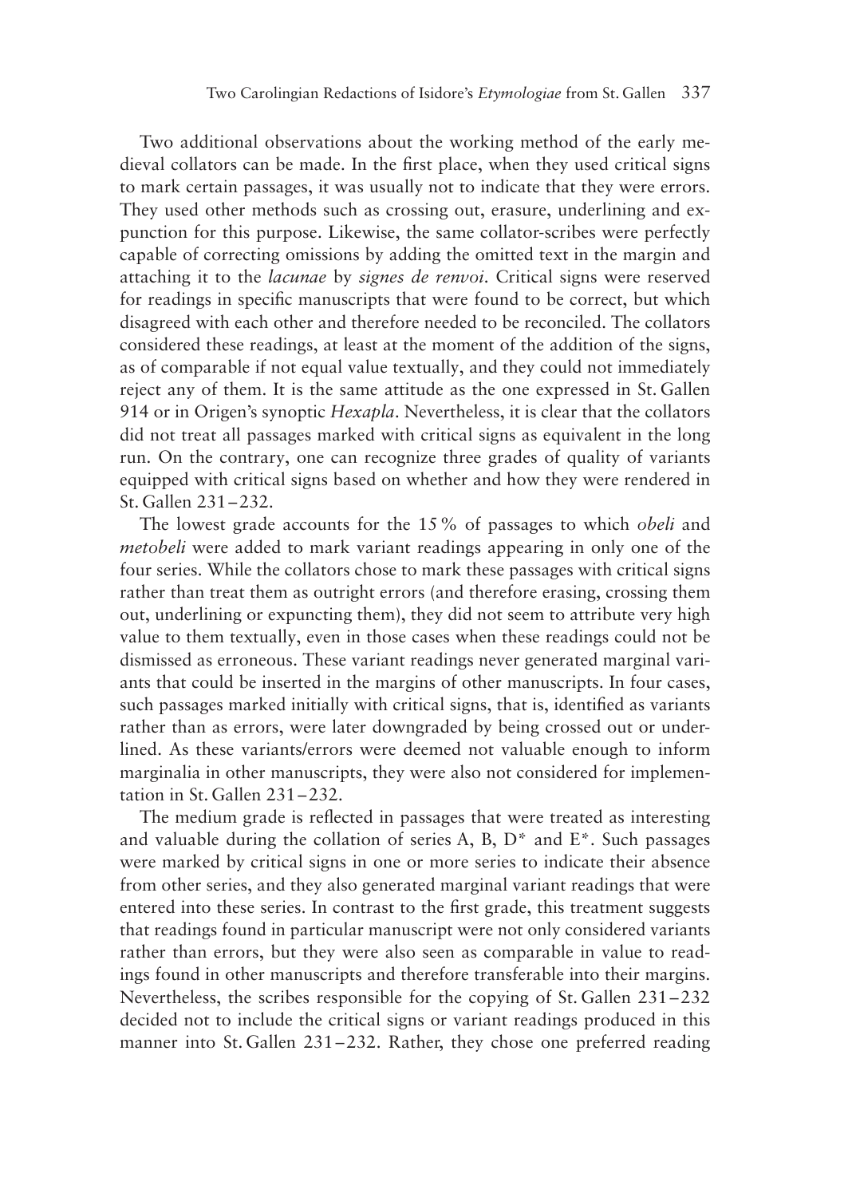Two additional observations about the working method of the early medieval collators can be made. In the first place, when they used critical signs to mark certain passages, it was usually not to indicate that they were errors. They used other methods such as crossing out, erasure, underlining and expunction for this purpose. Likewise, the same collator-scribes were perfectly capable of correcting omissions by adding the omitted text in the margin and attaching it to the *lacunae* by *signes de renvoi*. Critical signs were reserved for readings in specific manuscripts that were found to be correct, but which disagreed with each other and therefore needed to be reconciled. The collators considered these readings, at least at the moment of the addition of the signs, as of comparable if not equal value textually, and they could not immediately reject any of them. It is the same attitude as the one expressed in St. Gallen 914 or in Origen's synoptic *Hexapla*. Nevertheless, it is clear that the collators did not treat all passages marked with critical signs as equivalent in the long run. On the contrary, one can recognize three grades of quality of variants equipped with critical signs based on whether and how they were rendered in St. Gallen 231–232.

The lowest grade accounts for the 15 % of passages to which *obeli* and *metobeli* were added to mark variant readings appearing in only one of the four series. While the collators chose to mark these passages with critical signs rather than treat them as outright errors (and therefore erasing, crossing them out, underlining or expuncting them), they did not seem to attribute very high value to them textually, even in those cases when these readings could not be dismissed as erroneous. These variant readings never generated marginal variants that could be inserted in the margins of other manuscripts. In four cases, such passages marked initially with critical signs, that is, identified as variants rather than as errors, were later downgraded by being crossed out or underlined. As these variants/errors were deemed not valuable enough to inform marginalia in other manuscripts, they were also not considered for implementation in St. Gallen 231–232.

The medium grade is reflected in passages that were treated as interesting and valuable during the collation of series A, B, D* and E*. Such passages were marked by critical signs in one or more series to indicate their absence from other series, and they also generated marginal variant readings that were entered into these series. In contrast to the first grade, this treatment suggests that readings found in particular manuscript were not only considered variants rather than errors, but they were also seen as comparable in value to readings found in other manuscripts and therefore transferable into their margins. Nevertheless, the scribes responsible for the copying of St. Gallen 231–232 decided not to include the critical signs or variant readings produced in this manner into St. Gallen 231–232. Rather, they chose one preferred reading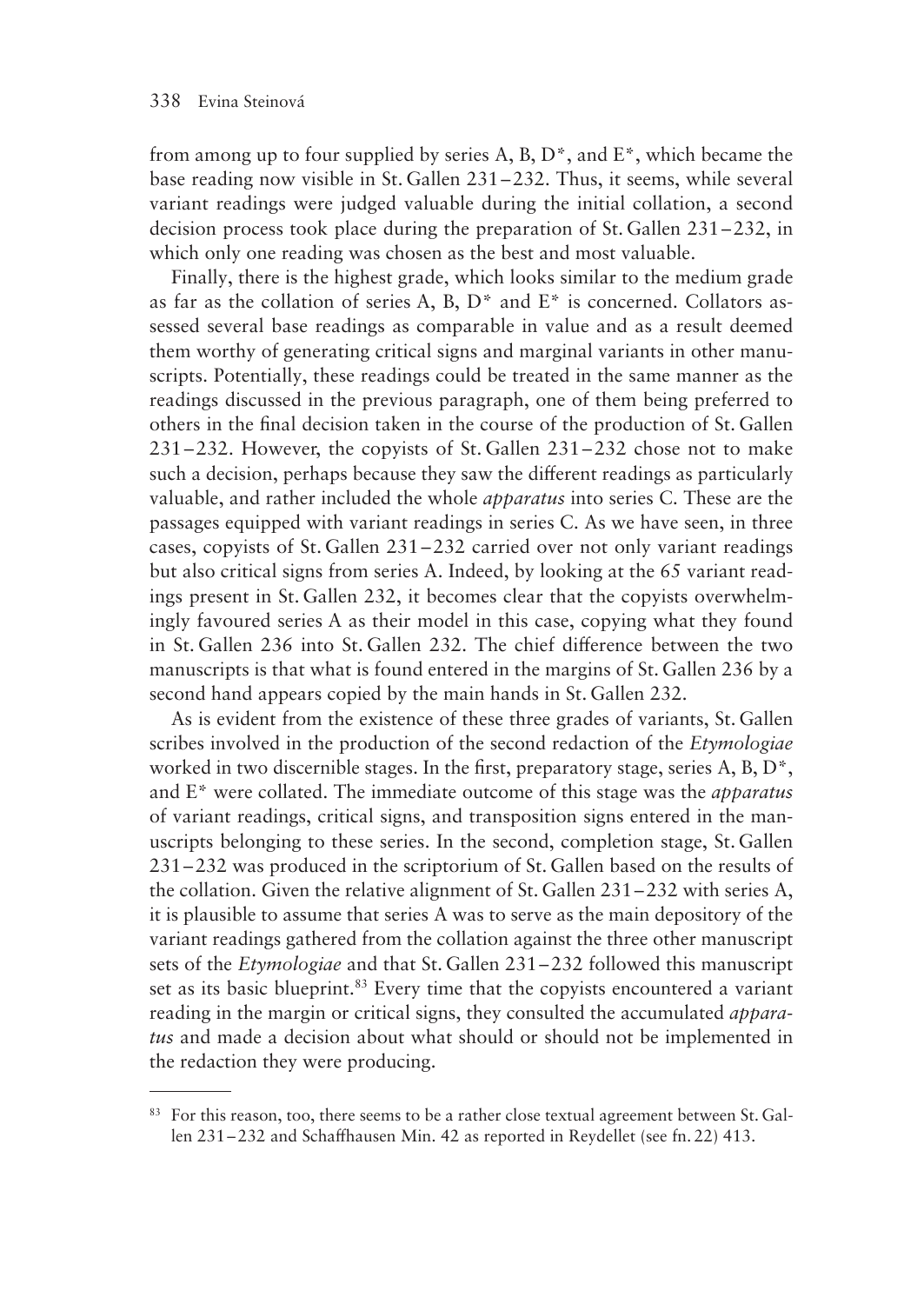from among up to four supplied by series A, B, D*, and E*, which became the base reading now visible in St. Gallen 231–232. Thus, it seems, while several variant readings were judged valuable during the initial collation, a second decision process took place during the preparation of St. Gallen 231–232, in which only one reading was chosen as the best and most valuable.

Finally, there is the highest grade, which looks similar to the medium grade as far as the collation of series A, B, D* and E* is concerned. Collators assessed several base readings as comparable in value and as a result deemed them worthy of generating critical signs and marginal variants in other manuscripts. Potentially, these readings could be treated in the same manner as the readings discussed in the previous paragraph, one of them being preferred to others in the final decision taken in the course of the production of St. Gallen 231–232. However, the copyists of St. Gallen 231–232 chose not to make such a decision, perhaps because they saw the different readings as particularly valuable, and rather included the whole *apparatus* into series C. These are the passages equipped with variant readings in series C. As we have seen, in three cases, copyists of St. Gallen 231–232 carried over not only variant readings but also critical signs from series A. Indeed, by looking at the 65 variant readings present in St. Gallen 232, it becomes clear that the copyists overwhelmingly favoured series A as their model in this case, copying what they found in St. Gallen 236 into St. Gallen 232. The chief difference between the two manuscripts is that what is found entered in the margins of St. Gallen 236 by a second hand appears copied by the main hands in St. Gallen 232.

As is evident from the existence of these three grades of variants, St. Gallen scribes involved in the production of the second redaction of the *Etymologiae* worked in two discernible stages. In the first, preparatory stage, series A, B, D*, and E* were collated. The immediate outcome of this stage was the *apparatus* of variant readings, critical signs, and transposition signs entered in the manuscripts belonging to these series. In the second, completion stage, St. Gallen 231–232 was produced in the scriptorium of St. Gallen based on the results of the collation. Given the relative alignment of St. Gallen 231–232 with series A, it is plausible to assume that series A was to serve as the main depository of the variant readings gathered from the collation against the three other manuscript sets of the *Etymologiae* and that St. Gallen 231–232 followed this manuscript set as its basic blueprint.[83] Every time that the copyists encountered a variant reading in the margin or critical signs, they consulted the accumulated *apparatus* and made a decision about what should or should not be implemented in the redaction they were producing.

---

[83] For this reason, too, there seems to be a rather close textual agreement between St. Gallen 231–232 and Schaffhausen Min. 42 as reported in Reydellet (see fn. 22) 413.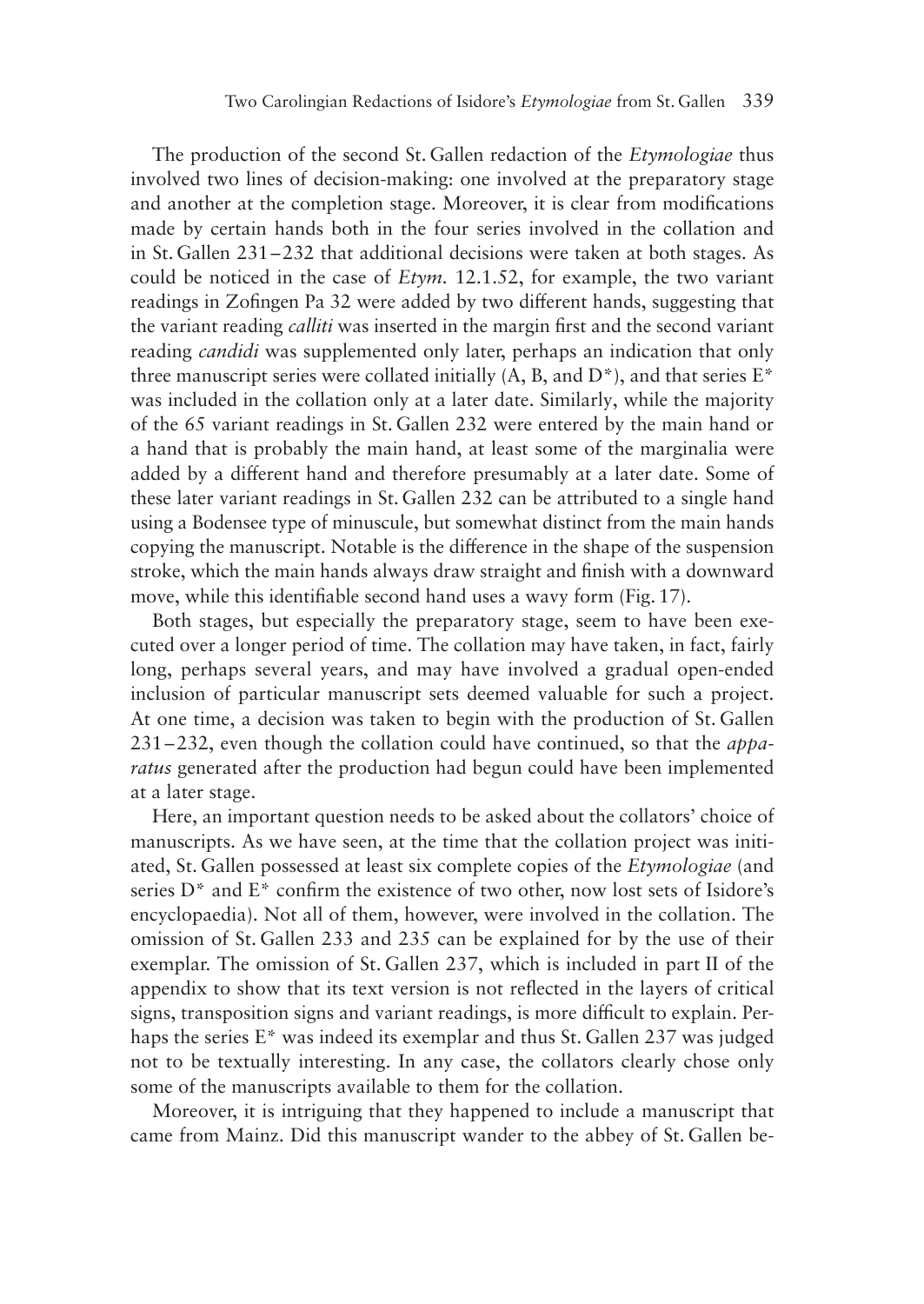The production of the second St. Gallen redaction of the *Etymologiae* thus involved two lines of decision-making: one involved at the preparatory stage and another at the completion stage. Moreover, it is clear from modifications made by certain hands both in the four series involved in the collation and in St. Gallen 231–232 that additional decisions were taken at both stages. As could be noticed in the case of *Etym.* 12.1.52, for example, the two variant readings in Zofingen Pa 32 were added by two different hands, suggesting that the variant reading *calliti* was inserted in the margin first and the second variant reading *candidi* was supplemented only later, perhaps an indication that only three manuscript series were collated initially (A, B, and D*), and that series E* was included in the collation only at a later date. Similarly, while the majority of the 65 variant readings in St. Gallen 232 were entered by the main hand or a hand that is probably the main hand, at least some of the marginalia were added by a different hand and therefore presumably at a later date. Some of these later variant readings in St. Gallen 232 can be attributed to a single hand using a Bodensee type of minuscule, but somewhat distinct from the main hands copying the manuscript. Notable is the difference in the shape of the suspension stroke, which the main hands always draw straight and finish with a downward move, while this identifiable second hand uses a wavy form (Fig. 17).

Both stages, but especially the preparatory stage, seem to have been executed over a longer period of time. The collation may have taken, in fact, fairly long, perhaps several years, and may have involved a gradual open-ended inclusion of particular manuscript sets deemed valuable for such a project. At one time, a decision was taken to begin with the production of St. Gallen 231–232, even though the collation could have continued, so that the *apparatus* generated after the production had begun could have been implemented at a later stage.

Here, an important question needs to be asked about the collators' choice of manuscripts. As we have seen, at the time that the collation project was initiated, St. Gallen possessed at least six complete copies of the *Etymologiae* (and series D* and E* confirm the existence of two other, now lost sets of Isidore's encyclopaedia). Not all of them, however, were involved in the collation. The omission of St. Gallen 233 and 235 can be explained for by the use of their exemplar. The omission of St. Gallen 237, which is included in part II of the appendix to show that its text version is not reflected in the layers of critical signs, transposition signs and variant readings, is more difficult to explain. Perhaps the series E* was indeed its exemplar and thus St. Gallen 237 was judged not to be textually interesting. In any case, the collators clearly chose only some of the manuscripts available to them for the collation.

Moreover, it is intriguing that they happened to include a manuscript that came from Mainz. Did this manuscript wander to the abbey of St. Gallen be-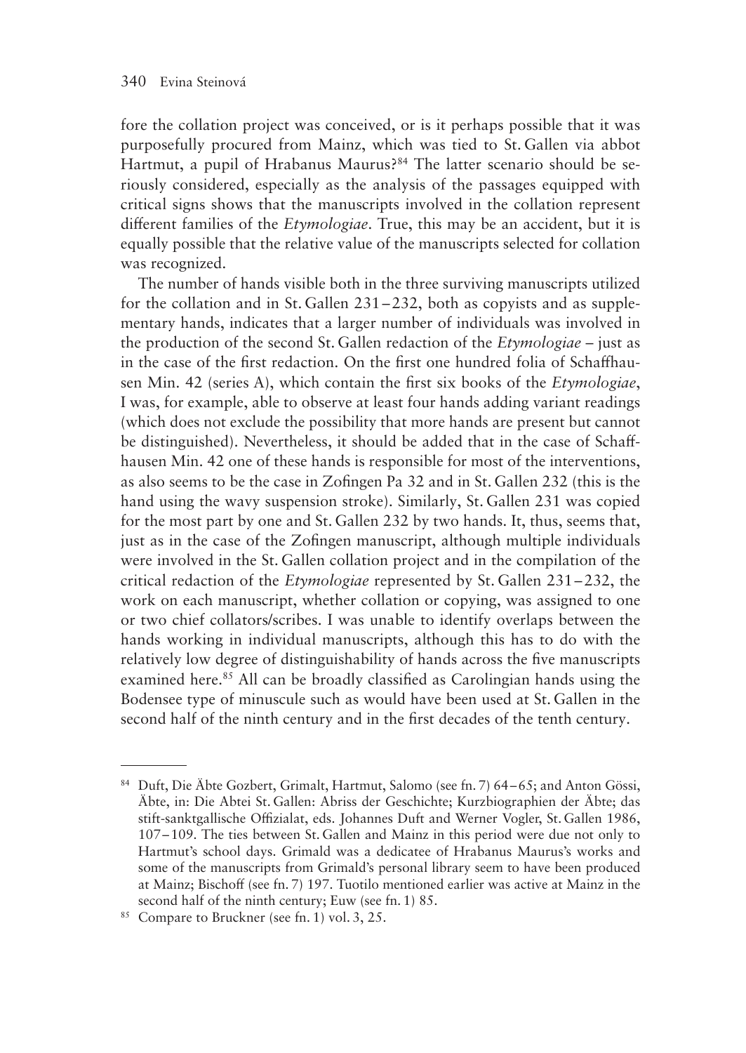fore the collation project was conceived, or is it perhaps possible that it was purposefully procured from Mainz, which was tied to St. Gallen via abbot Hartmut, a pupil of Hrabanus Maurus?[84] The latter scenario should be seriously considered, especially as the analysis of the passages equipped with critical signs shows that the manuscripts involved in the collation represent different families of the *Etymologiae*. True, this may be an accident, but it is equally possible that the relative value of the manuscripts selected for collation was recognized.

The number of hands visible both in the three surviving manuscripts utilized for the collation and in St. Gallen 231–232, both as copyists and as supplementary hands, indicates that a larger number of individuals was involved in the production of the second St. Gallen redaction of the *Etymologiae* – just as in the case of the first redaction. On the first one hundred folia of Schaffhausen Min. 42 (series A), which contain the first six books of the *Etymologiae*, I was, for example, able to observe at least four hands adding variant readings (which does not exclude the possibility that more hands are present but cannot be distinguished). Nevertheless, it should be added that in the case of Schaffhausen Min. 42 one of these hands is responsible for most of the interventions, as also seems to be the case in Zofingen Pa 32 and in St. Gallen 232 (this is the hand using the wavy suspension stroke). Similarly, St. Gallen 231 was copied for the most part by one and St. Gallen 232 by two hands. It, thus, seems that, just as in the case of the Zofingen manuscript, although multiple individuals were involved in the St. Gallen collation project and in the compilation of the critical redaction of the *Etymologiae* represented by St. Gallen 231–232, the work on each manuscript, whether collation or copying, was assigned to one or two chief collators/scribes. I was unable to identify overlaps between the hands working in individual manuscripts, although this has to do with the relatively low degree of distinguishability of hands across the five manuscripts examined here.[85] All can be broadly classified as Carolingian hands using the Bodensee type of minuscule such as would have been used at St. Gallen in the second half of the ninth century and in the first decades of the tenth century.

---

[84] Duft, Die Äbte Gozbert, Grimalt, Hartmut, Salomo (see fn. 7) 64–65; and Anton Gössi, Äbte, in: Die Abtei St. Gallen: Abriss der Geschichte; Kurzbiographien der Äbte; das stift-sanktgallische Offizialat, eds. Johannes Duft and Werner Vogler, St. Gallen 1986, 107–109. The ties between St. Gallen and Mainz in this period were due not only to Hartmut's school days. Grimald was a dedicatee of Hrabanus Maurus's works and some of the manuscripts from Grimald's personal library seem to have been produced at Mainz; Bischoff (see fn. 7) 197. Tuotilo mentioned earlier was active at Mainz in the second half of the ninth century; Euw (see fn. 1) 85.

[85] Compare to Bruckner (see fn. 1) vol. 3, 25.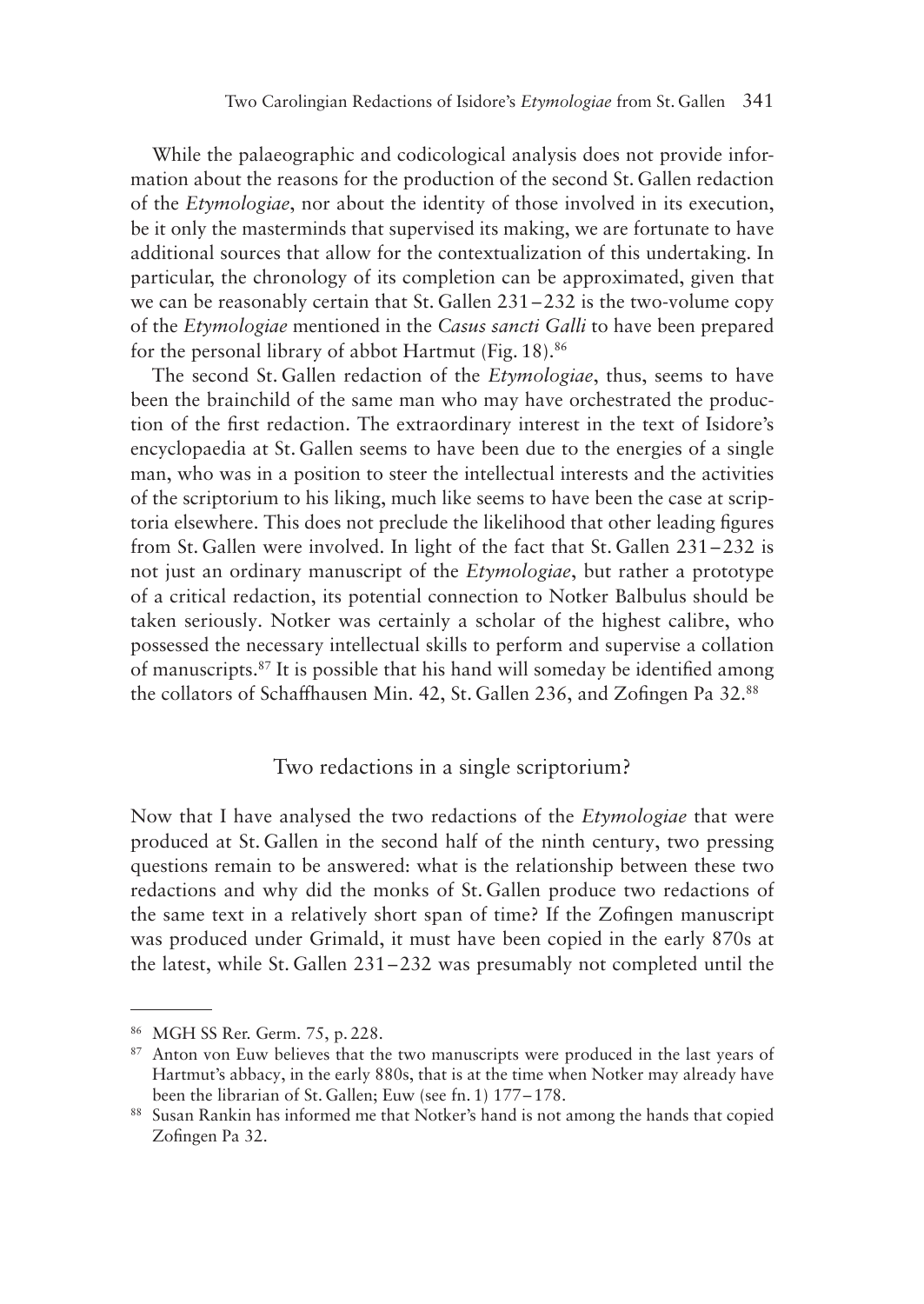While the palaeographic and codicological analysis does not provide information about the reasons for the production of the second St. Gallen redaction of the *Etymologiae*, nor about the identity of those involved in its execution, be it only the masterminds that supervised its making, we are fortunate to have additional sources that allow for the contextualization of this undertaking. In particular, the chronology of its completion can be approximated, given that we can be reasonably certain that St. Gallen 231–232 is the two-volume copy of the *Etymologiae* mentioned in the *Casus sancti Galli* to have been prepared for the personal library of abbot Hartmut (Fig. 18).[86]

The second St. Gallen redaction of the *Etymologiae*, thus, seems to have been the brainchild of the same man who may have orchestrated the production of the first redaction. The extraordinary interest in the text of Isidore's encyclopaedia at St. Gallen seems to have been due to the energies of a single man, who was in a position to steer the intellectual interests and the activities of the scriptorium to his liking, much like seems to have been the case at scriptoria elsewhere. This does not preclude the likelihood that other leading figures from St. Gallen were involved. In light of the fact that St. Gallen 231–232 is not just an ordinary manuscript of the *Etymologiae*, but rather a prototype of a critical redaction, its potential connection to Notker Balbulus should be taken seriously. Notker was certainly a scholar of the highest calibre, who possessed the necessary intellectual skills to perform and supervise a collation of manuscripts.[87] It is possible that his hand will someday be identified among the collators of Schaffhausen Min. 42, St. Gallen 236, and Zofingen Pa 32.[88]

## Two redactions in a single scriptorium?

Now that I have analysed the two redactions of the *Etymologiae* that were produced at St. Gallen in the second half of the ninth century, two pressing questions remain to be answered: what is the relationship between these two redactions and why did the monks of St. Gallen produce two redactions of the same text in a relatively short span of time? If the Zofingen manuscript was produced under Grimald, it must have been copied in the early 870s at the latest, while St. Gallen 231–232 was presumably not completed until the

---

[86] MGH SS Rer. Germ. 75, p. 228.

[87] Anton von Euw believes that the two manuscripts were produced in the last years of Hartmut's abbacy, in the early 880s, that is at the time when Notker may already have been the librarian of St. Gallen; Euw (see fn. 1) 177–178.

[88] Susan Rankin has informed me that Notker's hand is not among the hands that copied Zofingen Pa 32.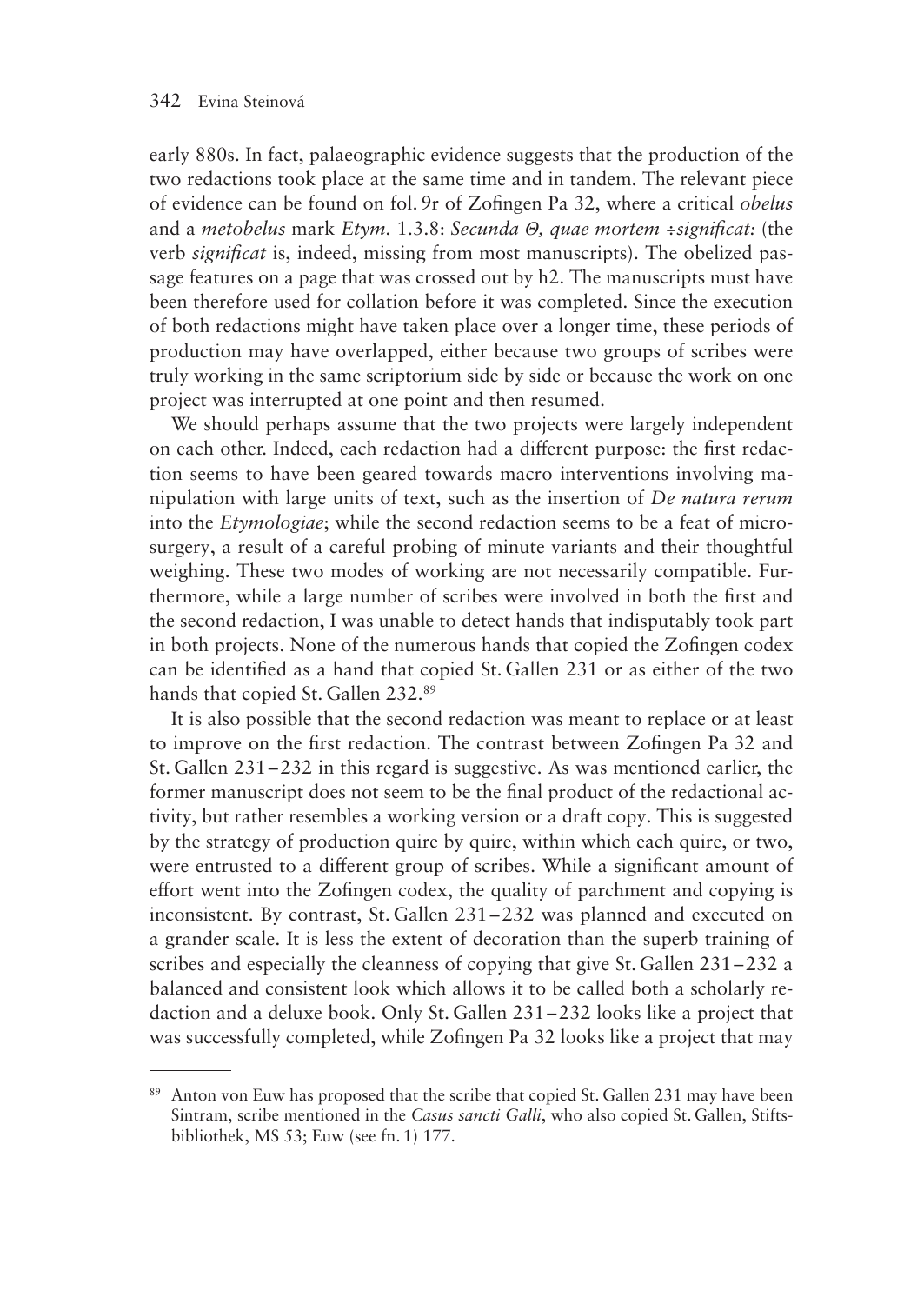early 880s. In fact, palaeographic evidence suggests that the production of the two redactions took place at the same time and in tandem. The relevant piece of evidence can be found on fol. 9r of Zofingen Pa 32, where a critical *obelus* and a *metobelus* mark *Etym.* 1.3.8: *Secunda Θ, quae mortem ÷significat:* (the verb *significat* is, indeed, missing from most manuscripts). The obelized passage features on a page that was crossed out by h2. The manuscripts must have been therefore used for collation before it was completed. Since the execution of both redactions might have taken place over a longer time, these periods of production may have overlapped, either because two groups of scribes were truly working in the same scriptorium side by side or because the work on one project was interrupted at one point and then resumed.

We should perhaps assume that the two projects were largely independent on each other. Indeed, each redaction had a different purpose: the first redaction seems to have been geared towards macro interventions involving manipulation with large units of text, such as the insertion of *De natura rerum* into the *Etymologiae*; while the second redaction seems to be a feat of microsurgery, a result of a careful probing of minute variants and their thoughtful weighing. These two modes of working are not necessarily compatible. Furthermore, while a large number of scribes were involved in both the first and the second redaction, I was unable to detect hands that indisputably took part in both projects. None of the numerous hands that copied the Zofingen codex can be identified as a hand that copied St. Gallen 231 or as either of the two hands that copied St. Gallen 232.[89]

It is also possible that the second redaction was meant to replace or at least to improve on the first redaction. The contrast between Zofingen Pa 32 and St. Gallen 231–232 in this regard is suggestive. As was mentioned earlier, the former manuscript does not seem to be the final product of the redactional activity, but rather resembles a working version or a draft copy. This is suggested by the strategy of production quire by quire, within which each quire, or two, were entrusted to a different group of scribes. While a significant amount of effort went into the Zofingen codex, the quality of parchment and copying is inconsistent. By contrast, St. Gallen 231–232 was planned and executed on a grander scale. It is less the extent of decoration than the superb training of scribes and especially the cleanness of copying that give St. Gallen 231–232 a balanced and consistent look which allows it to be called both a scholarly redaction and a deluxe book. Only St. Gallen 231–232 looks like a project that was successfully completed, while Zofingen Pa 32 looks like a project that may

---

[89] Anton von Euw has proposed that the scribe that copied St. Gallen 231 may have been Sintram, scribe mentioned in the *Casus sancti Galli*, who also copied St. Gallen, Stiftsbibliothek, MS 53; Euw (see fn. 1) 177.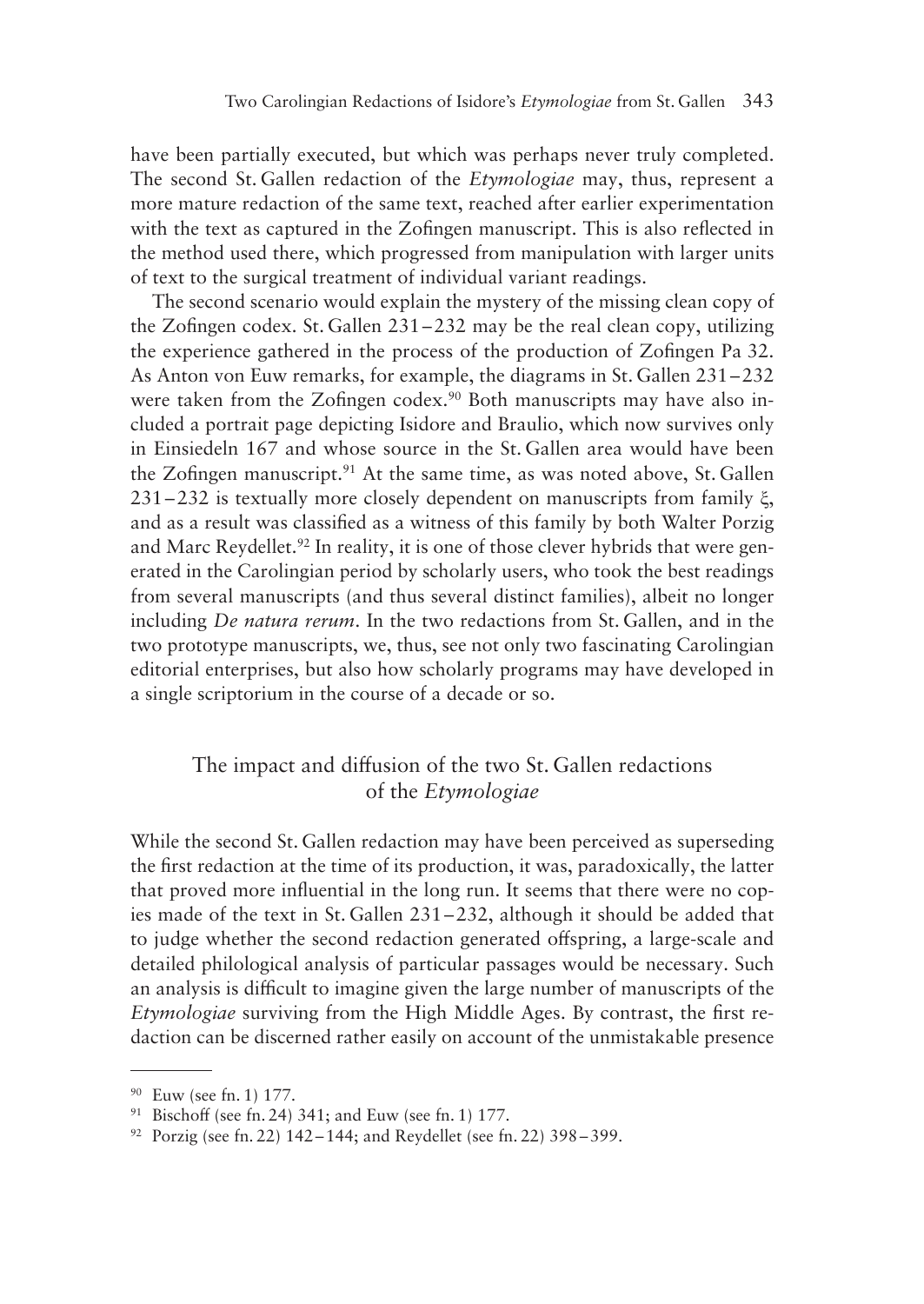have been partially executed, but which was perhaps never truly completed. The second St. Gallen redaction of the *Etymologiae* may, thus, represent a more mature redaction of the same text, reached after earlier experimentation with the text as captured in the Zofingen manuscript. This is also reflected in the method used there, which progressed from manipulation with larger units of text to the surgical treatment of individual variant readings.

The second scenario would explain the mystery of the missing clean copy of the Zofingen codex. St. Gallen 231–232 may be the real clean copy, utilizing the experience gathered in the process of the production of Zofingen Pa 32. As Anton von Euw remarks, for example, the diagrams in St. Gallen 231–232 were taken from the Zofingen codex.[90] Both manuscripts may have also included a portrait page depicting Isidore and Braulio, which now survives only in Einsiedeln 167 and whose source in the St. Gallen area would have been the Zofingen manuscript.[91] At the same time, as was noted above, St. Gallen 231–232 is textually more closely dependent on manuscripts from family ξ, and as a result was classified as a witness of this family by both Walter Porzig and Marc Reydellet.[92] In reality, it is one of those clever hybrids that were generated in the Carolingian period by scholarly users, who took the best readings from several manuscripts (and thus several distinct families), albeit no longer including *De natura rerum*. In the two redactions from St. Gallen, and in the two prototype manuscripts, we, thus, see not only two fascinating Carolingian editorial enterprises, but also how scholarly programs may have developed in a single scriptorium in the course of a decade or so.

## The impact and diffusion of the two St. Gallen redactions of the *Etymologiae*

While the second St. Gallen redaction may have been perceived as superseding the first redaction at the time of its production, it was, paradoxically, the latter that proved more influential in the long run. It seems that there were no copies made of the text in St. Gallen 231–232, although it should be added that to judge whether the second redaction generated offspring, a large-scale and detailed philological analysis of particular passages would be necessary. Such an analysis is difficult to imagine given the large number of manuscripts of the *Etymologiae* surviving from the High Middle Ages. By contrast, the first redaction can be discerned rather easily on account of the unmistakable presence

---

[90] Euw (see fn. 1) 177.

[91] Bischoff (see fn. 24) 341; and Euw (see fn. 1) 177.

[92] Porzig (see fn. 22) 142–144; and Reydellet (see fn. 22) 398–399.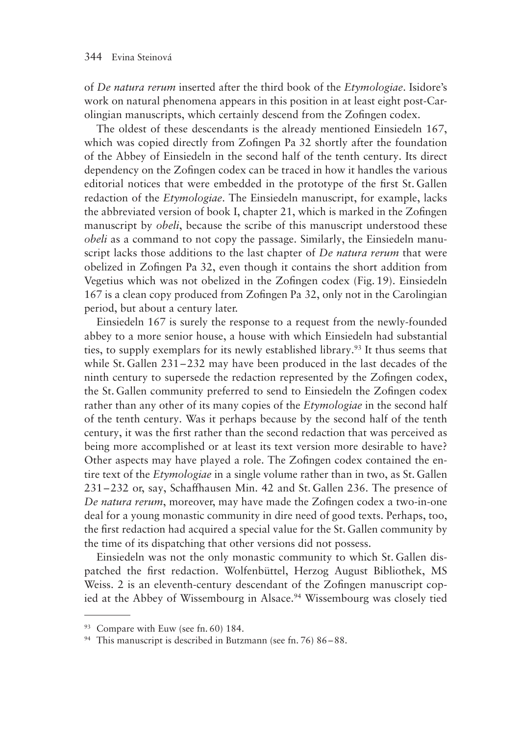of *De natura rerum* inserted after the third book of the *Etymologiae*. Isidore's work on natural phenomena appears in this position in at least eight post-Carolingian manuscripts, which certainly descend from the Zofingen codex.

The oldest of these descendants is the already mentioned Einsiedeln 167, which was copied directly from Zofingen Pa 32 shortly after the foundation of the Abbey of Einsiedeln in the second half of the tenth century. Its direct dependency on the Zofingen codex can be traced in how it handles the various editorial notices that were embedded in the prototype of the first St. Gallen redaction of the *Etymologiae*. The Einsiedeln manuscript, for example, lacks the abbreviated version of book I, chapter 21, which is marked in the Zofingen manuscript by *obeli*, because the scribe of this manuscript understood these *obeli* as a command to not copy the passage. Similarly, the Einsiedeln manuscript lacks those additions to the last chapter of *De natura rerum* that were obelized in Zofingen Pa 32, even though it contains the short addition from Vegetius which was not obelized in the Zofingen codex (Fig. 19). Einsiedeln 167 is a clean copy produced from Zofingen Pa 32, only not in the Carolingian period, but about a century later.

Einsiedeln 167 is surely the response to a request from the newly-founded abbey to a more senior house, a house with which Einsiedeln had substantial ties, to supply exemplars for its newly established library.[93] It thus seems that while St. Gallen 231–232 may have been produced in the last decades of the ninth century to supersede the redaction represented by the Zofingen codex, the St. Gallen community preferred to send to Einsiedeln the Zofingen codex rather than any other of its many copies of the *Etymologiae* in the second half of the tenth century. Was it perhaps because by the second half of the tenth century, it was the first rather than the second redaction that was perceived as being more accomplished or at least its text version more desirable to have? Other aspects may have played a role. The Zofingen codex contained the entire text of the *Etymologiae* in a single volume rather than in two, as St. Gallen 231–232 or, say, Schaffhausen Min. 42 and St. Gallen 236. The presence of *De natura rerum*, moreover, may have made the Zofingen codex a two-in-one deal for a young monastic community in dire need of good texts. Perhaps, too, the first redaction had acquired a special value for the St. Gallen community by the time of its dispatching that other versions did not possess.

Einsiedeln was not the only monastic community to which St. Gallen dispatched the first redaction. Wolfenbüttel, Herzog August Bibliothek, MS Weiss. 2 is an eleventh-century descendant of the Zofingen manuscript copied at the Abbey of Wissembourg in Alsace.[94] Wissembourg was closely tied

[93] Compare with Euw (see fn. 60) 184.

[94] This manuscript is described in Butzmann (see fn. 76) 86–88.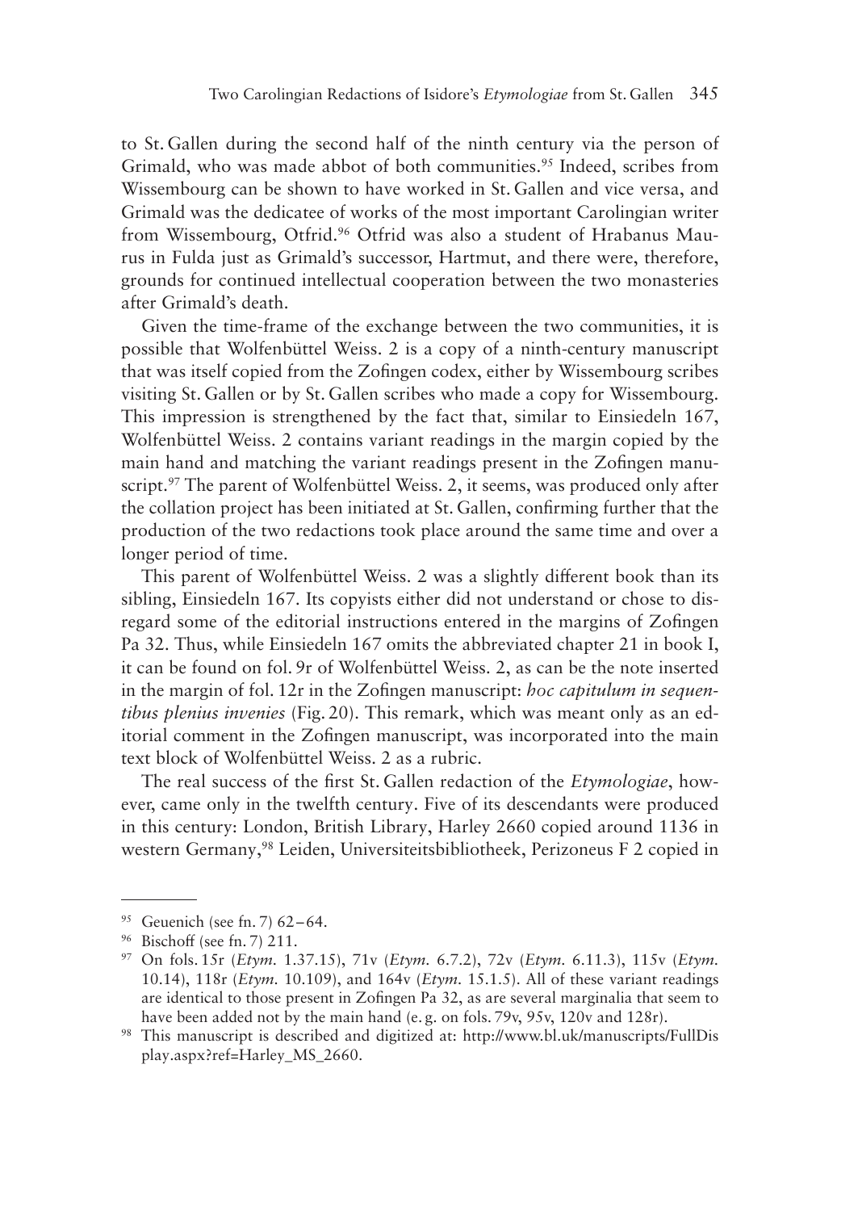to St. Gallen during the second half of the ninth century via the person of Grimald, who was made abbot of both communities.[95] Indeed, scribes from Wissembourg can be shown to have worked in St. Gallen and vice versa, and Grimald was the dedicatee of works of the most important Carolingian writer from Wissembourg, Otfrid.[96] Otfrid was also a student of Hrabanus Maurus in Fulda just as Grimald's successor, Hartmut, and there were, therefore, grounds for continued intellectual cooperation between the two monasteries after Grimald's death.

Given the time-frame of the exchange between the two communities, it is possible that Wolfenbüttel Weiss. 2 is a copy of a ninth-century manuscript that was itself copied from the Zofingen codex, either by Wissembourg scribes visiting St. Gallen or by St. Gallen scribes who made a copy for Wissembourg. This impression is strengthened by the fact that, similar to Einsiedeln 167, Wolfenbüttel Weiss. 2 contains variant readings in the margin copied by the main hand and matching the variant readings present in the Zofingen manuscript.[97] The parent of Wolfenbüttel Weiss. 2, it seems, was produced only after the collation project has been initiated at St. Gallen, confirming further that the production of the two redactions took place around the same time and over a longer period of time.

This parent of Wolfenbüttel Weiss. 2 was a slightly different book than its sibling, Einsiedeln 167. Its copyists either did not understand or chose to disregard some of the editorial instructions entered in the margins of Zofingen Pa 32. Thus, while Einsiedeln 167 omits the abbreviated chapter 21 in book I, it can be found on fol. 9r of Wolfenbüttel Weiss. 2, as can be the note inserted in the margin of fol. 12r in the Zofingen manuscript: *hoc capitulum in sequentibus plenius invenies* (Fig. 20). This remark, which was meant only as an editorial comment in the Zofingen manuscript, was incorporated into the main text block of Wolfenbüttel Weiss. 2 as a rubric.

The real success of the first St. Gallen redaction of the *Etymologiae*, however, came only in the twelfth century. Five of its descendants were produced in this century: London, British Library, Harley 2660 copied around 1136 in western Germany,[98] Leiden, Universiteitsbibliotheek, Perizoneus F 2 copied in

---

[95] Geuenich (see fn. 7) 62–64.

[96] Bischoff (see fn. 7) 211.

[97] On fols. 15r (*Etym.* 1.37.15), 71v (*Etym.* 6.7.2), 72v (*Etym.* 6.11.3), 115v (*Etym.* 10.14), 118r (*Etym.* 10.109), and 164v (*Etym.* 15.1.5). All of these variant readings are identical to those present in Zofingen Pa 32, as are several marginalia that seem to have been added not by the main hand (e. g. on fols. 79v, 95v, 120v and 128r).

[98] This manuscript is described and digitized at: http://www.bl.uk/manuscripts/FullDisplay.aspx?ref=Harley_MS_2660.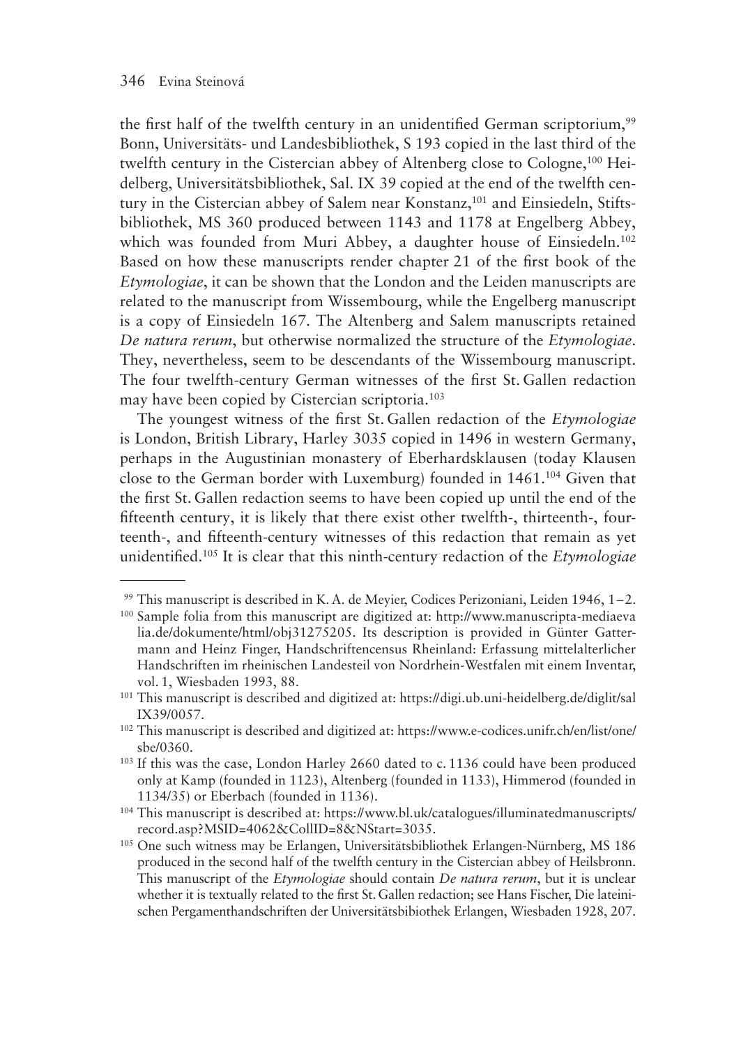the first half of the twelfth century in an unidentified German scriptorium,[99] Bonn, Universitäts- und Landesbibliothek, S 193 copied in the last third of the twelfth century in the Cistercian abbey of Altenberg close to Cologne,[100] Heidelberg, Universitätsbibliothek, Sal. IX 39 copied at the end of the twelfth century in the Cistercian abbey of Salem near Konstanz,[101] and Einsiedeln, Stiftsbibliothek, MS 360 produced between 1143 and 1178 at Engelberg Abbey, which was founded from Muri Abbey, a daughter house of Einsiedeln.[102] Based on how these manuscripts render chapter 21 of the first book of the *Etymologiae*, it can be shown that the London and the Leiden manuscripts are related to the manuscript from Wissembourg, while the Engelberg manuscript is a copy of Einsiedeln 167. The Altenberg and Salem manuscripts retained *De natura rerum*, but otherwise normalized the structure of the *Etymologiae*. They, nevertheless, seem to be descendants of the Wissembourg manuscript. The four twelfth-century German witnesses of the first St. Gallen redaction may have been copied by Cistercian scriptoria.[103]

The youngest witness of the first St. Gallen redaction of the *Etymologiae* is London, British Library, Harley 3035 copied in 1496 in western Germany, perhaps in the Augustinian monastery of Eberhardsklausen (today Klausen close to the German border with Luxemburg) founded in 1461.[104] Given that the first St. Gallen redaction seems to have been copied up until the end of the fifteenth century, it is likely that there exist other twelfth-, thirteenth-, fourteenth-, and fifteenth-century witnesses of this redaction that remain as yet unidentified.[105] It is clear that this ninth-century redaction of the *Etymologiae*

---

[99] This manuscript is described in K. A. de Meyier, Codices Perizoniani, Leiden 1946, 1–2.

[100] Sample folia from this manuscript are digitized at: http://www.manuscripta-mediaevalia.de/dokumente/html/obj31275205. Its description is provided in Günter Gattermann and Heinz Finger, Handschriftencensus Rheinland: Erfassung mittelalterlicher Handschriften im rheinischen Landesteil von Nordrhein-Westfalen mit einem Inventar, vol. 1, Wiesbaden 1993, 88.

[101] This manuscript is described and digitized at: https://digi.ub.uni-heidelberg.de/diglit/salIX39/0057.

[102] This manuscript is described and digitized at: https://www.e-codices.unifr.ch/en/list/one/sbe/0360.

[103] If this was the case, London Harley 2660 dated to c. 1136 could have been produced only at Kamp (founded in 1123), Altenberg (founded in 1133), Himmerod (founded in 1134/35) or Eberbach (founded in 1136).

[104] This manuscript is described at: https://www.bl.uk/catalogues/illuminatedmanuscripts/record.asp?MSID=4062&CollID=8&NStart=3035.

[105] One such witness may be Erlangen, Universitätsbibliothek Erlangen-Nürnberg, MS 186 produced in the second half of the twelfth century in the Cistercian abbey of Heilsbronn. This manuscript of the *Etymologiae* should contain *De natura rerum*, but it is unclear whether it is textually related to the first St. Gallen redaction; see Hans Fischer, Die lateinischen Pergamenthandschriften der Universitätsbibiothek Erlangen, Wiesbaden 1928, 207.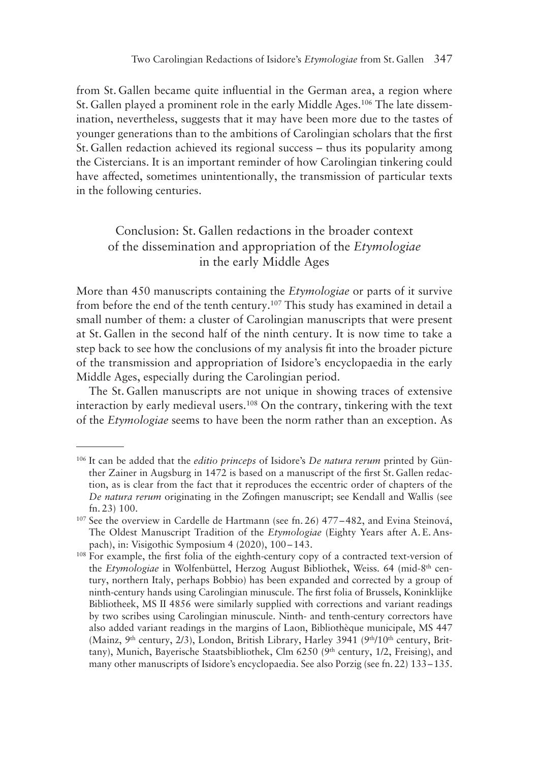from St. Gallen became quite influential in the German area, a region where St. Gallen played a prominent role in the early Middle Ages.[106] The late dissemination, nevertheless, suggests that it may have been more due to the tastes of younger generations than to the ambitions of Carolingian scholars that the first St. Gallen redaction achieved its regional success – thus its popularity among the Cistercians. It is an important reminder of how Carolingian tinkering could have affected, sometimes unintentionally, the transmission of particular texts in the following centuries.

## Conclusion: St. Gallen redactions in the broader context of the dissemination and appropriation of the *Etymologiae* in the early Middle Ages

More than 450 manuscripts containing the *Etymologiae* or parts of it survive from before the end of the tenth century.[107] This study has examined in detail a small number of them: a cluster of Carolingian manuscripts that were present at St. Gallen in the second half of the ninth century. It is now time to take a step back to see how the conclusions of my analysis fit into the broader picture of the transmission and appropriation of Isidore's encyclopaedia in the early Middle Ages, especially during the Carolingian period.

The St. Gallen manuscripts are not unique in showing traces of extensive interaction by early medieval users.[108] On the contrary, tinkering with the text of the *Etymologiae* seems to have been the norm rather than an exception. As

---

[106] It can be added that the *editio princeps* of Isidore's *De natura rerum* printed by Günther Zainer in Augsburg in 1472 is based on a manuscript of the first St. Gallen redaction, as is clear from the fact that it reproduces the eccentric order of chapters of the *De natura rerum* originating in the Zofingen manuscript; see Kendall and Wallis (see fn. 23) 100.

[107] See the overview in Cardelle de Hartmann (see fn. 26) 477–482, and Evina Steinová, The Oldest Manuscript Tradition of the *Etymologiae* (Eighty Years after A. E. Anspach), in: Visigothic Symposium 4 (2020), 100–143.

[108] For example, the first folia of the eighth-century copy of a contracted text-version of the *Etymologiae* in Wolfenbüttel, Herzog August Bibliothek, Weiss. 64 (mid-8th century, northern Italy, perhaps Bobbio) has been expanded and corrected by a group of ninth-century hands using Carolingian minuscule. The first folia of Brussels, Koninklijke Bibliotheek, MS II 4856 were similarly supplied with corrections and variant readings by two scribes using Carolingian minuscule. Ninth- and tenth-century correctors have also added variant readings in the margins of Laon, Bibliothèque municipale, MS 447 (Mainz, 9th century, 2/3), London, British Library, Harley 3941 (9th/10th century, Brittany), Munich, Bayerische Staatsbibliothek, Clm 6250 (9th century, 1/2, Freising), and many other manuscripts of Isidore's encyclopaedia. See also Porzig (see fn. 22) 133–135.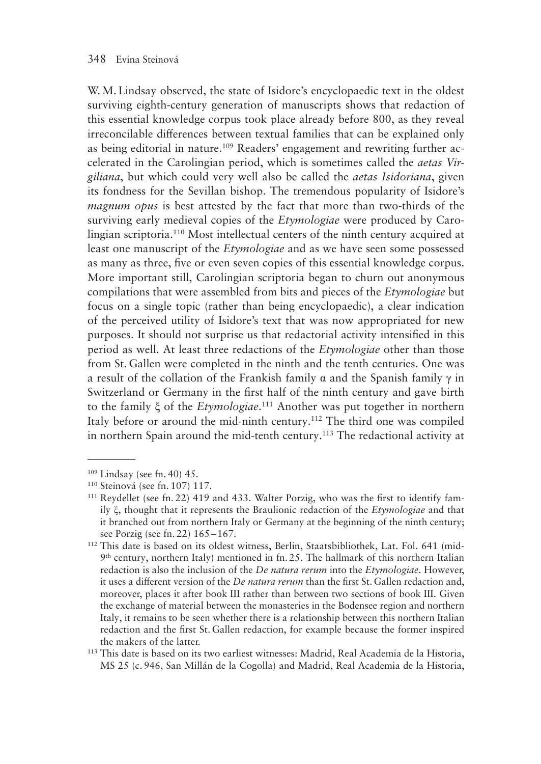W. M. Lindsay observed, the state of Isidore's encyclopaedic text in the oldest surviving eighth-century generation of manuscripts shows that redaction of this essential knowledge corpus took place already before 800, as they reveal irreconcilable differences between textual families that can be explained only as being editorial in nature.[109] Readers' engagement and rewriting further accelerated in the Carolingian period, which is sometimes called the *aetas Virgiliana*, but which could very well also be called the *aetas Isidoriana*, given its fondness for the Sevillan bishop. The tremendous popularity of Isidore's *magnum opus* is best attested by the fact that more than two-thirds of the surviving early medieval copies of the *Etymologiae* were produced by Carolingian scriptoria.[110] Most intellectual centers of the ninth century acquired at least one manuscript of the *Etymologiae* and as we have seen some possessed as many as three, five or even seven copies of this essential knowledge corpus. More important still, Carolingian scriptoria began to churn out anonymous compilations that were assembled from bits and pieces of the *Etymologiae* but focus on a single topic (rather than being encyclopaedic), a clear indication of the perceived utility of Isidore's text that was now appropriated for new purposes. It should not surprise us that redactorial activity intensified in this period as well. At least three redactions of the *Etymologiae* other than those from St. Gallen were completed in the ninth and the tenth centuries. One was a result of the collation of the Frankish family α and the Spanish family γ in Switzerland or Germany in the first half of the ninth century and gave birth to the family ξ of the *Etymologiae*.[111] Another was put together in northern Italy before or around the mid-ninth century.[112] The third one was compiled in northern Spain around the mid-tenth century.[113] The redactional activity at

---

[109] Lindsay (see fn. 40) 45.

[110] Steinová (see fn. 107) 117.

[111] Reydellet (see fn. 22) 419 and 433. Walter Porzig, who was the first to identify family ξ, thought that it represents the Braulionic redaction of the *Etymologiae* and that it branched out from northern Italy or Germany at the beginning of the ninth century; see Porzig (see fn. 22) 165–167.

[112] This date is based on its oldest witness, Berlin, Staatsbibliothek, Lat. Fol. 641 (mid-9th century, northern Italy) mentioned in fn. 25. The hallmark of this northern Italian redaction is also the inclusion of the *De natura rerum* into the *Etymologiae*. However, it uses a different version of the *De natura rerum* than the first St. Gallen redaction and, moreover, places it after book III rather than between two sections of book III. Given the exchange of material between the monasteries in the Bodensee region and northern Italy, it remains to be seen whether there is a relationship between this northern Italian redaction and the first St. Gallen redaction, for example because the former inspired the makers of the latter.

[113] This date is based on its two earliest witnesses: Madrid, Real Academia de la Historia, MS 25 (c. 946, San Millán de la Cogolla) and Madrid, Real Academia de la Historia,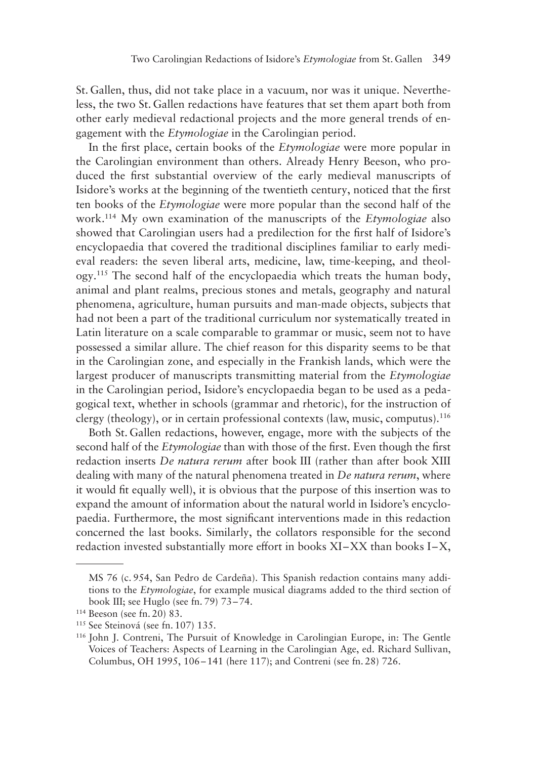St. Gallen, thus, did not take place in a vacuum, nor was it unique. Nevertheless, the two St. Gallen redactions have features that set them apart both from other early medieval redactional projects and the more general trends of engagement with the *Etymologiae* in the Carolingian period.

In the first place, certain books of the *Etymologiae* were more popular in the Carolingian environment than others. Already Henry Beeson, who produced the first substantial overview of the early medieval manuscripts of Isidore's works at the beginning of the twentieth century, noticed that the first ten books of the *Etymologiae* were more popular than the second half of the work.[114] My own examination of the manuscripts of the *Etymologiae* also showed that Carolingian users had a predilection for the first half of Isidore's encyclopaedia that covered the traditional disciplines familiar to early medieval readers: the seven liberal arts, medicine, law, time-keeping, and theology.[115] The second half of the encyclopaedia which treats the human body, animal and plant realms, precious stones and metals, geography and natural phenomena, agriculture, human pursuits and man-made objects, subjects that had not been a part of the traditional curriculum nor systematically treated in Latin literature on a scale comparable to grammar or music, seem not to have possessed a similar allure. The chief reason for this disparity seems to be that in the Carolingian zone, and especially in the Frankish lands, which were the largest producer of manuscripts transmitting material from the *Etymologiae* in the Carolingian period, Isidore's encyclopaedia began to be used as a pedagogical text, whether in schools (grammar and rhetoric), for the instruction of clergy (theology), or in certain professional contexts (law, music, computus).[116]

Both St. Gallen redactions, however, engage, more with the subjects of the second half of the *Etymologiae* than with those of the first. Even though the first redaction inserts *De natura rerum* after book III (rather than after book XIII dealing with many of the natural phenomena treated in *De natura rerum*, where it would fit equally well), it is obvious that the purpose of this insertion was to expand the amount of information about the natural world in Isidore's encyclopaedia. Furthermore, the most significant interventions made in this redaction concerned the last books. Similarly, the collators responsible for the second redaction invested substantially more effort in books XI–XX than books I–X,

---

MS 76 (c. 954, San Pedro de Cardeña). This Spanish redaction contains many additions to the *Etymologiae*, for example musical diagrams added to the third section of book III; see Huglo (see fn. 79) 73–74.

[114] Beeson (see fn. 20) 83.

[115] See Steinová (see fn. 107) 135.

[116] John J. Contreni, The Pursuit of Knowledge in Carolingian Europe, in: The Gentle Voices of Teachers: Aspects of Learning in the Carolingian Age, ed. Richard Sullivan, Columbus, OH 1995, 106–141 (here 117); and Contreni (see fn. 28) 726.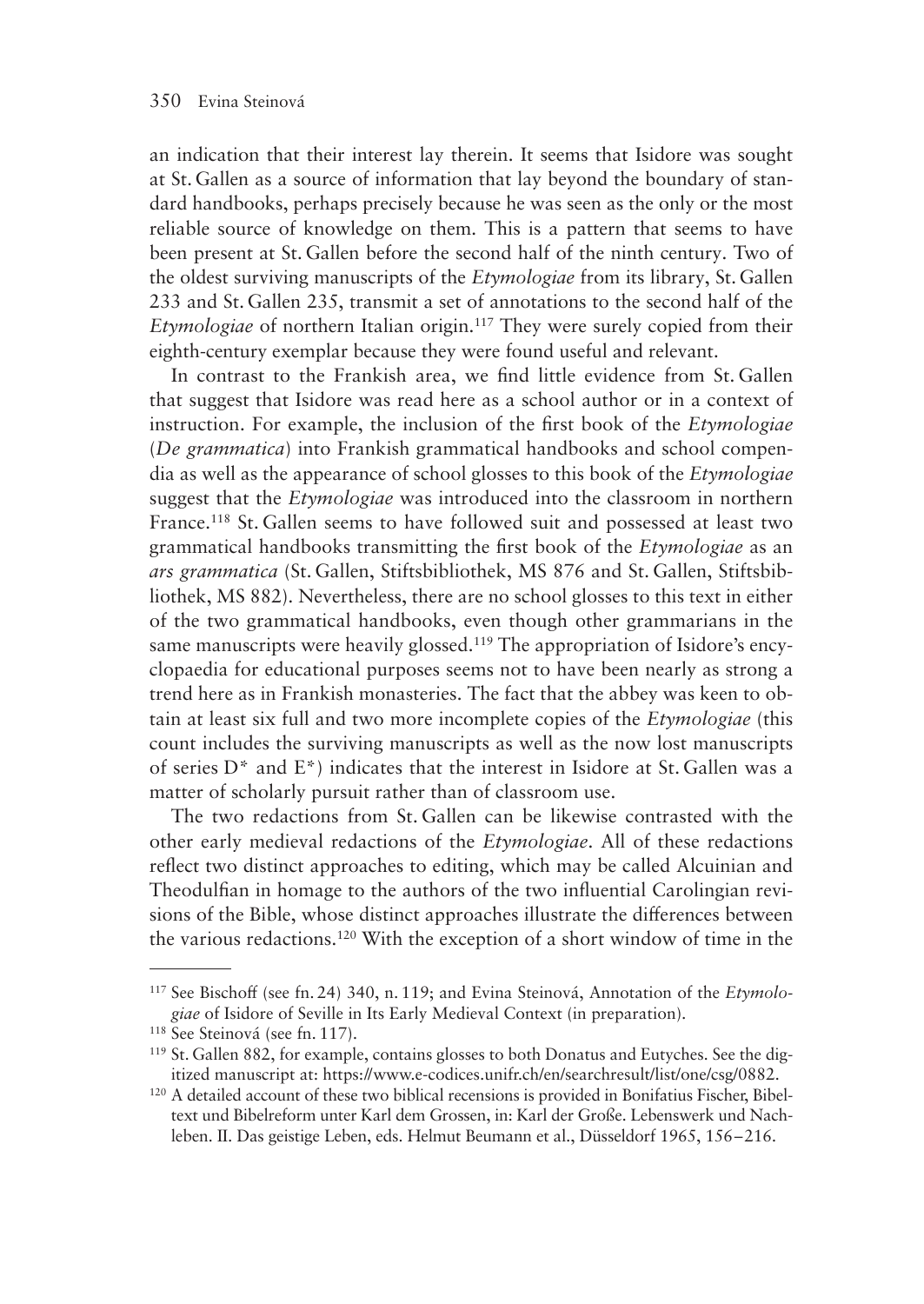an indication that their interest lay therein. It seems that Isidore was sought at St. Gallen as a source of information that lay beyond the boundary of standard handbooks, perhaps precisely because he was seen as the only or the most reliable source of knowledge on them. This is a pattern that seems to have been present at St. Gallen before the second half of the ninth century. Two of the oldest surviving manuscripts of the *Etymologiae* from its library, St. Gallen 233 and St. Gallen 235, transmit a set of annotations to the second half of the *Etymologiae* of northern Italian origin.[117] They were surely copied from their eighth-century exemplar because they were found useful and relevant.

In contrast to the Frankish area, we find little evidence from St. Gallen that suggest that Isidore was read here as a school author or in a context of instruction. For example, the inclusion of the first book of the *Etymologiae* (*De grammatica*) into Frankish grammatical handbooks and school compendia as well as the appearance of school glosses to this book of the *Etymologiae* suggest that the *Etymologiae* was introduced into the classroom in northern France.[118] St. Gallen seems to have followed suit and possessed at least two grammatical handbooks transmitting the first book of the *Etymologiae* as an *ars grammatica* (St. Gallen, Stiftsbibliothek, MS 876 and St. Gallen, Stiftsbibliothek, MS 882). Nevertheless, there are no school glosses to this text in either of the two grammatical handbooks, even though other grammarians in the same manuscripts were heavily glossed.[119] The appropriation of Isidore's encyclopaedia for educational purposes seems not to have been nearly as strong a trend here as in Frankish monasteries. The fact that the abbey was keen to obtain at least six full and two more incomplete copies of the *Etymologiae* (this count includes the surviving manuscripts as well as the now lost manuscripts of series D* and E*) indicates that the interest in Isidore at St. Gallen was a matter of scholarly pursuit rather than of classroom use.

The two redactions from St. Gallen can be likewise contrasted with the other early medieval redactions of the *Etymologiae*. All of these redactions reflect two distinct approaches to editing, which may be called Alcuinian and Theodulfian in homage to the authors of the two influential Carolingian revisions of the Bible, whose distinct approaches illustrate the differences between the various redactions.[120] With the exception of a short window of time in the

---

[117] See Bischoff (see fn. 24) 340, n. 119; and Evina Steinová, Annotation of the *Etymologiae* of Isidore of Seville in Its Early Medieval Context (in preparation).

[118] See Steinová (see fn. 117).

[119] St. Gallen 882, for example, contains glosses to both Donatus and Eutyches. See the digitized manuscript at: https://www.e-codices.unifr.ch/en/searchresult/list/one/csg/0882.

[120] A detailed account of these two biblical recensions is provided in Bonifatius Fischer, Bibeltext und Bibelreform unter Karl dem Grossen, in: Karl der Große. Lebenswerk und Nachleben. II. Das geistige Leben, eds. Helmut Beumann et al., Düsseldorf 1965, 156–216.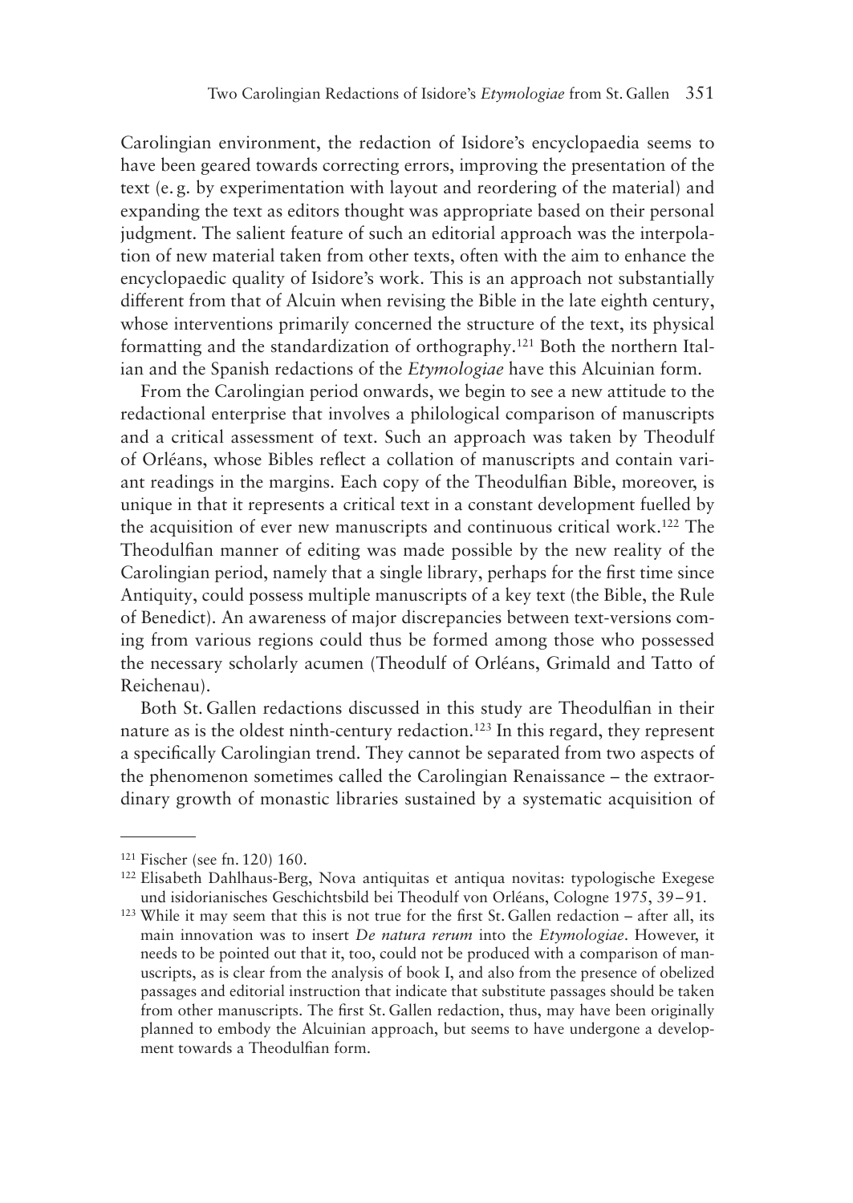Carolingian environment, the redaction of Isidore's encyclopaedia seems to have been geared towards correcting errors, improving the presentation of the text (e. g. by experimentation with layout and reordering of the material) and expanding the text as editors thought was appropriate based on their personal judgment. The salient feature of such an editorial approach was the interpolation of new material taken from other texts, often with the aim to enhance the encyclopaedic quality of Isidore's work. This is an approach not substantially different from that of Alcuin when revising the Bible in the late eighth century, whose interventions primarily concerned the structure of the text, its physical formatting and the standardization of orthography.[121] Both the northern Italian and the Spanish redactions of the *Etymologiae* have this Alcuinian form.

From the Carolingian period onwards, we begin to see a new attitude to the redactional enterprise that involves a philological comparison of manuscripts and a critical assessment of text. Such an approach was taken by Theodulf of Orléans, whose Bibles reflect a collation of manuscripts and contain variant readings in the margins. Each copy of the Theodulfian Bible, moreover, is unique in that it represents a critical text in a constant development fuelled by the acquisition of ever new manuscripts and continuous critical work.[122] The Theodulfian manner of editing was made possible by the new reality of the Carolingian period, namely that a single library, perhaps for the first time since Antiquity, could possess multiple manuscripts of a key text (the Bible, the Rule of Benedict). An awareness of major discrepancies between text-versions coming from various regions could thus be formed among those who possessed the necessary scholarly acumen (Theodulf of Orléans, Grimald and Tatto of Reichenau).

Both St. Gallen redactions discussed in this study are Theodulfian in their nature as is the oldest ninth-century redaction.[123] In this regard, they represent a specifically Carolingian trend. They cannot be separated from two aspects of the phenomenon sometimes called the Carolingian Renaissance – the extraordinary growth of monastic libraries sustained by a systematic acquisition of

---

[121] Fischer (see fn. 120) 160.

[122] Elisabeth Dahlhaus-Berg, Nova antiquitas et antiqua novitas: typologische Exegese und isidorianisches Geschichtsbild bei Theodulf von Orléans, Cologne 1975, 39–91.

[123] While it may seem that this is not true for the first St. Gallen redaction – after all, its main innovation was to insert *De natura rerum* into the *Etymologiae*. However, it needs to be pointed out that it, too, could not be produced with a comparison of manuscripts, as is clear from the analysis of book I, and also from the presence of obelized passages and editorial instruction that indicate that substitute passages should be taken from other manuscripts. The first St. Gallen redaction, thus, may have been originally planned to embody the Alcuinian approach, but seems to have undergone a development towards a Theodulfian form.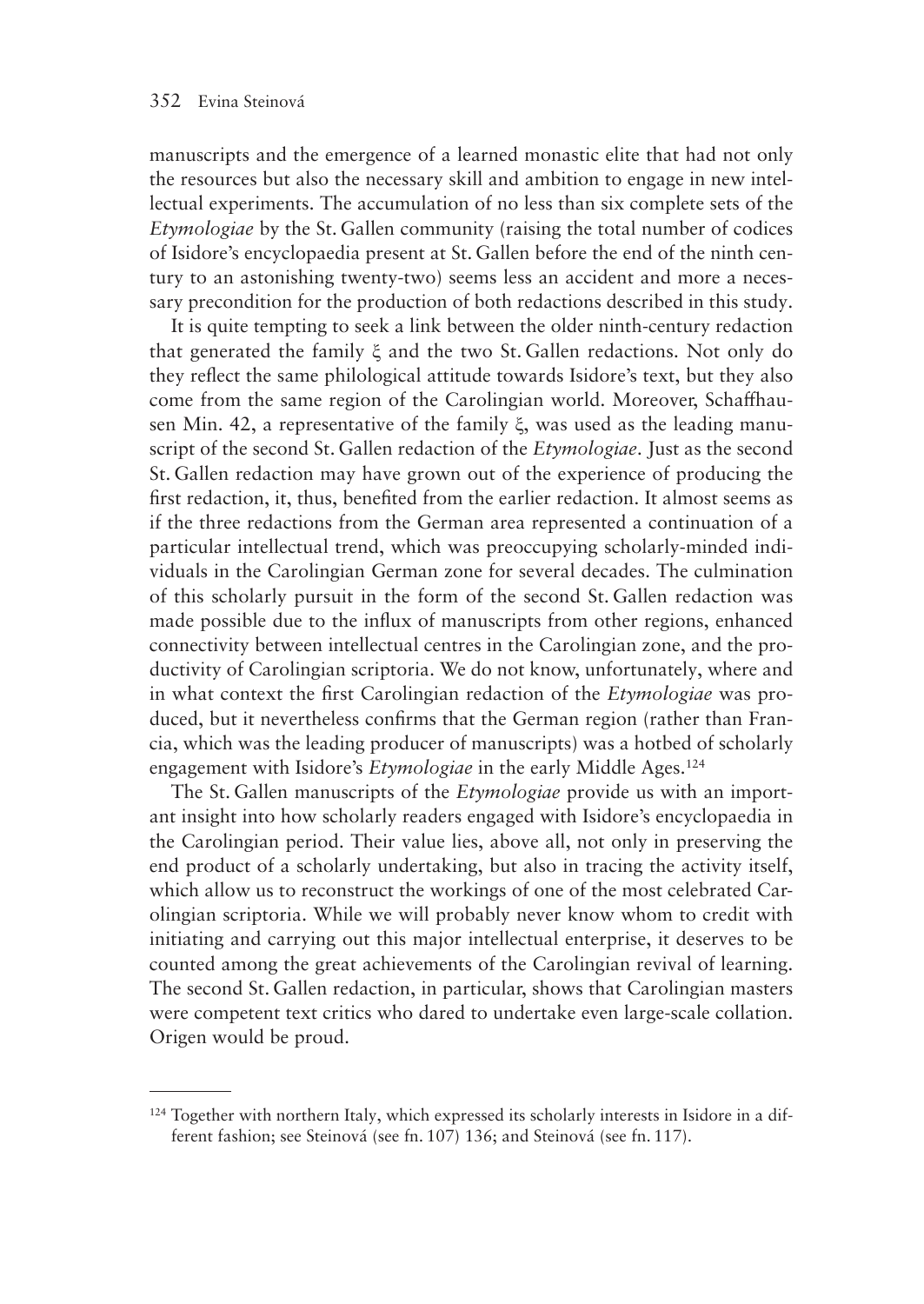manuscripts and the emergence of a learned monastic elite that had not only the resources but also the necessary skill and ambition to engage in new intellectual experiments. The accumulation of no less than six complete sets of the *Etymologiae* by the St. Gallen community (raising the total number of codices of Isidore's encyclopaedia present at St. Gallen before the end of the ninth century to an astonishing twenty-two) seems less an accident and more a necessary precondition for the production of both redactions described in this study.

It is quite tempting to seek a link between the older ninth-century redaction that generated the family ξ and the two St. Gallen redactions. Not only do they reflect the same philological attitude towards Isidore's text, but they also come from the same region of the Carolingian world. Moreover, Schaffhausen Min. 42, a representative of the family ξ, was used as the leading manuscript of the second St. Gallen redaction of the *Etymologiae*. Just as the second St. Gallen redaction may have grown out of the experience of producing the first redaction, it, thus, benefited from the earlier redaction. It almost seems as if the three redactions from the German area represented a continuation of a particular intellectual trend, which was preoccupying scholarly-minded individuals in the Carolingian German zone for several decades. The culmination of this scholarly pursuit in the form of the second St. Gallen redaction was made possible due to the influx of manuscripts from other regions, enhanced connectivity between intellectual centres in the Carolingian zone, and the productivity of Carolingian scriptoria. We do not know, unfortunately, where and in what context the first Carolingian redaction of the *Etymologiae* was produced, but it nevertheless confirms that the German region (rather than Francia, which was the leading producer of manuscripts) was a hotbed of scholarly engagement with Isidore's *Etymologiae* in the early Middle Ages.[124]

The St. Gallen manuscripts of the *Etymologiae* provide us with an important insight into how scholarly readers engaged with Isidore's encyclopaedia in the Carolingian period. Their value lies, above all, not only in preserving the end product of a scholarly undertaking, but also in tracing the activity itself, which allow us to reconstruct the workings of one of the most celebrated Carolingian scriptoria. While we will probably never know whom to credit with initiating and carrying out this major intellectual enterprise, it deserves to be counted among the great achievements of the Carolingian revival of learning. The second St. Gallen redaction, in particular, shows that Carolingian masters were competent text critics who dared to undertake even large-scale collation. Origen would be proud.

---

[124] Together with northern Italy, which expressed its scholarly interests in Isidore in a different fashion; see Steinová (see fn. 107) 136; and Steinová (see fn. 117).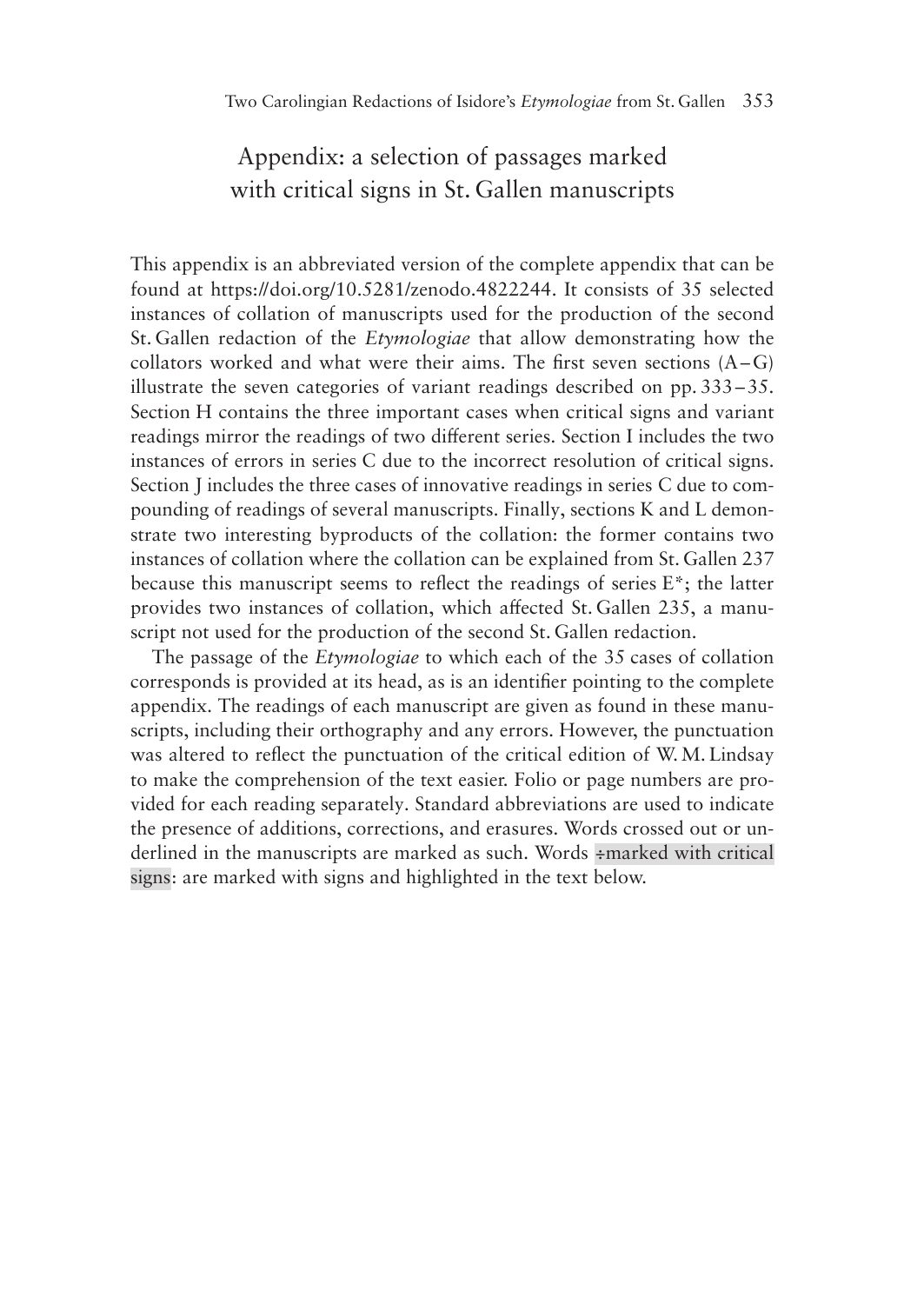# Appendix: a selection of passages marked with critical signs in St. Gallen manuscripts

This appendix is an abbreviated version of the complete appendix that can be found at https://doi.org/10.5281/zenodo.4822244. It consists of 35 selected instances of collation of manuscripts used for the production of the second St. Gallen redaction of the *Etymologiae* that allow demonstrating how the collators worked and what were their aims. The first seven sections (A–G) illustrate the seven categories of variant readings described on pp. 333–35. Section H contains the three important cases when critical signs and variant readings mirror the readings of two different series. Section I includes the two instances of errors in series C due to the incorrect resolution of critical signs. Section J includes the three cases of innovative readings in series C due to compounding of readings of several manuscripts. Finally, sections K and L demonstrate two interesting byproducts of the collation: the former contains two instances of collation where the collation can be explained from St. Gallen 237 because this manuscript seems to reflect the readings of series E*; the latter provides two instances of collation, which affected St. Gallen 235, a manuscript not used for the production of the second St. Gallen redaction.

The passage of the *Etymologiae* to which each of the 35 cases of collation corresponds is provided at its head, as is an identifier pointing to the complete appendix. The readings of each manuscript are given as found in these manuscripts, including their orthography and any errors. However, the punctuation was altered to reflect the punctuation of the critical edition of W. M. Lindsay to make the comprehension of the text easier. Folio or page numbers are provided for each reading separately. Standard abbreviations are used to indicate the presence of additions, corrections, and erasures. Words crossed out or underlined in the manuscripts are marked as such. Words ÷marked with critical signs: are marked with signs and highlighted in the text below.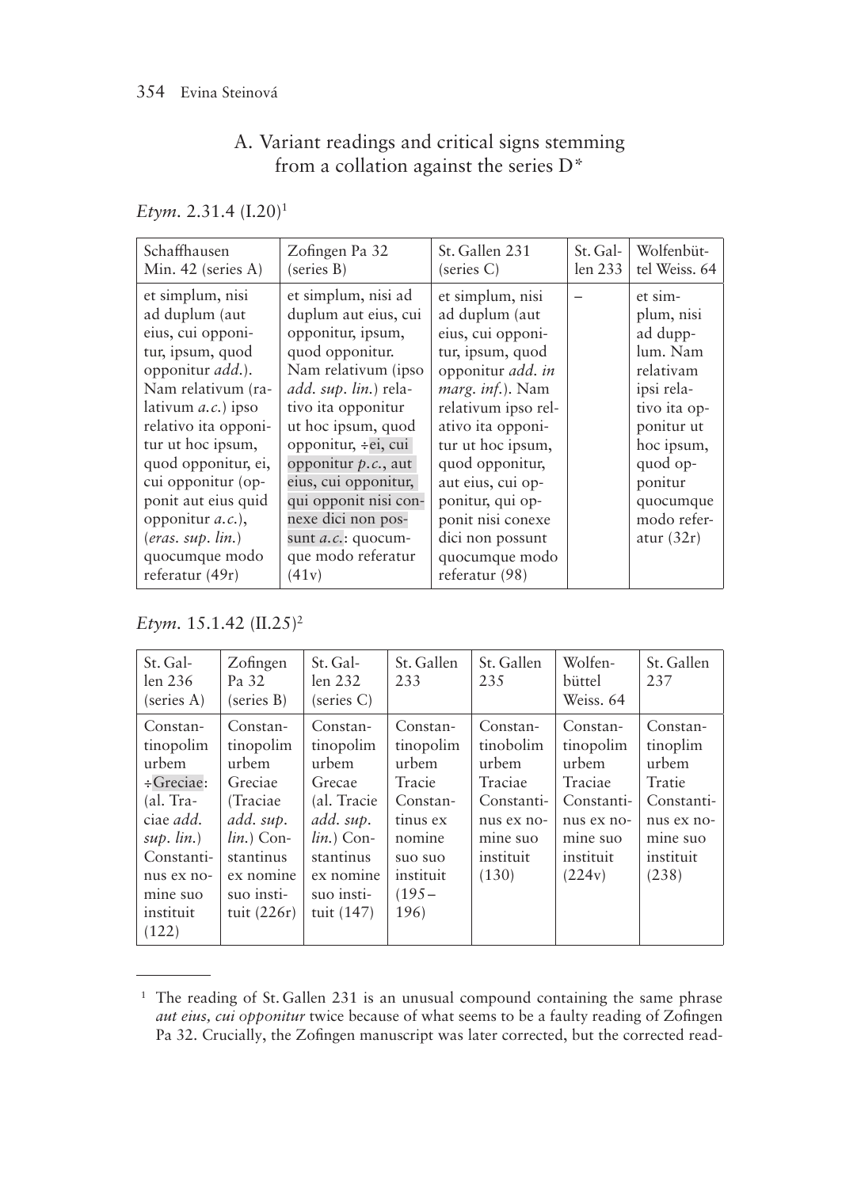## A. Variant readings and critical signs stemming from a collation against the series D*

*Etym.* 2.31.4 (I.20)[1]

| Schaffhausen Min. 42 (series A) | Zofingen Pa 32 (series B) | St. Gallen 231 (series C) | St. Gallen 233 | Wolfenbüttel Weiss. 64 |
|---|---|---|---|---|
| et simplum, nisi ad duplum (aut eius, cui opponitur, ipsum, quod opponitur *add.*). Nam relativum (ralativum *a.c.*) ipso relativo ita opponitur ut hoc ipsum, quod opponitur, ei, cui opponitur (opponit aut eius quid opponitur *a.c.*), (*eras. sup. lin.*) quocumque modo referatur (49r) | et simplum, nisi ad duplum aut eius, cui opponitur, ipsum, quod opponitur. Nam relativum (ipso *add. sup. lin.*) relativo ita opponitur ut hoc ipsum, quod opponitur, ÷ei, cui opponitur *p.c.*, aut eius, cui opponitur, qui opponit nisi connexe dici non possunt *a.c.*: quocumque modo referatur (41v) | et simplum, nisi ad duplum (aut eius, cui opponitur, ipsum, quod opponitur *add. in marg. inf.*). Nam relativum ipso relativo ita opponitur ut hoc ipsum, quod opponitur, aut eius, cui opponitur, qui opponit nisi conexe dici non possunt quocumque modo referatur (98) | – | et simplum, nisi ad dupplum. Nam relativam ipsi relativo ita opponitur ut hoc ipsum, quod opponitur quocumque modo referatur (32r) |

*Etym.* 15.1.42 (II.25)[2]

| St. Gallen 236 (series A) | Zofingen Pa 32 (series B) | St. Gallen 232 (series C) | St. Gallen 233 | St. Gallen 235 | Wolfenbüttel Weiss. 64 | St. Gallen 237 |
|---|---|---|---|---|---|---|
| Constantinopolim urbem ÷Greciae: (al. Traciae *add. sup. lin.*) Constantinus ex nomine suo instituit (122) | Constantinopolim urbem Greciae (Traciae *add. sup. lin.*) Constantinus ex nomine suo instituit (226r) | Constantinopolim urbem Grecae (al. Tracie *add. sup. lin.*) Constantinus ex nomine suo instituit (147) | Constantinopolim urbem Tracie Constantinus ex nomine suo suo instituit (195–196) | Constantinobolim urbem Traciae Constantinus ex nomine suo instituit (130) | Constantinopolim urbem Traciae Constantinus ex nomine suo instituit (224v) | Constantinoplim urbem Tratie Constantinus ex nomine suo instituit (238) |

[1] The reading of St. Gallen 231 is an unusual compound containing the same phrase *aut eius, cui opponitur* twice because of what seems to be a faulty reading of Zofingen Pa 32. Crucially, the Zofingen manuscript was later corrected, but the corrected read-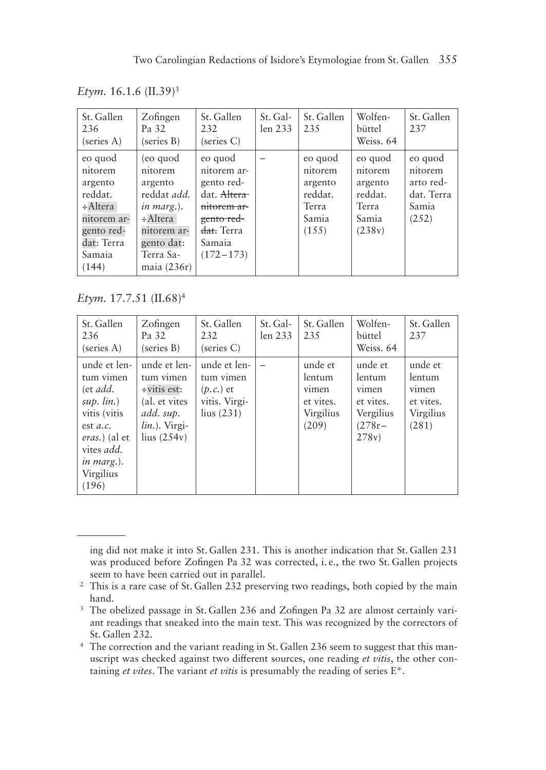*Etym.* 16.1.6 (II.39)[3]

| St. Gallen 236 (series A) | Zofingen Pa 32 (series B) | St. Gallen 232 (series C) | St. Gallen 233 | St. Gallen 235 | Wolfenbüttel Weiss. 64 | St. Gallen 237 |
|---|---|---|---|---|---|---|
| eo quod nitorem argento reddat. ÷Altera nitorem argento reddat: Terra Samaia (144) | (eo quod nitorem argento reddat *add. in marg.*). ÷Altera nitorem argento dat: Terra Samaia (236r) | eo quod nitorem argento reddat. ~~Altera nitorem argento reddat.~~ Terra Samaia (172–173) | – | eo quod nitorem argento reddat. Terra Samia (155) | eo quod nitorem argento reddat. Terra Samia (238v) | eo quod nitorem arto reddat. Terra Samia (252) |

*Etym.* 17.7.51 (II.68)[4]

| St. Gallen 236 (series A) | Zofingen Pa 32 (series B) | St. Gallen 232 (series C) | St. Gallen 233 | St. Gallen 235 | Wolfenbüttel Weiss. 64 | St. Gallen 237 |
|---|---|---|---|---|---|---|
| unde et lentum vimen (et *add. sup. lin.*) vitis (vitis est *a.c. eras.*) (al et vites *add. in marg.*). Virgilius (196) | unde et lentum vimen ÷vitis est: (al. et vites *add. sup. lin.*). Virgilius (254v) | unde et lentum vimen (*p.c.*) et vitis. Virgilius (231) | – | unde et lentum vimen et vites. Virgilius (209) | unde et lentum vimen et vites. Vergilius (278r–278v) | unde et lentum vimen et vites. Virgilius (281) |

---

ing did not make it into St. Gallen 231. This is another indication that St. Gallen 231 was produced before Zofingen Pa 32 was corrected, i. e., the two St. Gallen projects seem to have been carried out in parallel.

[2] This is a rare case of St. Gallen 232 preserving two readings, both copied by the main hand.

[3] The obelized passage in St. Gallen 236 and Zofingen Pa 32 are almost certainly variant readings that sneaked into the main text. This was recognized by the correctors of St. Gallen 232.

[4] The correction and the variant reading in St. Gallen 236 seem to suggest that this manuscript was checked against two different sources, one reading *et vitis*, the other containing *et vites*. The variant *et vitis* is presumably the reading of series E*.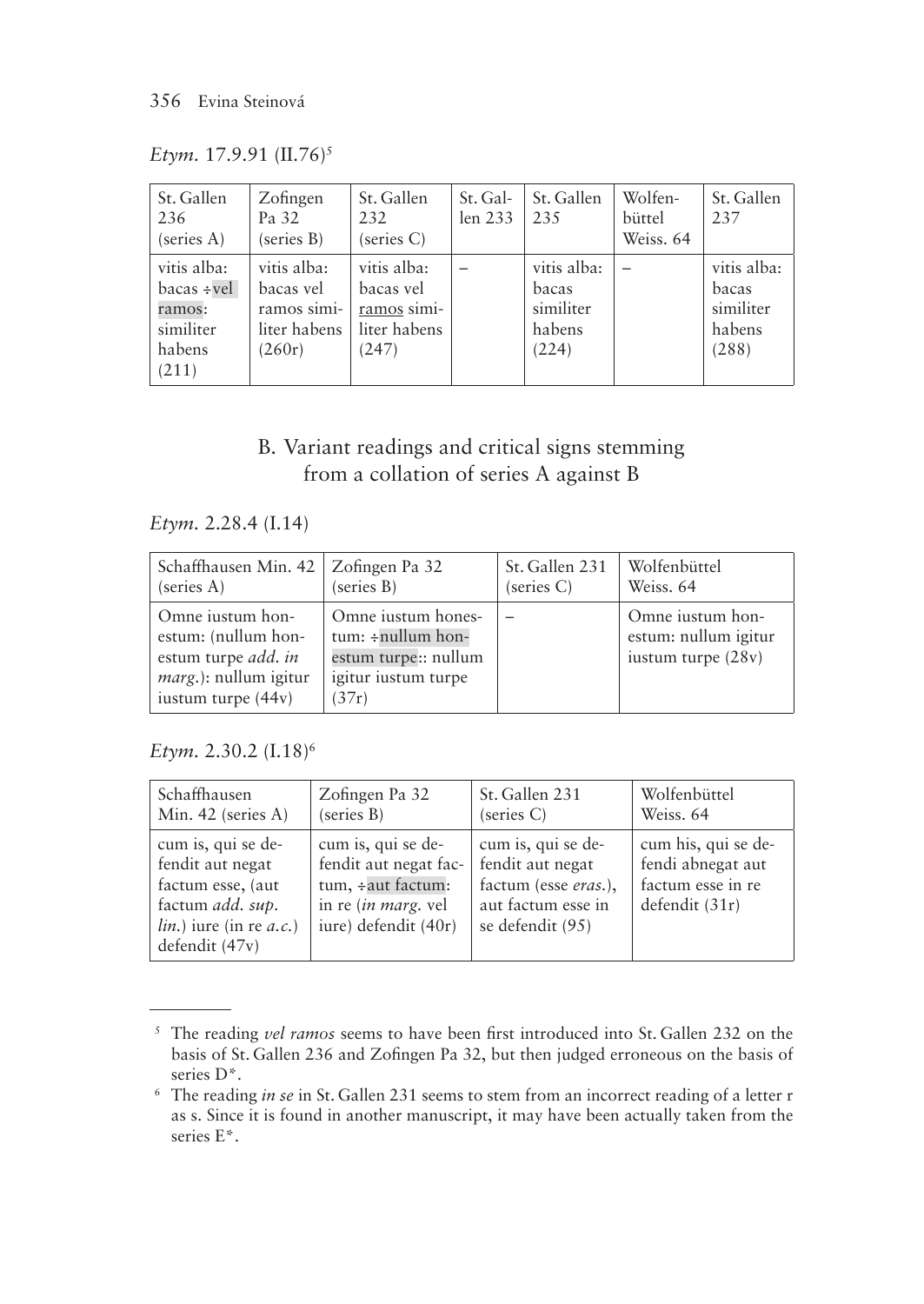*Etym.* 17.9.91 (II.76)[5]

| St. Gallen 236 (series A) | Zofingen Pa 32 (series B) | St. Gallen 232 (series C) | St. Gallen 233 | St. Gallen 235 | Wolfenbüttel Weiss. 64 | St. Gallen 237 |
|---|---|---|---|---|---|---|
| vitis alba: bacas ÷vel ramos: similiter habens (211) | vitis alba: bacas vel ramos similiter habens (260r) | vitis alba: bacas vel ramos similiter habens (247) | – | vitis alba: bacas similiter habens (224) | – | vitis alba: bacas similiter habens (288) |

## B. Variant readings and critical signs stemming from a collation of series A against B

*Etym.* 2.28.4 (I.14)

| Schaffhausen Min. 42 (series A) | Zofingen Pa 32 (series B) | St. Gallen 231 (series C) | Wolfenbüttel Weiss. 64 |
|---|---|---|---|
| Omne iustum honestum: (nullum honestum turpe *add. in marg.*): nullum igitur iustum turpe (44v) | Omne iustum honestum: ÷nullum honestum turpe:: nullum igitur iustum turpe (37r) | – | Omne iustum honestum: nullum igitur iustum turpe (28v) |

*Etym.* 2.30.2 (I.18)[6]

| Schaffhausen Min. 42 (series A) | Zofingen Pa 32 (series B) | St. Gallen 231 (series C) | Wolfenbüttel Weiss. 64 |
|---|---|---|---|
| cum is, qui se defendit aut negat factum esse, (aut factum *add. sup. lin.*) iure (in re *a.c.*) defendit (47v) | cum is, qui se defendit aut negat factum, ÷aut factum: in re (*in marg.* vel iure) defendit (40r) | cum is, qui se defendit aut negat factum (esse *eras.*), aut factum esse in se defendit (95) | cum his, qui se defendi abnegat aut factum esse in re defendit (31r) |

---

[5] The reading *vel ramos* seems to have been first introduced into St. Gallen 232 on the basis of St. Gallen 236 and Zofingen Pa 32, but then judged erroneous on the basis of series D*.

[6] The reading *in se* in St. Gallen 231 seems to stem from an incorrect reading of a letter r as s. Since it is found in another manuscript, it may have been actually taken from the series E*.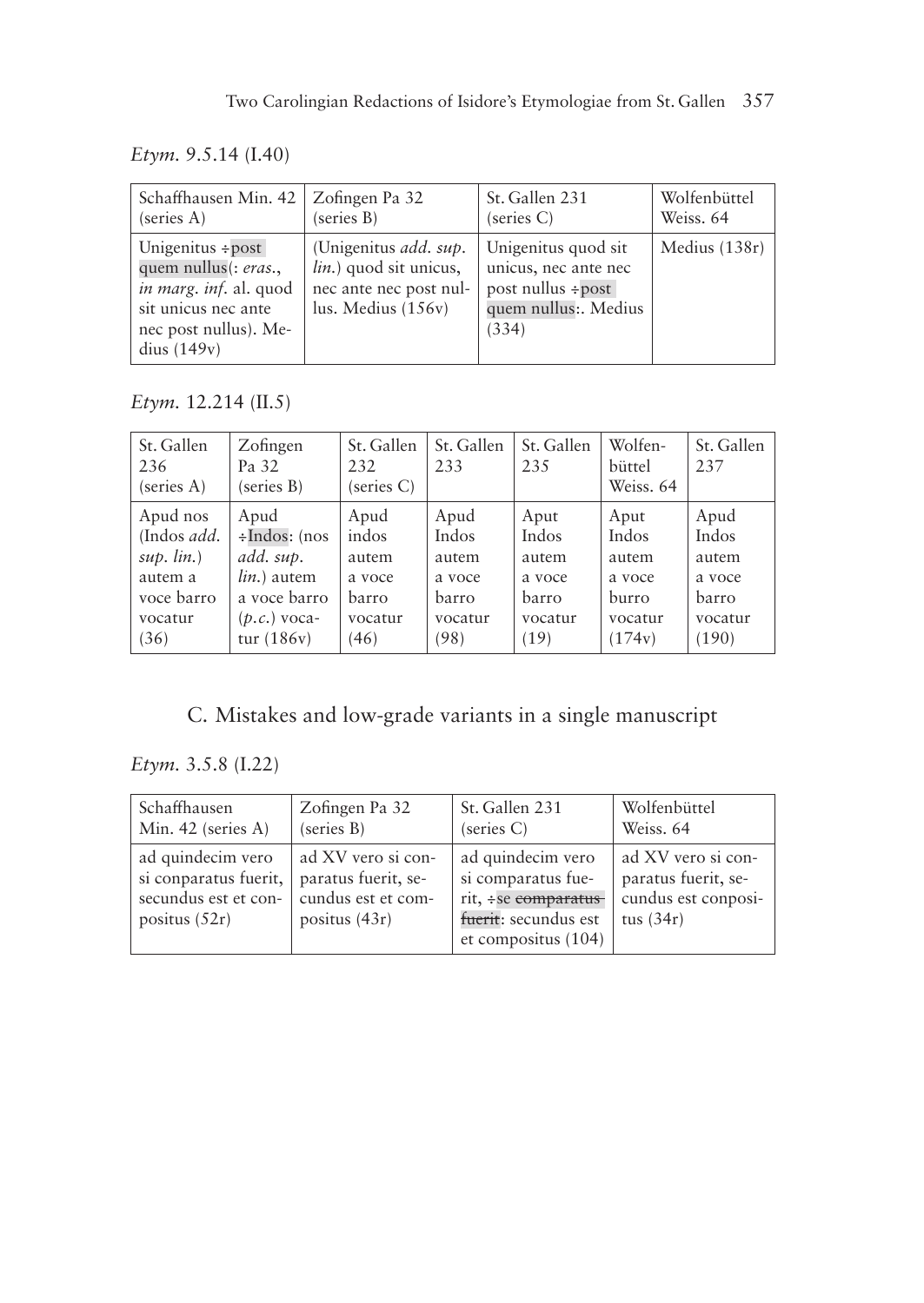*Etym.* 9.5.14 (I.40)

| Schaffhausen Min. 42 (series A) | Zofingen Pa 32 (series B) | St. Gallen 231 (series C) | Wolfenbüttel Weiss. 64 |
|---|---|---|---|
| Unigenitus ÷post quem nullus(: *eras.*, *in marg. inf.* al. quod sit unicus nec ante nec post nullus). Medius (149v) | (Unigenitus *add. sup. lin.*) quod sit unicus, nec ante nec post nullus. Medius (156v) | Unigenitus quod sit unicus, nec ante nec post nullus ÷post quem nullus:. Medius (334) | Medius (138r) |

*Etym.* 12.214 (II.5)

| St. Gallen 236 (series A) | Zofingen Pa 32 (series B) | St. Gallen 232 (series C) | St. Gallen 233 | St. Gallen 235 | Wolfenbüttel Weiss. 64 | St. Gallen 237 |
|---|---|---|---|---|---|---|
| Apud nos (Indos *add. sup. lin.*) autem a voce barro vocatur (36) | Apud ÷Indos: (nos *add. sup. lin.*) autem a voce barro (*p.c.*) vocatur (186v) | Apud indos autem a voce barro vocatur (46) | Apud Indos autem a voce barro vocatur (98) | Aput Indos autem a voce barro vocatur (19) | Aput Indos autem a voce burro vocatur (174v) | Apud Indos autem a voce barro vocatur (190) |

## C. Mistakes and low-grade variants in a single manuscript

*Etym.* 3.5.8 (I.22)

| Schaffhausen Min. 42 (series A) | Zofingen Pa 32 (series B) | St. Gallen 231 (series C) | Wolfenbüttel Weiss. 64 |
|---|---|---|---|
| ad quindecim vero si conparatus fuerit, secundus est et conpositus (52r) | ad XV vero si conparatus fuerit, secundus est et compositus (43r) | ad quindecim vero si comparatus fuerit, ÷se ~~comparatus fuerit~~: secundus est et compositus (104) | ad XV vero si conparatus fuerit, secundus est conpositus (34r) |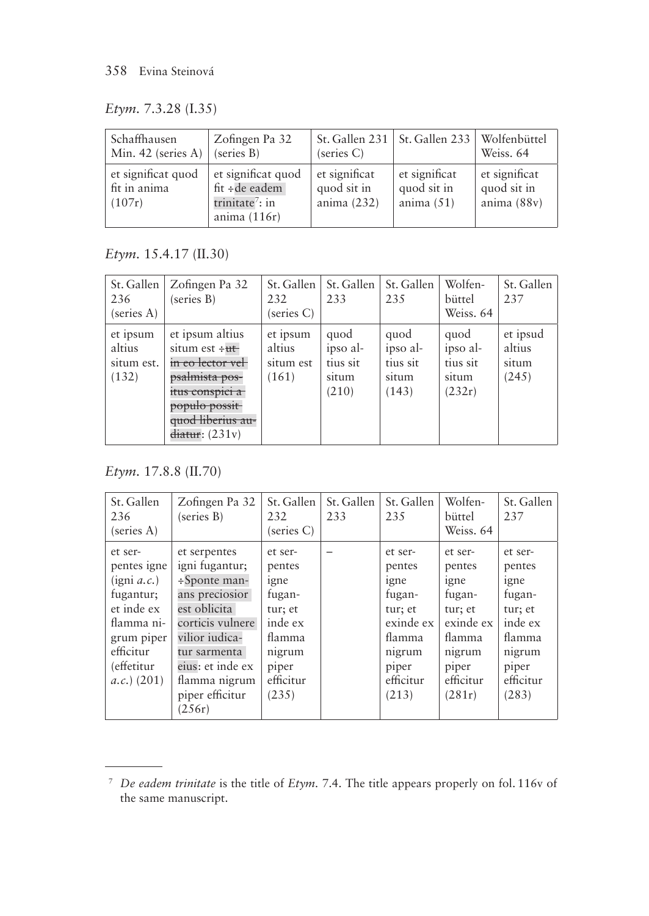*Etym.* 7.3.28 (I.35)

| Schaffhausen Min. 42 (series A) | Zofingen Pa 32 (series B) | St. Gallen 231 (series C) | St. Gallen 233 | Wolfenbüttel Weiss. 64 |
|---|---|---|---|---|
| et significat quod fit in anima (107r) | et significat quod fit ÷de eadem trinitate[7]: in anima (116r) | et significat quod sit in anima (232) | et significat quod sit in anima (51) | et significat quod sit in anima (88v) |

*Etym.* 15.4.17 (II.30)

| St. Gallen 236 (series A) | Zofingen Pa 32 (series B) | St. Gallen 232 (series C) | St. Gallen 233 | St. Gallen 235 | Wolfenbüttel Weiss. 64 | St. Gallen 237 |
|---|---|---|---|---|---|---|
| et ipsum altius situm est. (132) | et ipsum altius situm est ÷~~ut in eo lector vel psalmista positus conspici a populo possit quod liberius audiatur~~: (231v) | et ipsum altius situm est (161) | quod ipso altius sit situm (210) | quod ipso altius sit situm (143) | quod ipso altius sit situm (232r) | et ipsud altius situm (245) |

*Etym.* 17.8.8 (II.70)

| St. Gallen 236 (series A) | Zofingen Pa 32 (series B) | St. Gallen 232 (series C) | St. Gallen 233 | St. Gallen 235 | Wolfenbüttel Weiss. 64 | St. Gallen 237 |
|---|---|---|---|---|---|---|
| et serpentes igne (igni *a.c.*) fugantur; et inde ex flamma nigrum piper efficitur (effetitur *a.c.*) (201) | et serpentes igni fugantur; ÷Sponte manans preciosior est oblicita corticis vulnere vilior iudicatur sarmenta eius: et inde ex flamma nigrum piper efficitur (256r) | et serpentes igne fugantur; et inde ex flamma nigrum piper efficitur (235) | – | et serpentes igne fugantur; et exinde ex flamma nigrum piper efficitur (213) | et serpentes igne fugantur; et exinde ex flamma nigrum piper efficitur (281r) | et serpentes igne fugantur; et inde ex flamma nigrum piper efficitur (283) |

[7] *De eadem trinitate* is the title of *Etym.* 7.4. The title appears properly on fol. 116v of the same manuscript.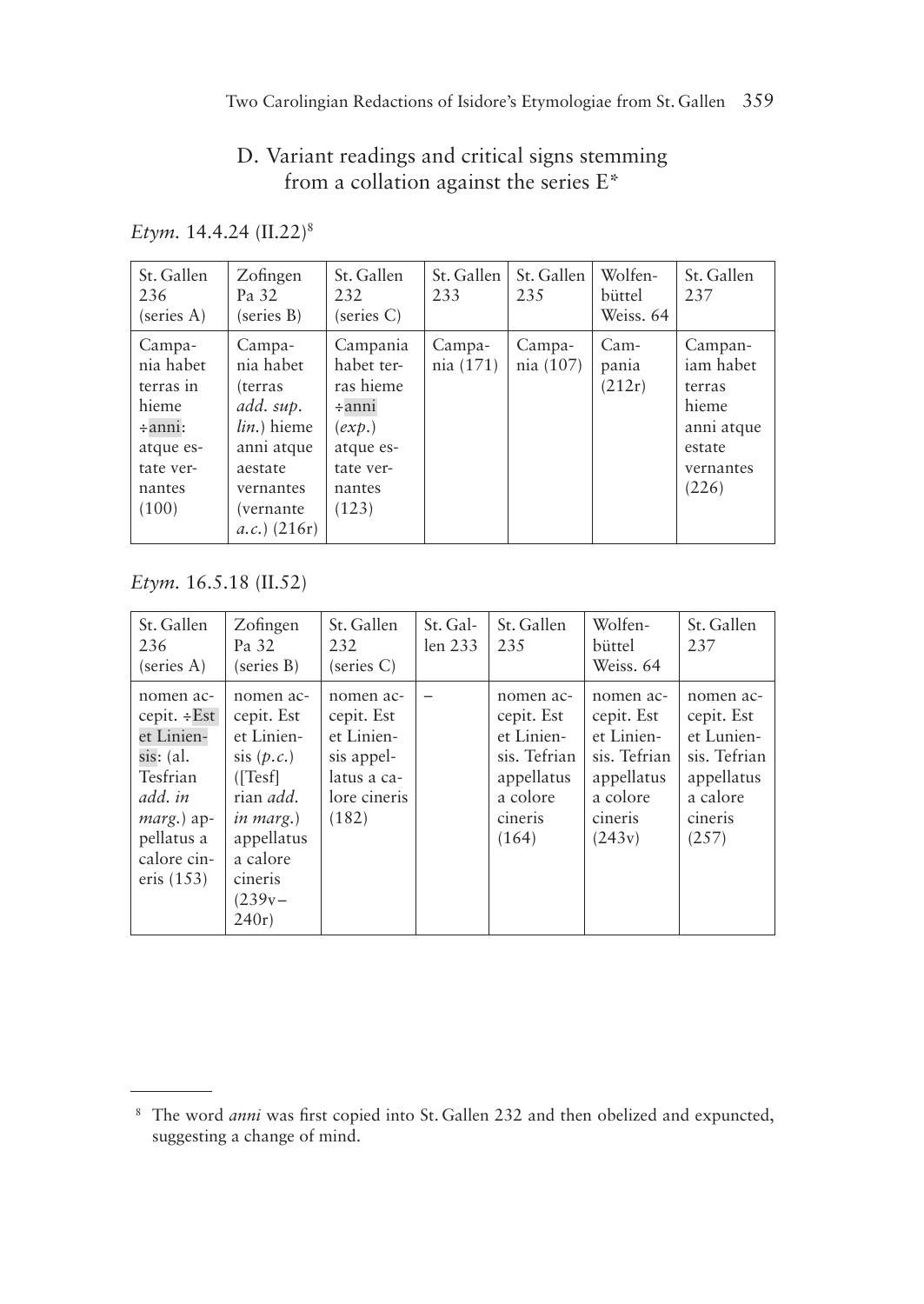## D. Variant readings and critical signs stemming from a collation against the series E*

*Etym.* 14.4.24 (II.22)[8]

| St. Gallen 236 (series A) | Zofingen Pa 32 (series B) | St. Gallen 232 (series C) | St. Gallen 233 | St. Gallen 235 | Wolfenbüttel Weiss. 64 | St. Gallen 237 |
|---|---|---|---|---|---|---|
| Campania habet terras in hieme ÷anni: atque estate vernantes (100) | Campania habet (terras *add. sup. lin.*) hieme anni atque aestate vernantes (vernante *a.c.*) (216r) | Campania habet terras hieme ÷anni (*exp.*) atque estate vernantes (123) | Campania (171) | Campania (107) | Campania (212r) | Campaniam habet terras hieme anni atque estate vernantes (226) |

*Etym.* 16.5.18 (II.52)

| St. Gallen 236 (series A) | Zofingen Pa 32 (series B) | St. Gallen 232 (series C) | St. Gallen 233 | St. Gallen 235 | Wolfenbüttel Weiss. 64 | St. Gallen 237 |
|---|---|---|---|---|---|---|
| nomen accepit. ÷Est et Liniensis: (al. Tesfrian *add. in marg.*) appellatus a calore cineris (153) | nomen accepit. Est et Liniensis (*p.c.*) ([Tesf]rian *add. in marg.*) appellatus a calore cineris (239v–240r) | nomen accepit. Est et Liniensis appellatus a calore cineris (182) | – | nomen accepit. Est et Liniensis. Tefrian appellatus a colore cineris (164) | nomen accepit. Est et Liniensis. Tefrian appellatus a colore cineris (243v) | nomen accepit. Est et Luniensis. Tefrian appellatus a calore cineris (257) |

---

[8] The word *anni* was first copied into St. Gallen 232 and then obelized and expuncted, suggesting a change of mind.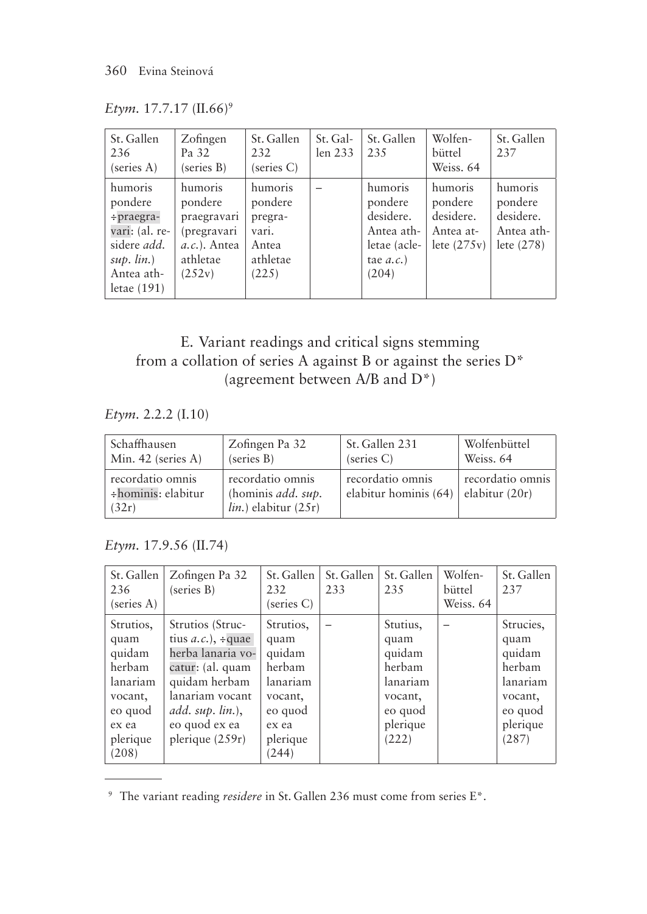*Etym.* 17.7.17 (II.66)[9]

| St. Gallen 236 (series A) | Zofingen Pa 32 (series B) | St. Gallen 232 (series C) | St. Gallen 233 | St. Gallen 235 | Wolfenbüttel Weiss. 64 | St. Gallen 237 |
|---|---|---|---|---|---|---|
| humoris pondere ÷praegravari: (al. residere *add. sup. lin.*) Antea athletae (191) | humoris pondere praegravari (pregravari *a.c.*). Antea athletae (252v) | humoris pondere pregravari. Antea athletae (225) | – | humoris pondere desidere. Antea athletae (acletae *a.c.*) (204) | humoris pondere desidere. Antea atlete (275v) | humoris pondere desidere. Antea athlete (278) |

## E. Variant readings and critical signs stemming from a collation of series A against B or against the series D* (agreement between A/B and D*)

*Etym.* 2.2.2 (I.10)

| Schaffhausen Min. 42 (series A) | Zofingen Pa 32 (series B) | St. Gallen 231 (series C) | Wolfenbüttel Weiss. 64 |
|---|---|---|---|
| recordatio omnis ÷hominis: elabitur (32r) | recordatio omnis (hominis *add. sup. lin.*) elabitur (25r) | recordatio omnis elabitur hominis (64) | recordatio omnis elabitur (20r) |

*Etym.* 17.9.56 (II.74)

| St. Gallen 236 (series A) | Zofingen Pa 32 (series B) | St. Gallen 232 (series C) | St. Gallen 233 | St. Gallen 235 | Wolfenbüttel Weiss. 64 | St. Gallen 237 |
|---|---|---|---|---|---|---|
| Strutios, quam quidam herbam lanariam vocant, eo quod ex ea plerique (208) | Strutios (Structius *a.c.*), ÷quae herba lanaria vocatur: (al. quam quidam herbam lanariam vocant *add. sup. lin.*), eo quod ex ea plerique (259r) | Strutios, quam quidam herbam lanariam vocant, eo quod ex ea plerique (244) | – | Stutius, quam quidam herbam lanariam vocant, eo quod plerique (222) | – | Strucies, quam quidam herbam lanariam vocant, eo quod plerique (287) |

[9] The variant reading *residere* in St. Gallen 236 must come from series E*.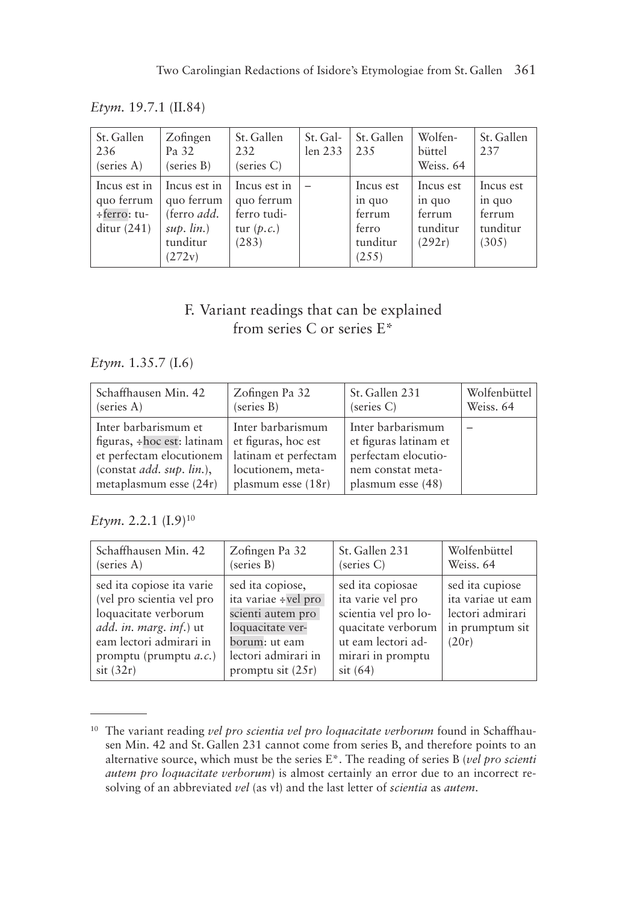*Etym.* 19.7.1 (II.84)

| St. Gallen 236 (series A) | Zofingen Pa 32 (series B) | St. Gallen 232 (series C) | St. Gallen 233 | St. Gallen 235 | Wolfenbüttel Weiss. 64 | St. Gallen 237 |
|---|---|---|---|---|---|---|
| Incus est in quo ferrum ÷ferro: tuditur (241) | Incus est in quo ferrum (ferro *add. sup. lin.*) tunditur (272v) | Incus est in quo ferrum ferro tuditur (*p.c.*) (283) | – | Incus est in quo ferrum ferro tunditur (255) | Incus est in quo ferrum tunditur (292r) | Incus est in quo ferrum tunditur (305) |

## F. Variant readings that can be explained from series C or series E*

*Etym.* 1.35.7 (I.6)

| Schaffhausen Min. 42 (series A) | Zofingen Pa 32 (series B) | St. Gallen 231 (series C) | Wolfenbüttel Weiss. 64 |
|---|---|---|---|
| Inter barbarismum et figuras, ÷hoc est: latinam et perfectam elocutionem (constat *add. sup. lin.*), metaplasmum esse (24r) | Inter barbarismum et figuras, hoc est latinam et perfectam locutionem, metaplasmum esse (18r) | Inter barbarismum et figuras latinam et perfectam elocutionem constat metaplasmum esse (48) | – |

*Etym.* 2.2.1 (I.9)[10]

| Schaffhausen Min. 42 (series A) | Zofingen Pa 32 (series B) | St. Gallen 231 (series C) | Wolfenbüttel Weiss. 64 |
|---|---|---|---|
| sed ita copiose ita varie (vel pro scientia vel pro loquacitate verborum *add. in. marg. inf.*) ut eam lectori admirari in promptu (prumptu *a.c.*) sit (32r) | sed ita copiose, ita variae ÷vel pro scienti autem pro loquacitate verborum: ut eam lectori admirari in promptu sit (25r) | sed ita copiosae ita varie vel pro scientia vel pro loquacitate verborum ut eam lectori admirari in promptu sit (64) | sed ita cupiose ita variae ut eam lectori admirari in prumptum sit (20r) |

---

[10] The variant reading *vel pro scientia vel pro loquacitate verborum* found in Schaffhausen Min. 42 and St. Gallen 231 cannot come from series B, and therefore points to an alternative source, which must be the series E*. The reading of series B (*vel pro scienti autem pro loquacitate verborum*) is almost certainly an error due to an incorrect resolving of an abbreviated *vel* (as vł) and the last letter of *scientia* as *autem*.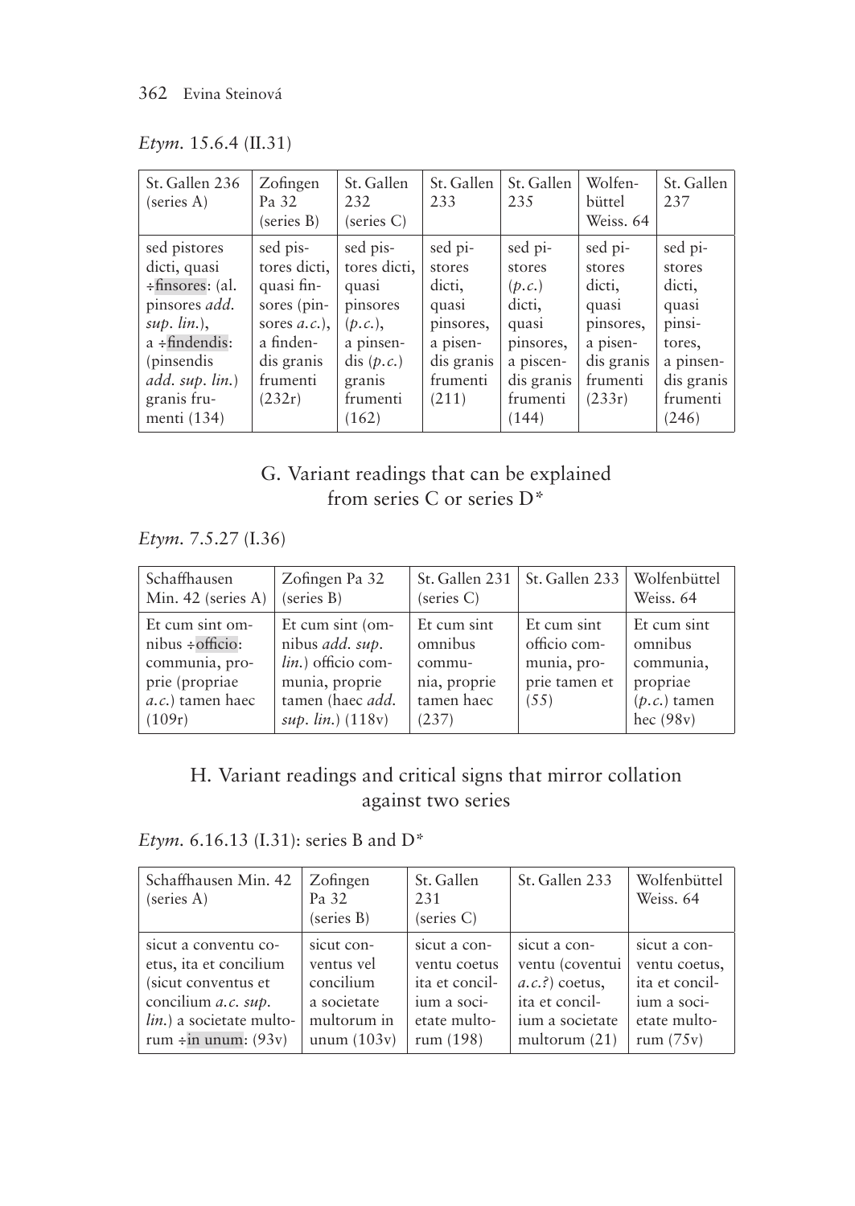*Etym.* 15.6.4 (II.31)

| St. Gallen 236 (series A) | Zofingen Pa 32 (series B) | St. Gallen 232 (series C) | St. Gallen 233 | St. Gallen 235 | Wolfenbüttel Weiss. 64 | St. Gallen 237 |
|---|---|---|---|---|---|---|
| sed pistores dicti, quasi ÷finsores: (al. pinsores *add. sup. lin.*), a ÷findendis: (pinsendis *add. sup. lin.*) granis frumenti (134) | sed pistores dicti, quasi finsores (pinsores *a.c.*), a findendis granis frumenti (232r) | sed pistores dicti, quasi pinsores (*p.c.*), a pinsendis (*p.c.*) granis frumenti (162) | sed pistores dicti, quasi pinsores, a pisendis granis frumenti (211) | sed pistores (*p.c.*) dicti, quasi pinsores, a piscendis granis frumenti (144) | sed pistores dicti, quasi pinsores, a pisendis granis frumenti (233r) | sed pistores dicti, quasi pinsitores, a pinsendis granis frumenti (246) |

## G. Variant readings that can be explained from series C or series D*

*Etym.* 7.5.27 (I.36)

| Schaffhausen Min. 42 (series A) | Zofingen Pa 32 (series B) | St. Gallen 231 (series C) | St. Gallen 233 | Wolfenbüttel Weiss. 64 |
|---|---|---|---|---|
| Et cum sint omnibus ÷officio: communia, proprie (propriae *a.c.*) tamen haec (109r) | Et cum sint (omnibus *add. sup. lin.*) officio communia, proprie tamen (haec *add. sup. lin.*) (118v) | Et cum sint omnibus communia, proprie tamen haec (237) | Et cum sint officio communia, proprie tamen et (55) | Et cum sint omnibus communia, propriae (*p.c.*) tamen hec (98v) |

## H. Variant readings and critical signs that mirror collation against two series

*Etym.* 6.16.13 (I.31): series B and D*

| Schaffhausen Min. 42 (series A) | Zofingen Pa 32 (series B) | St. Gallen 231 (series C) | St. Gallen 233 | Wolfenbüttel Weiss. 64 |
|---|---|---|---|---|
| sicut a conventu coetus, ita et concilium (sicut conventus et concilium *a.c. sup. lin.*) a societate multorum ÷in unum: (93v) | sicut conventus vel concilium a societate multorum in unum (103v) | sicut a conventu coetus ita et concilium a societate multorum (198) | sicut a conventu (coventui *a.c.?*) coetus, ita et concilium a societate multorum (21) | sicut a conventu coetus, ita et concilium a societate multorum (75v) |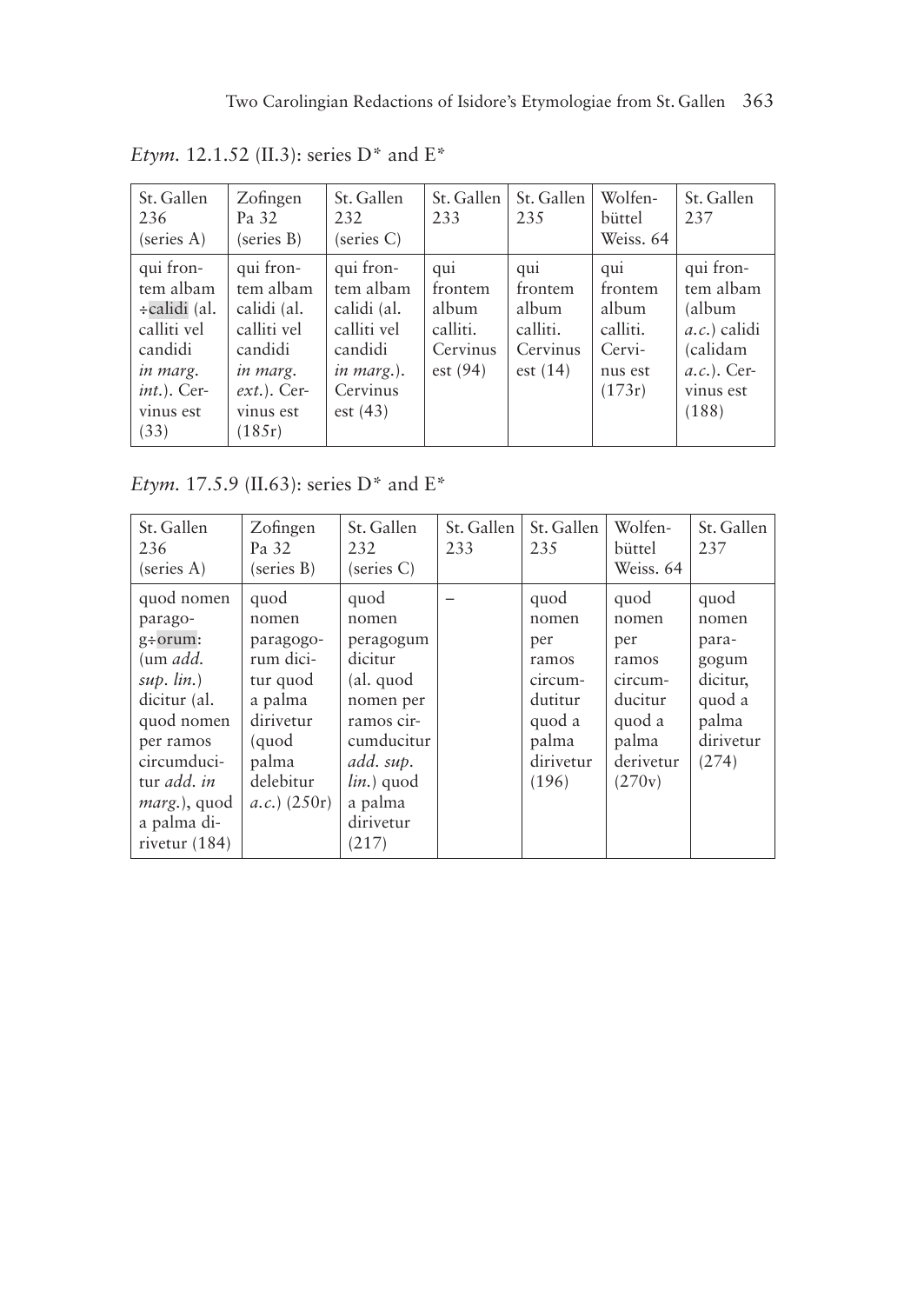*Etym.* 12.1.52 (II.3): series D* and E*

| St. Gallen 236 (series A) | Zofingen Pa 32 (series B) | St. Gallen 232 (series C) | St. Gallen 233 | St. Gallen 235 | Wolfenbüttel Weiss. 64 | St. Gallen 237 |
|---|---|---|---|---|---|---|
| qui frontem albam ÷calidi (al. calliti vel candidi *in marg. int.*). Cervinus est (33) | qui frontem albam calidi (al. calliti vel candidi *in marg. ext.*). Cervinus est (185r) | qui frontem albam calidi (al. calliti vel candidi *in marg.*). Cervinus est (43) | qui frontem album calliti. Cervinus est (94) | qui frontem album calliti. Cervinus est (14) | qui frontem album calliti. Cervinus est (173r) | qui frontem albam (album *a.c.*) calidi (calidam *a.c.*). Cervinus est (188) |

*Etym.* 17.5.9 (II.63): series D* and E*

| St. Gallen 236 (series A) | Zofingen Pa 32 (series B) | St. Gallen 232 (series C) | St. Gallen 233 | St. Gallen 235 | Wolfenbüttel Weiss. 64 | St. Gallen 237 |
|---|---|---|---|---|---|---|
| quod nomen parago-g÷orum: (um *add. sup. lin.*) dicitur (al. quod nomen per ramos circumducitur *add. in marg.*), quod a palma dirivetur (184) | quod nomen paragogorum dicitur quod a palma dirivetur (quod palma delebitur *a.c.*) (250r) | quod nomen peragogum dicitur (al. quod nomen per ramos circumducitur *add. sup. lin.*) quod a palma dirivetur (217) | – | quod nomen per ramos circumdutitur quod a palma dirivetur (196) | quod nomen per ramos circumducitur quod a palma derivetur (270v) | quod nomen paragogum dicitur, quod a palma dirivetur (274) |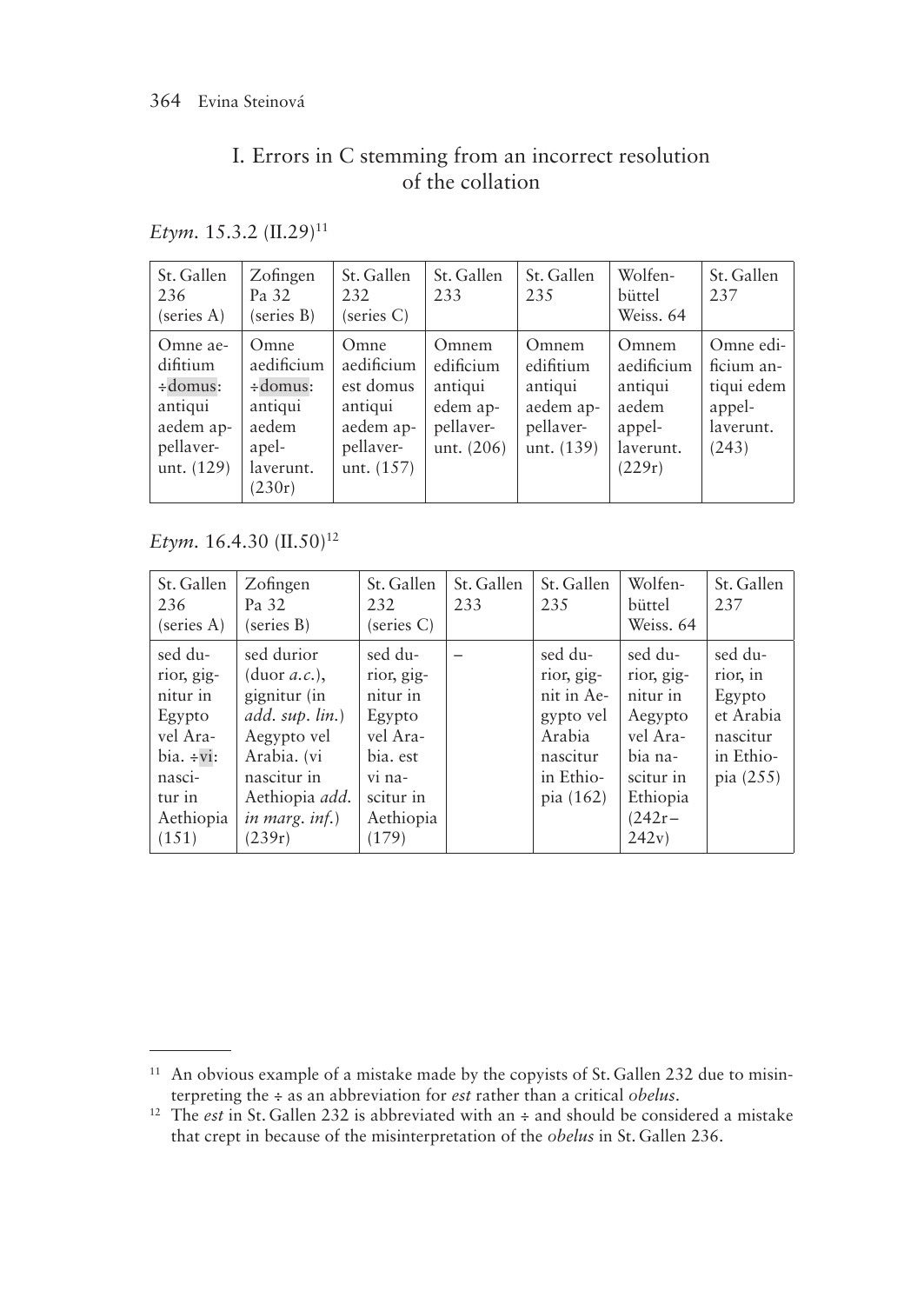## I. Errors in C stemming from an incorrect resolution of the collation

*Etym.* 15.3.2 (II.29)[11]

| St. Gallen 236 (series A) | Zofingen Pa 32 (series B) | St. Gallen 232 (series C) | St. Gallen 233 | St. Gallen 235 | Wolfenbüttel Weiss. 64 | St. Gallen 237 |
|---|---|---|---|---|---|---|
| Omne aedifitium ÷domus: antiqui aedem appellaverunt. (129) | Omne aedificium ÷domus: antiqui aedem appellaverunt. (230r) | Omne aedificium est domus antiqui aedem appellaverunt. (157) | Omnem edificium antiqui edem appellaverunt. (206) | Omnem edifitium antiqui aedem appellaverunt. (139) | Omnem aedificium antiqui aedem appellaverunt. (229r) | Omne edificium antiqui edem appellaverunt. (243) |

*Etym.* 16.4.30 (II.50)[12]

| St. Gallen 236 (series A) | Zofingen Pa 32 (series B) | St. Gallen 232 (series C) | St. Gallen 233 | St. Gallen 235 | Wolfenbüttel Weiss. 64 | St. Gallen 237 |
|---|---|---|---|---|---|---|
| sed durior, gignitur in Egypto vel Arabia. ÷vi: nascitur in Aethiopia (151) | sed durior (duor *a.c.*), gignitur (in *add. sup. lin.*) Aegypto vel Arabia. (vi nascitur in Aethiopia *add. in marg. inf.*) (239r) | sed durior, gignitur in Egypto vel Arabia. est vi nascitur in Aethiopia (179) | – | sed durior, gignit in Aegypto vel Arabia nascitur in Ethiopia (162) | sed durior, gignitur in Aegypto vel Arabia nascitur in Ethiopia (242r–242v) | sed durior, in Egypto et Arabia nascitur in Ethiopia (255) |

[11] An obvious example of a mistake made by the copyists of St. Gallen 232 due to misinterpreting the ÷ as an abbreviation for *est* rather than a critical *obelus*.

[12] The *est* in St. Gallen 232 is abbreviated with an ÷ and should be considered a mistake that crept in because of the misinterpretation of the *obelus* in St. Gallen 236.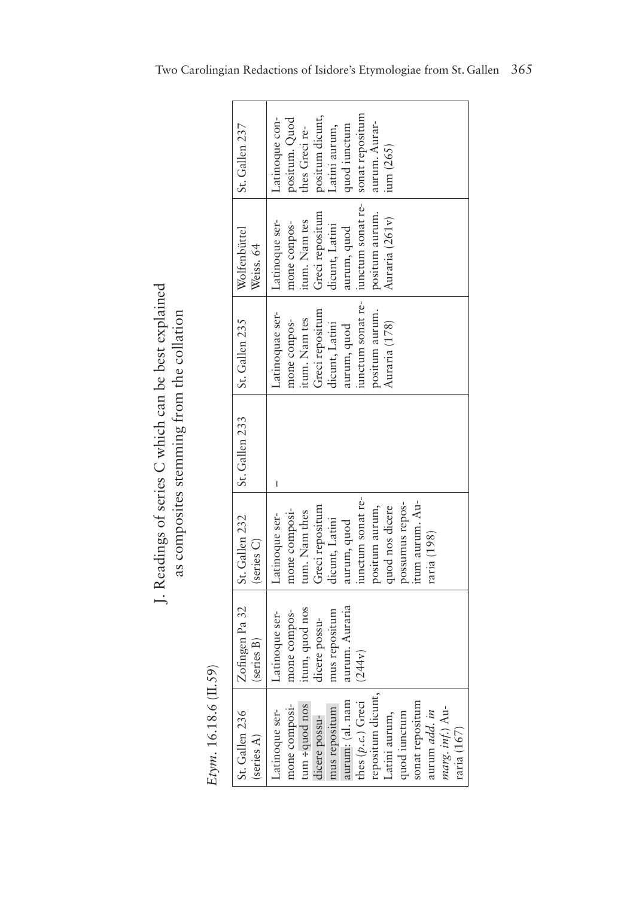## J. Readings of series C which can be best explained as composites stemming from the collation

*Etym.* 16.18.6 (II.59)

| St. Gallen 236 (series A) | Zofingen Pa 32 (series B) | St. Gallen 232 (series C) | St. Gallen 233 | St. Gallen 235 | Wolfenbüttel Weiss. 64 | St. Gallen 237 |
|---|---|---|---|---|---|---|
| Latinoque sermone compositum ÷ quod nos dicere possumus repositum aurum: (al. nam thes (*p.c.*) Greci repositum dicunt, Latini aurum, quod iunctum sonat repositum aurum *add. in marg. inf.*) Auraria (167) | Latinoque sermone compositum, quod nos dicere possumus repositum aurum. Auraria (244v) | Latinoque sermone compositum. Nam thes Greci repositum dicunt, Latini aurum, quod iunctum sonat repositum aurum, quod nos dicere possumus repositum aurum. Auraria (198) | – | Latinoquae sermone compositum. Nam tes Greci repositum dicunt, Latini aurum, quod iunctum sonat repositum aurum. Auraria (178) | Latinoque sermone compositum. Nam tes Greci repositum dicunt, Latini aurum, quod iunctum sonat repositum aurum. Auraria (261v) | Latinoque compositum. Quod thes Greci repositum dicunt, Latini aurum, quod iunctum sonat repositum aurum. Aurarium (265) |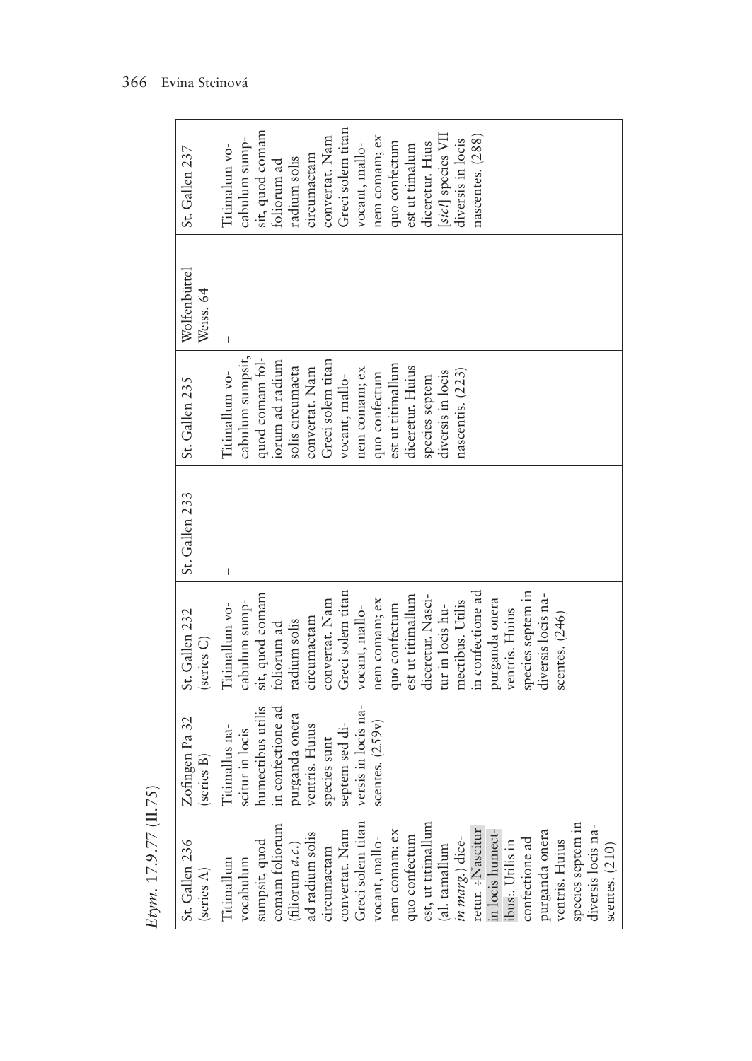*Etym.* 17.9.77 (II.75)

| St. Gallen 236 (series A) | Zofingen Pa 32 (series B) | St. Gallen 232 (series C) | St. Gallen 233 | St. Gallen 235 | Wolfenbüttel Weiss. 64 | St. Gallen 237 |
|---|---|---|---|---|---|---|
| Titimallum vocabulum sumpsit, quod comam foliorum (filiorum *a.c.*) ad radium solis circumactam convertat. Nam Greci solem titan vocant, mallonem comam; ex quo confectum est, ut titimallum (al. tamallum *in marg.*) diceretur. ÷Nascitur in locis humectibus:. Utilis in confectione ad purganda onera ventris. Huius species septem in diversis locis nascentes. (210) | Titimallus nascitur in locis humectibus utilis in confectione ad purganda onera ventris. Huius species sunt septem sed diversis in locis nascentes. (259v) | Titimallum vocabulum sumpsit, quod comam foliorum ad radium solis circumactam convertat. Nam Greci solem titan vocant, mallonem comam; ex quo confectum est ut titimallum diceretur. Nascitur in locis humectibus. Utilis in confectione ad purganda onera ventris. Huius species septem in diversis locis nascentes. (246) | – | Titimallum vocabulum sumpsit, quod comam foliorum ad radium solis circumacta convertat. Nam Greci solem titan vocant, mallonem comam; ex quo confectum est ut titimallum diceretur. Huius species septem diversis in locis nascentis. (223) | – | Titimalum vocabulum sumpsit, quod comam foliorum ad radium solis circumactam convertat. Nam Greci solem titan vocant, mallonem comam; ex quo confectum est ut timalum diceretur. Hius [*sic!*] species VII diversis in locis nascentes. (288) |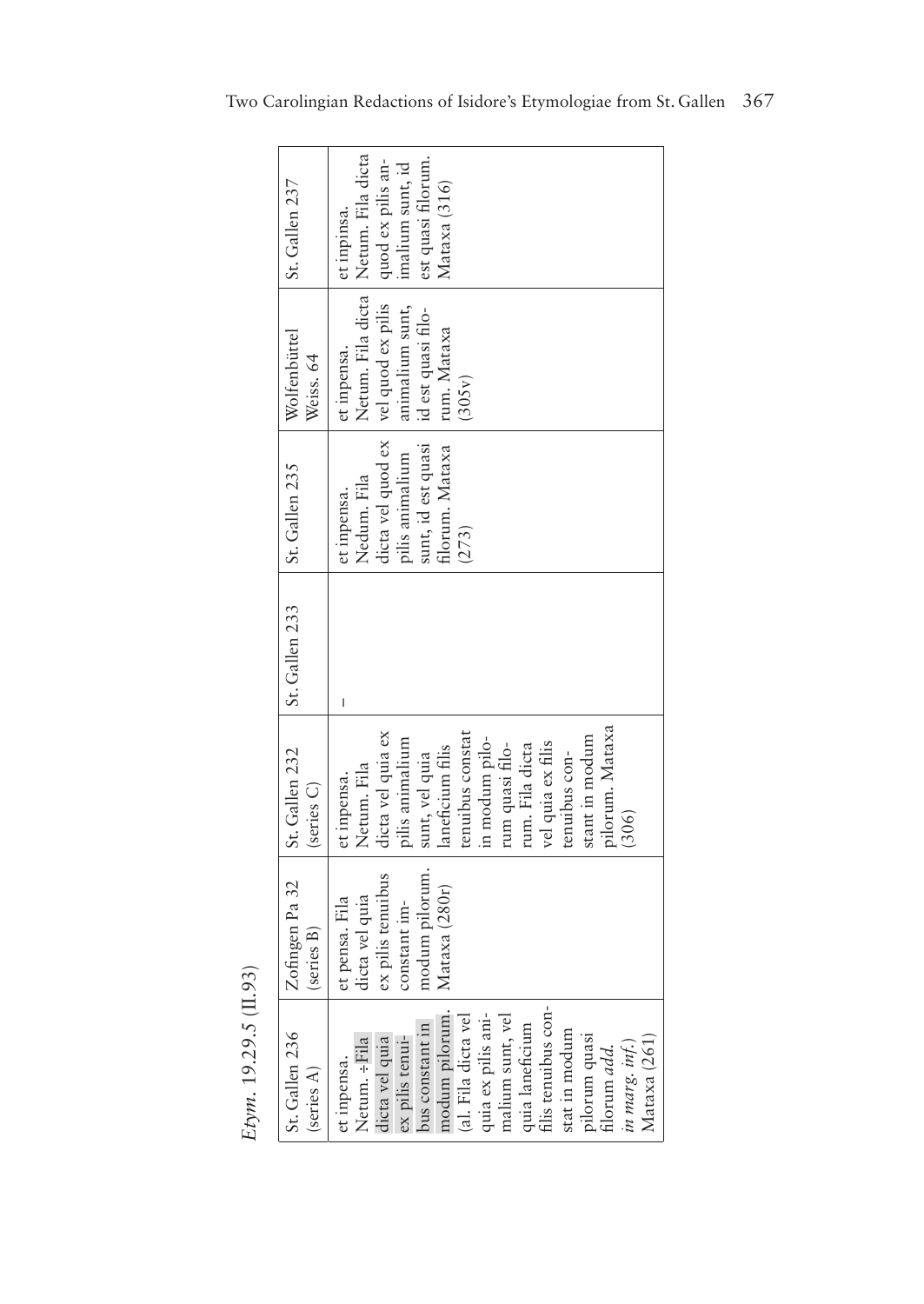*Etym.* 19.29.5 (II.93)

| St. Gallen 236 (series A) | Zofingen Pa 32 (series B) | St. Gallen 232 (series C) | St. Gallen 233 | St. Gallen 235 | Wolfenbüttel Weiss. 64 | St. Gallen 237 |
|---|---|---|---|---|---|---|
| et inpensa. Netum. ÷ Fila dicta vel quia ex pilis tenuibus constant in modum pilorum. (al. Fila dicta vel quia ex pilis animalium sunt, vel quia laneficium filis tenuibus constat in modum pilorum quasi filorum *add. in marg. inf.*) Mataxa (261) | et pensa. Fila dicta vel quia ex pilis tenuibus constant immodum pilorum. Mataxa (280r) | et inpensa. Netum. Fila dicta vel quia ex pilis animalium sunt, vel quia laneficium filis tenuibus constat in modum pilorum quasi filorum. Fila dicta vel quia ex filis tenuibus constant in modum pilorum. Mataxa (306) | – | et inpensa. Nedum. Fila dicta vel quod ex pilis animalium sunt, id est quasi filorum. Mataxa (273) | et inpensa. Netum. Fila dicta vel quod ex pilis animalium sunt, id est quasi filorum. Mataxa (305v) | et inpinsa. Netum. Fila dicta quod ex pilis animalium sunt, id est quasi filorum. Mataxa (316) |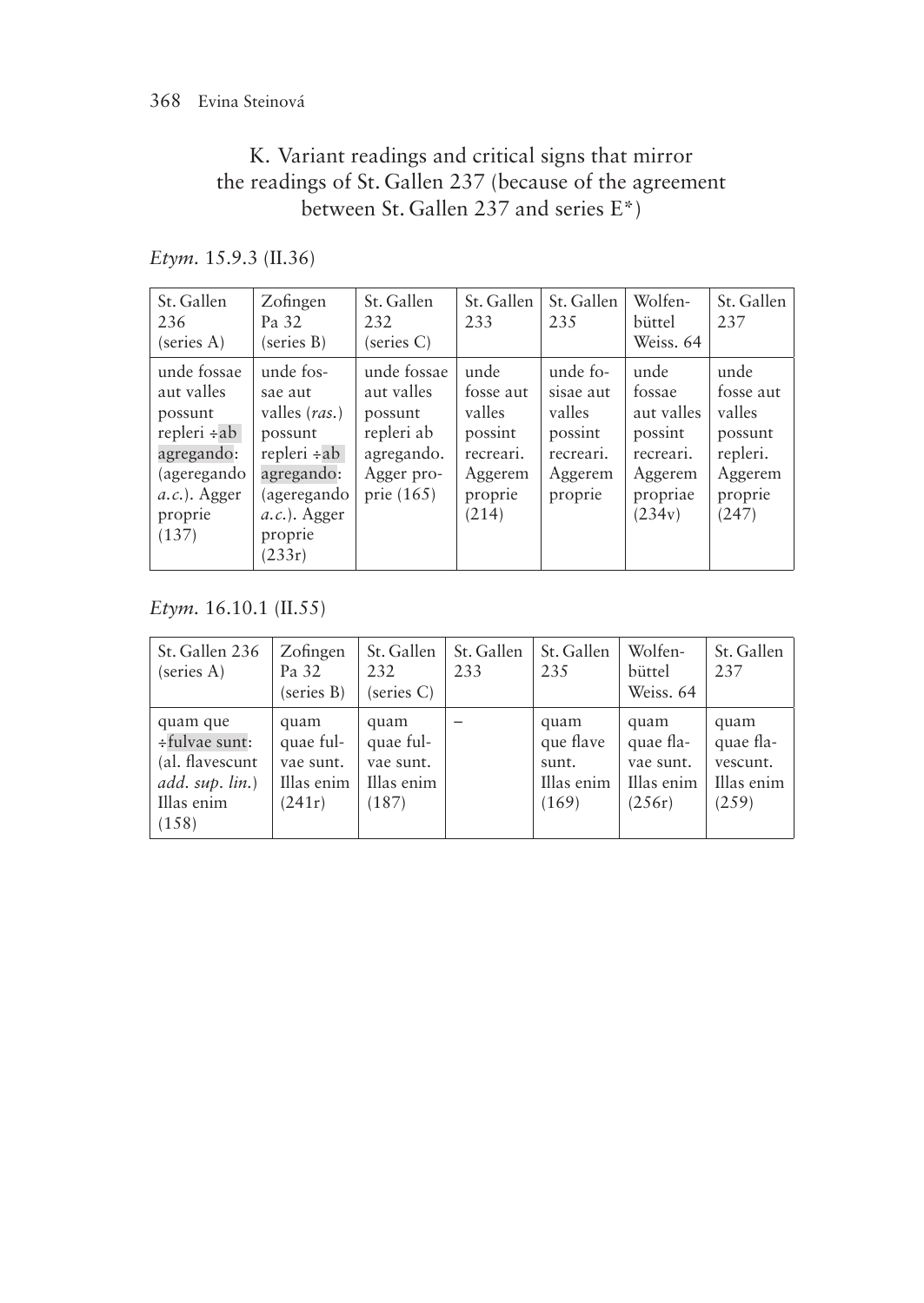## K. Variant readings and critical signs that mirror the readings of St. Gallen 237 (because of the agreement between St. Gallen 237 and series E*)

*Etym.* 15.9.3 (II.36)

| St. Gallen 236 (series A) | Zofingen Pa 32 (series B) | St. Gallen 232 (series C) | St. Gallen 233 | St. Gallen 235 | Wolfenbüttel Weiss. 64 | St. Gallen 237 |
|---|---|---|---|---|---|---|
| unde fossae aut valles possunt repleri ÷ab agregando: (ageregando *a.c.*). Agger proprie (137) | unde fossae aut valles (*ras.*) possunt repleri ÷ab agregando: (ageregando *a.c.*). Agger proprie (233r) | unde fossae aut valles possunt repleri ab agregando. Agger proprie (165) | unde fosse aut valles possint recreari. Aggerem proprie (214) | unde fosisae aut valles possint recreari. Aggerem proprie | unde fossae aut valles possint recreari. Aggerem propriae (234v) | unde fosse aut valles possunt repleri. Aggerem proprie (247) |

*Etym.* 16.10.1 (II.55)

| St. Gallen 236 (series A) | Zofingen Pa 32 (series B) | St. Gallen 232 (series C) | St. Gallen 233 | St. Gallen 235 | Wolfenbüttel Weiss. 64 | St. Gallen 237 |
|---|---|---|---|---|---|---|
| quam que ÷fulvae sunt: (al. flavescunt *add. sup. lin.*) Illas enim (158) | quam quae fulvae sunt. Illas enim (241r) | quam quae fulvae sunt. Illas enim (187) | – | quam que flave sunt. Illas enim (169) | quam quae flavae sunt. Illas enim (256r) | quam quae flavescunt. Illas enim (259) |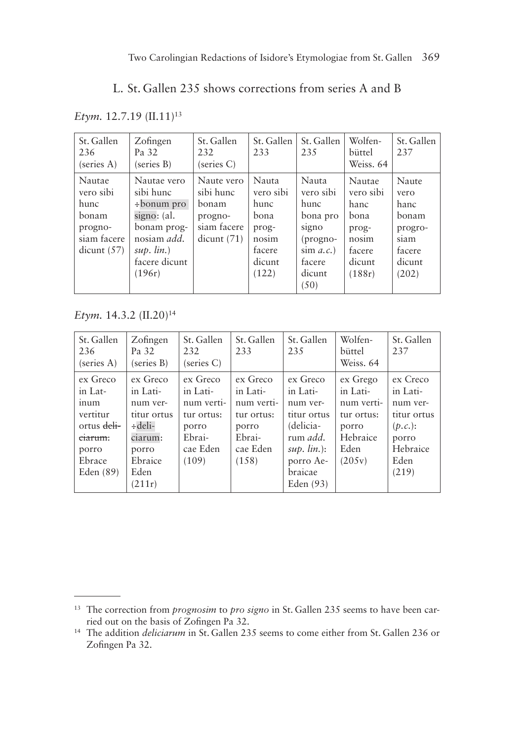## L. St. Gallen 235 shows corrections from series A and B

*Etym.* 12.7.19 (II.11)[13]

| St. Gallen 236 (series A) | Zofingen Pa 32 (series B) | St. Gallen 232 (series C) | St. Gallen 233 | St. Gallen 235 | Wolfenbüttel Weiss. 64 | St. Gallen 237 |
|---|---|---|---|---|---|---|
| Nautae vero sibi hunc bonam prognosiam facere dicunt (57) | Nautae vero sibi hunc ÷bonum pro signo: (al. bonam prognosiam *add. sup. lin.*) facere dicunt (196r) | Naute vero sibi hunc bonam prognosiam facere dicunt (71) | Nauta vero sibi hunc bona prognosim facere dicunt (122) | Nauta vero sibi hunc bona pro signo (prognosim *a.c.*) facere dicunt (50) | Nautae vero sibi hanc bona prognosim facere dicunt (188r) | Naute vero hanc bonam progrosiam facere dicunt (202) |

*Etym.* 14.3.2 (II.20)[14]

| St. Gallen 236 (series A) | Zofingen Pa 32 (series B) | St. Gallen 232 (series C) | St. Gallen 233 | St. Gallen 235 | Wolfenbüttel Weiss. 64 | St. Gallen 237 |
|---|---|---|---|---|---|---|
| ex Greco in Latinum vertitur ortus ~~deliciarum~~: porro Ebrace Eden (89) | ex Greco in Latinum vertitur ortus ÷deliciarum: porro Ebraice Eden (211r) | ex Greco in Latinum vertitur ortus: porro Ebraicae Eden (109) | ex Greco in Latinum vertitur ortus: porro Ebraicae Eden (158) | ex Greco in Latinum vertitur ortus (deliciarum *add. sup. lin.*): porro Aebraicae Eden (93) | ex Grego in Latinum vertitur ortus: porro Hebraice Eden (205v) | ex Creco in Latinum vertitur ortus (*p.c.*): porro Hebraice Eden (219) |

---

[13] The correction from *prognosim* to *pro signo* in St. Gallen 235 seems to have been carried out on the basis of Zofingen Pa 32.

[14] The addition *deliciarum* in St. Gallen 235 seems to come either from St. Gallen 236 or Zofingen Pa 32.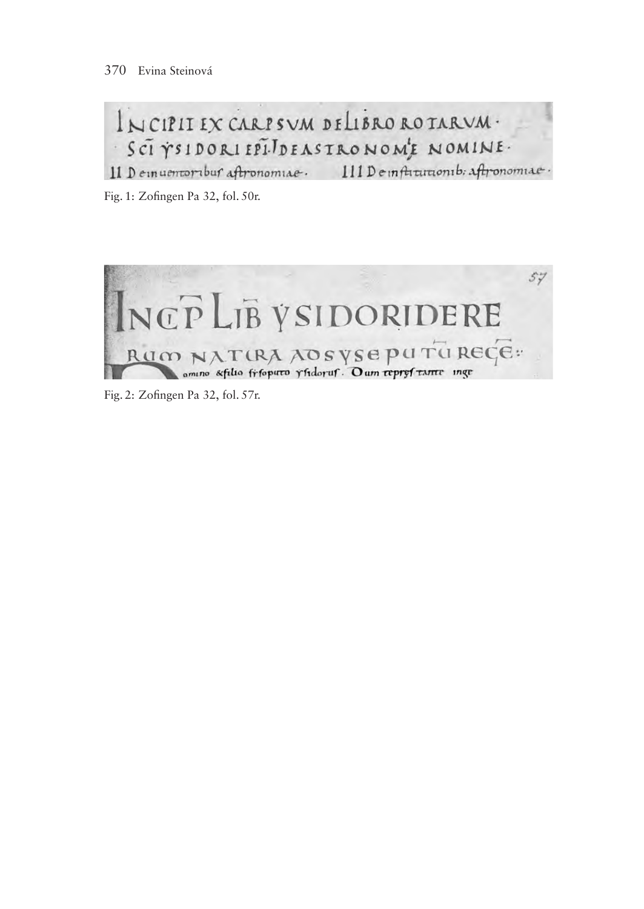Fig. 1: Zofingen Pa 32, fol. 50r.

Fig. 2: Zofingen Pa 32, fol. 57r.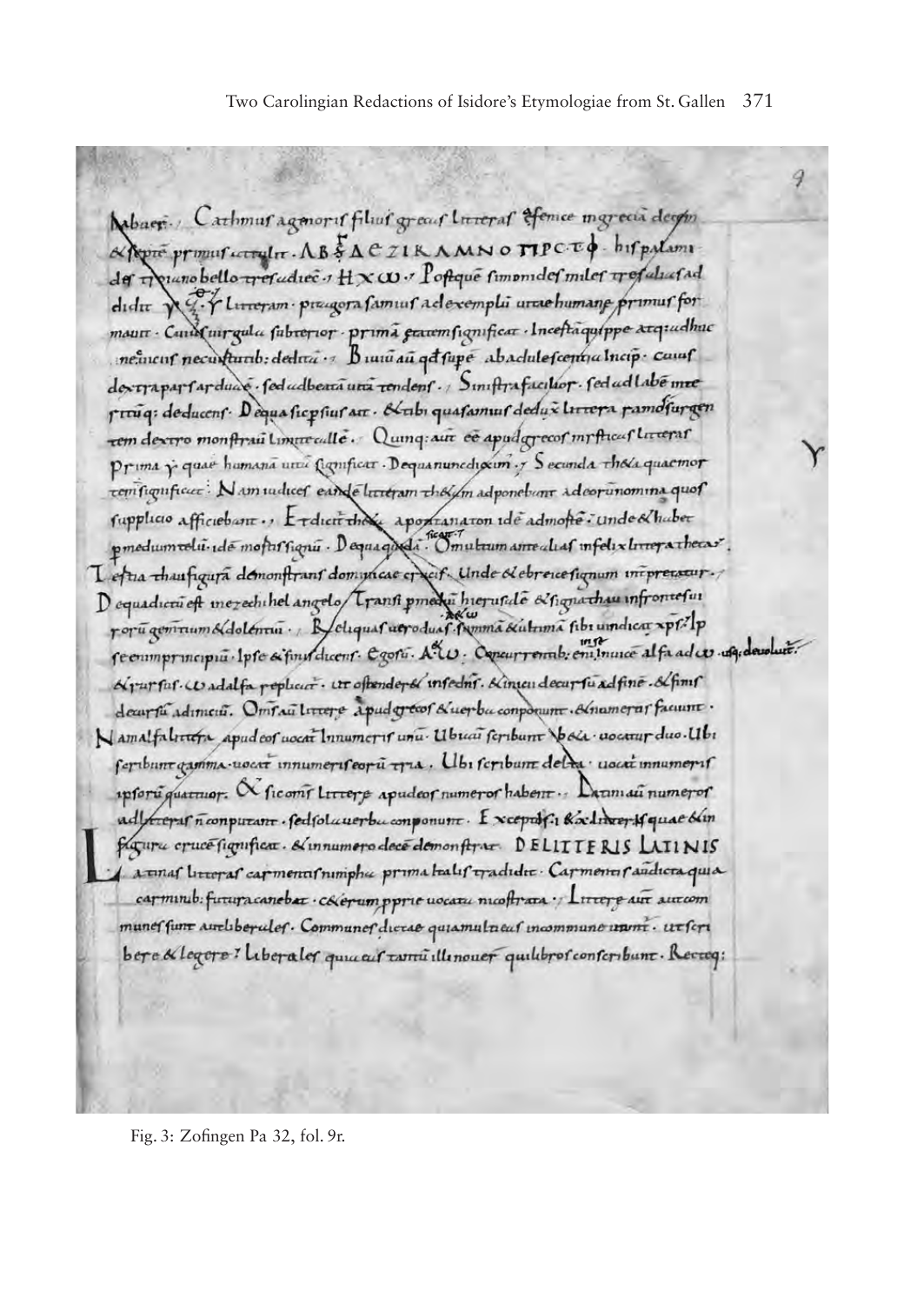Fig. 3: Zofingen Pa 32, fol. 9r.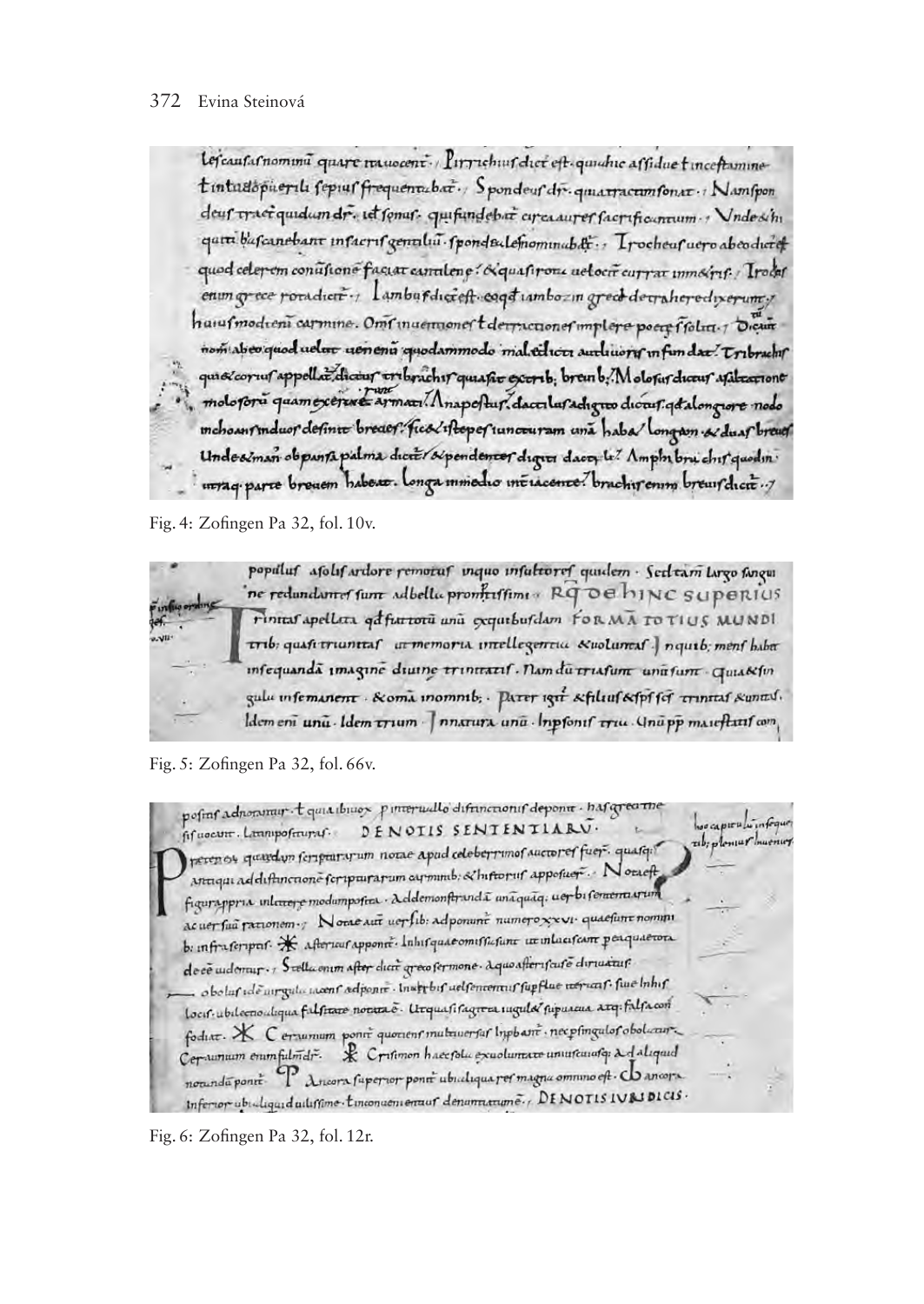Fig. 4: Zofingen Pa 32, fol. 10v.

Fig. 5: Zofingen Pa 32, fol. 66v.

Fig. 6: Zofingen Pa 32, fol. 12r.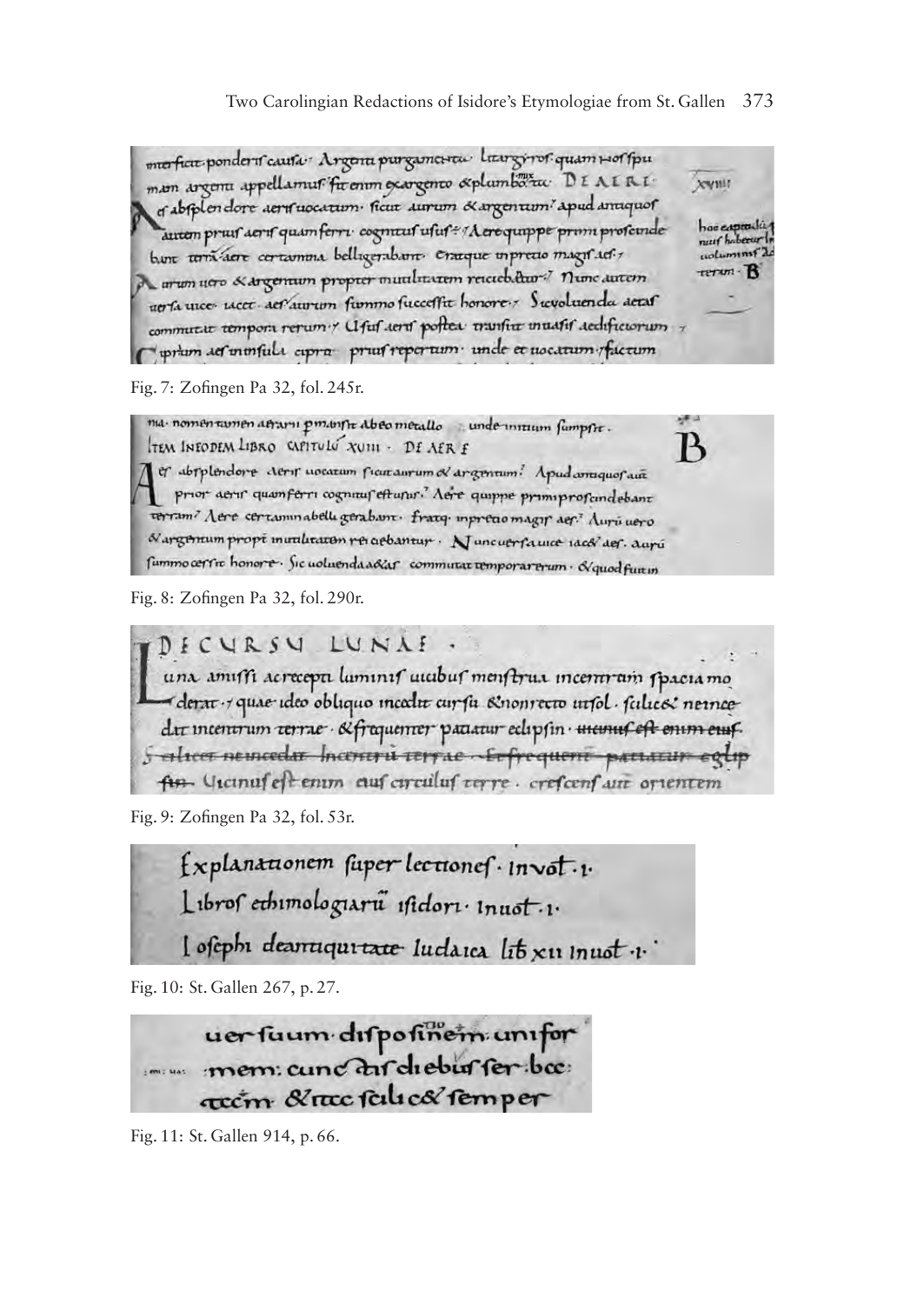Fig. 7: Zofingen Pa 32, fol. 245r.

Fig. 8: Zofingen Pa 32, fol. 290r.

Fig. 9: Zofingen Pa 32, fol. 53r.

Fig. 10: St. Gallen 267, p. 27.

Fig. 11: St. Gallen 914, p. 66.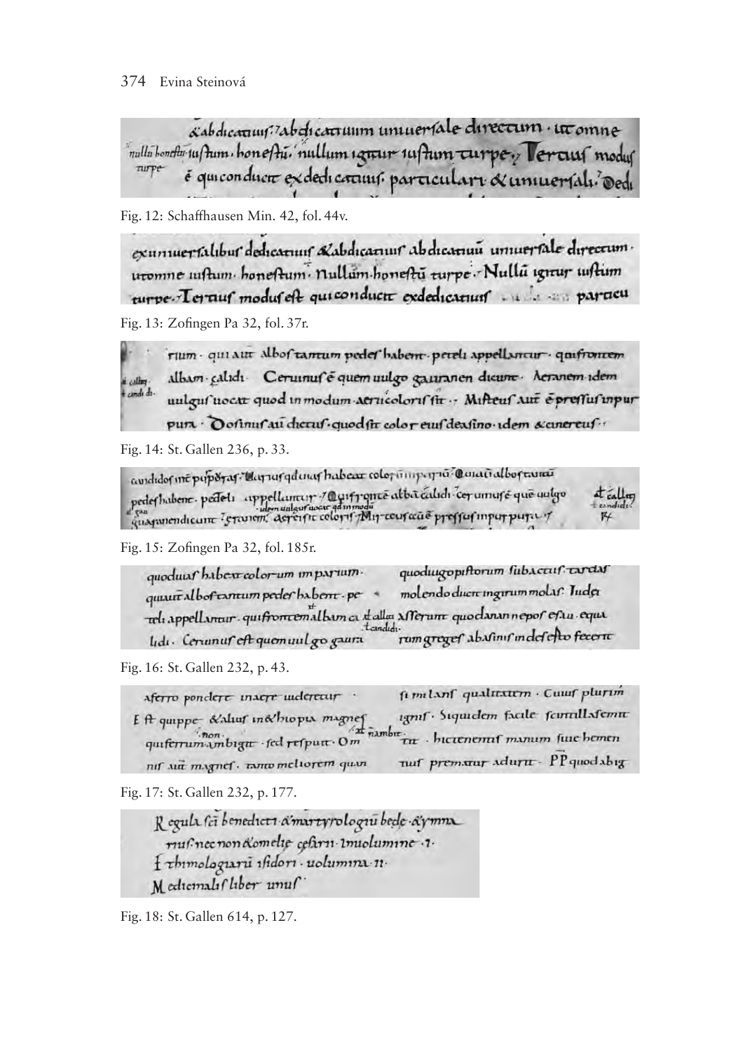Fig. 12: Schaffhausen Min. 42, fol. 44v.

Fig. 13: Zofingen Pa 32, fol. 37r.

Fig. 14: St. Gallen 236, p. 33.

Fig. 15: Zofingen Pa 32, fol. 185r.

Fig. 16: St. Gallen 232, p. 43.

Fig. 17: St. Gallen 232, p. 177.

Fig. 18: St. Gallen 614, p. 127.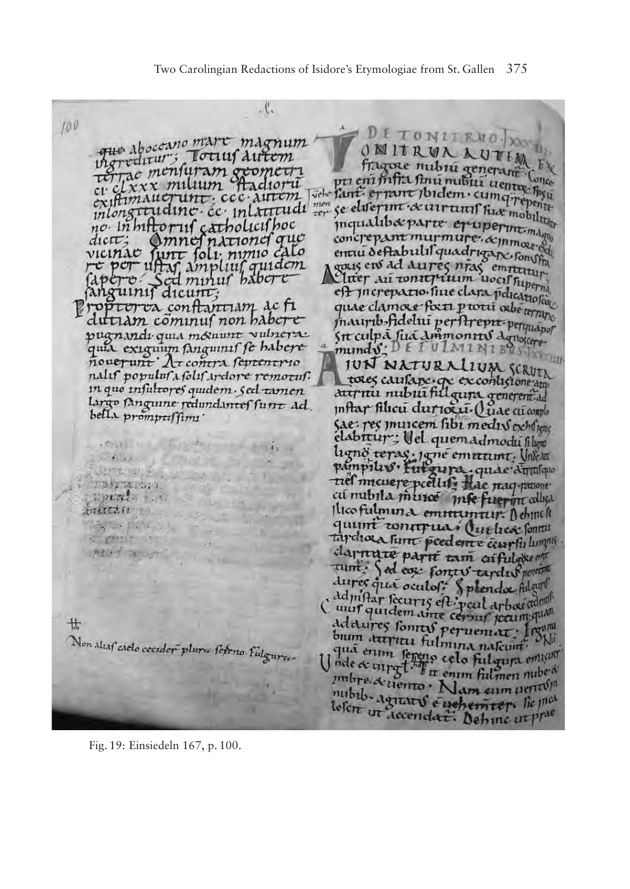Fig. 19: Einsiedeln 167, p. 100.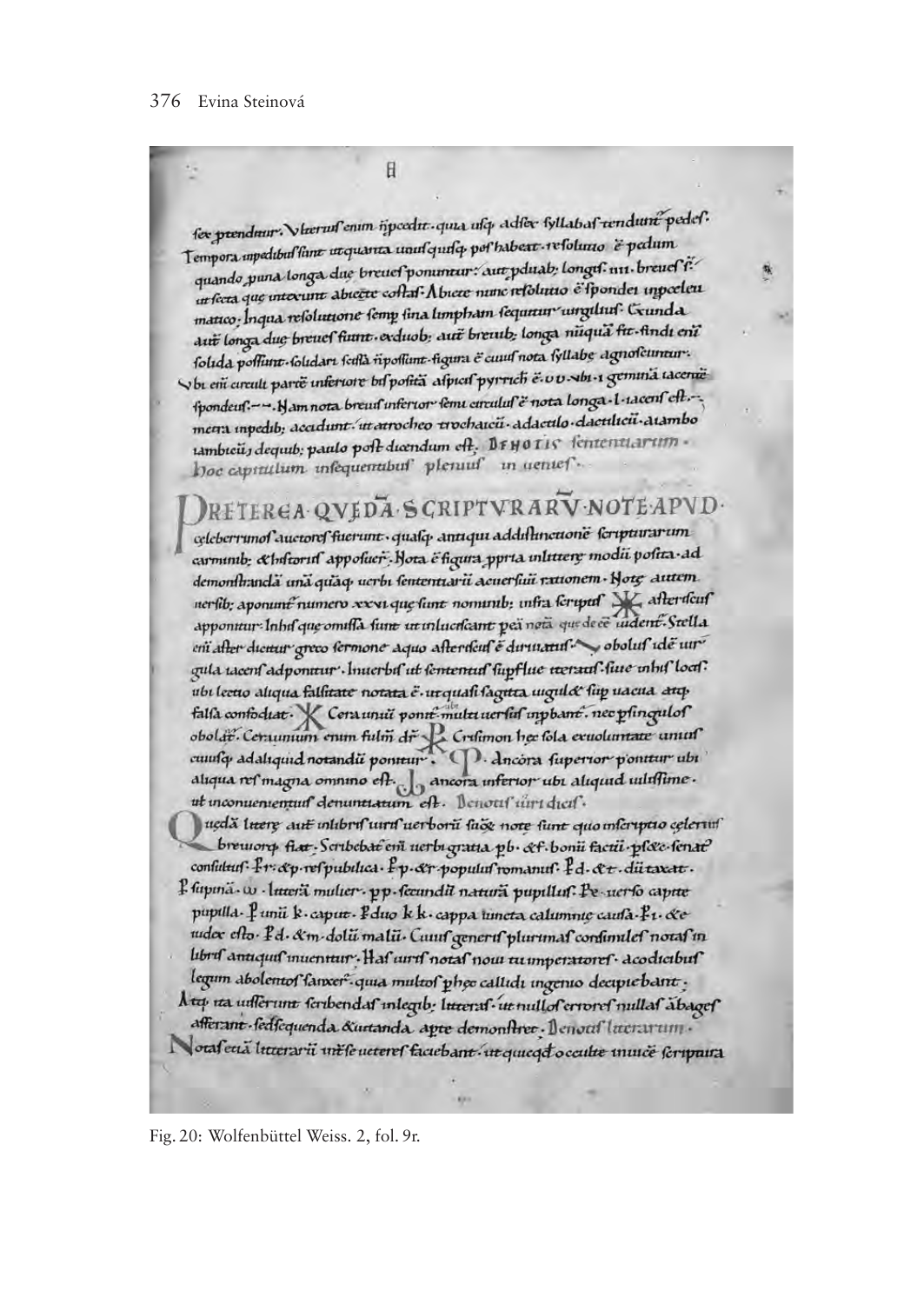Fig. 20: Wolfenbüttel Weiss. 2, fol. 9r.